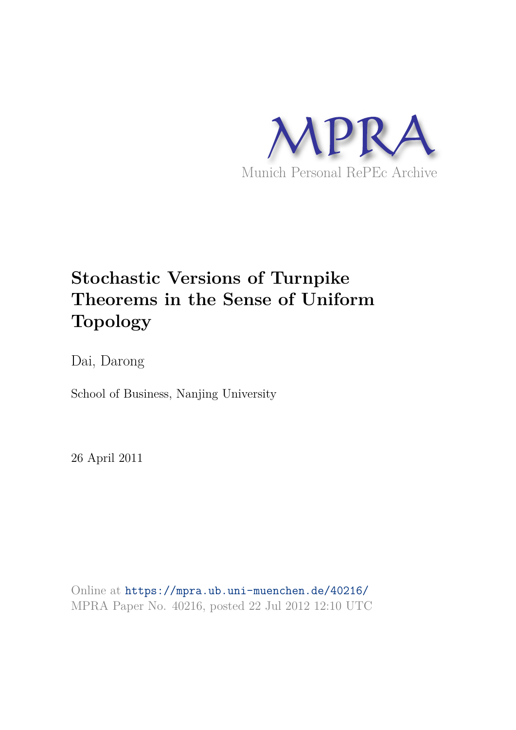MPRA

Munich Personal RePEc Archive

# Stochastic Versions of Turnpike Theorems in the Sense of Uniform Topology

Dai, Darong

School of Business, Nanjing University

26 April 2011

Online at https://mpra.ub.uni-muenchen.de/40216/
MPRA Paper No. 40216, posted 22 Jul 2012 12:10 UTC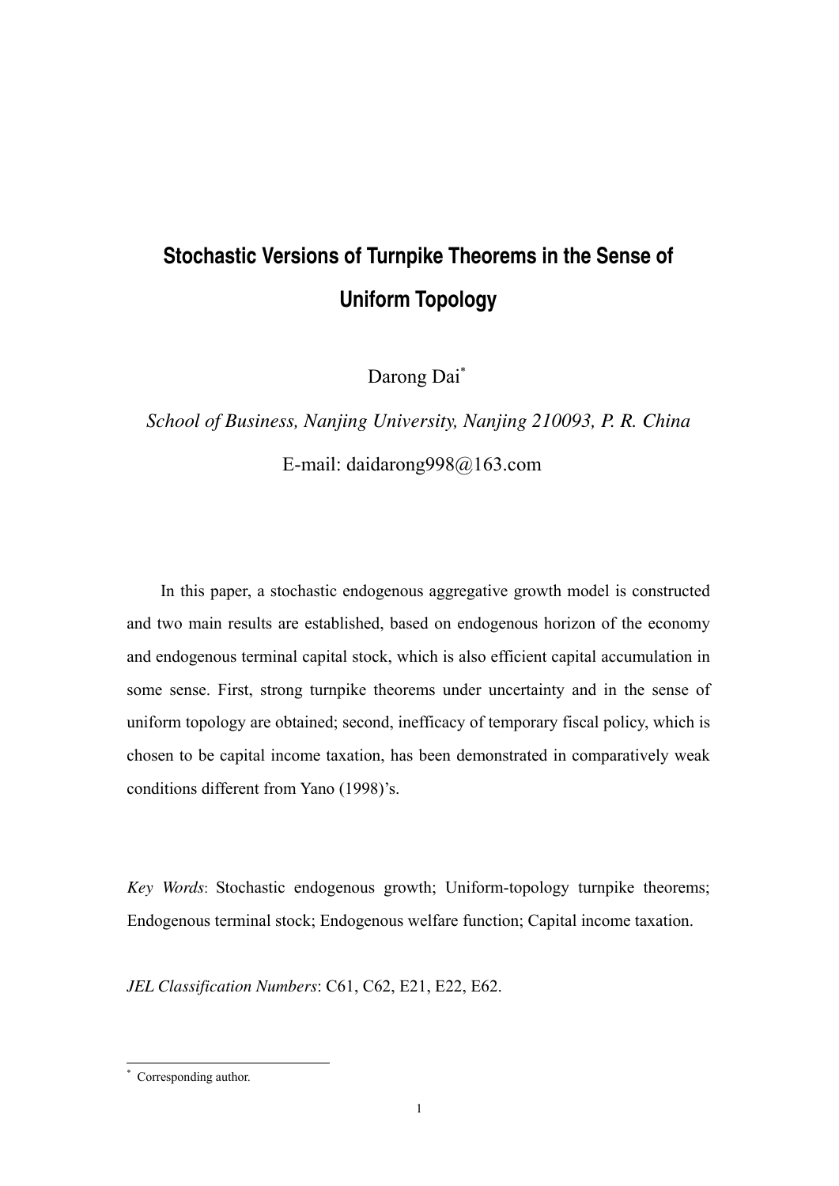# Stochastic Versions of Turnpike Theorems in the Sense of Uniform Topology

Darong Dai[*]

*School of Business, Nanjing University, Nanjing 210093, P. R. China*

E-mail: daidarong998@163.com

In this paper, a stochastic endogenous aggregative growth model is constructed and two main results are established, based on endogenous horizon of the economy and endogenous terminal capital stock, which is also efficient capital accumulation in some sense. First, strong turnpike theorems under uncertainty and in the sense of uniform topology are obtained; second, inefficacy of temporary fiscal policy, which is chosen to be capital income taxation, has been demonstrated in comparatively weak conditions different from Yano (1998)'s.

*Key Words*: Stochastic endogenous growth; Uniform-topology turnpike theorems; Endogenous terminal stock; Endogenous welfare function; Capital income taxation.

*JEL Classification Numbers*: C61, C62, E21, E22, E62.

[*] Corresponding author.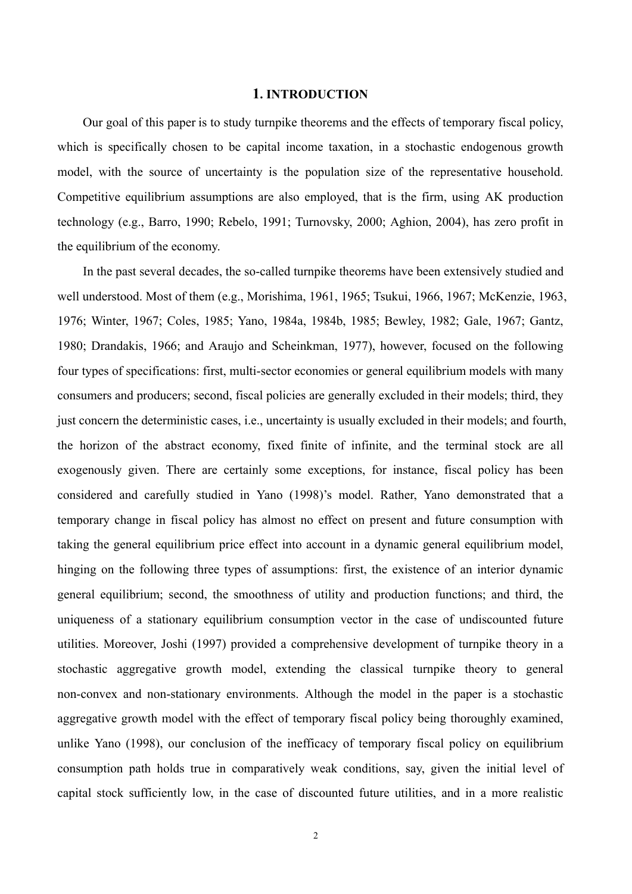## 1. INTRODUCTION

Our goal of this paper is to study turnpike theorems and the effects of temporary fiscal policy, which is specifically chosen to be capital income taxation, in a stochastic endogenous growth model, with the source of uncertainty is the population size of the representative household. Competitive equilibrium assumptions are also employed, that is the firm, using AK production technology (e.g., Barro, 1990; Rebelo, 1991; Turnovsky, 2000; Aghion, 2004), has zero profit in the equilibrium of the economy.

In the past several decades, the so-called turnpike theorems have been extensively studied and well understood. Most of them (e.g., Morishima, 1961, 1965; Tsukui, 1966, 1967; McKenzie, 1963, 1976; Winter, 1967; Coles, 1985; Yano, 1984a, 1984b, 1985; Bewley, 1982; Gale, 1967; Gantz, 1980; Drandakis, 1966; and Araujo and Scheinkman, 1977), however, focused on the following four types of specifications: first, multi-sector economies or general equilibrium models with many consumers and producers; second, fiscal policies are generally excluded in their models; third, they just concern the deterministic cases, i.e., uncertainty is usually excluded in their models; and fourth, the horizon of the abstract economy, fixed finite of infinite, and the terminal stock are all exogenously given. There are certainly some exceptions, for instance, fiscal policy has been considered and carefully studied in Yano (1998)'s model. Rather, Yano demonstrated that a temporary change in fiscal policy has almost no effect on present and future consumption with taking the general equilibrium price effect into account in a dynamic general equilibrium model, hinging on the following three types of assumptions: first, the existence of an interior dynamic general equilibrium; second, the smoothness of utility and production functions; and third, the uniqueness of a stationary equilibrium consumption vector in the case of undiscounted future utilities. Moreover, Joshi (1997) provided a comprehensive development of turnpike theory in a stochastic aggregative growth model, extending the classical turnpike theory to general non-convex and non-stationary environments. Although the model in the paper is a stochastic aggregative growth model with the effect of temporary fiscal policy being thoroughly examined, unlike Yano (1998), our conclusion of the inefficacy of temporary fiscal policy on equilibrium consumption path holds true in comparatively weak conditions, say, given the initial level of capital stock sufficiently low, in the case of discounted future utilities, and in a more realistic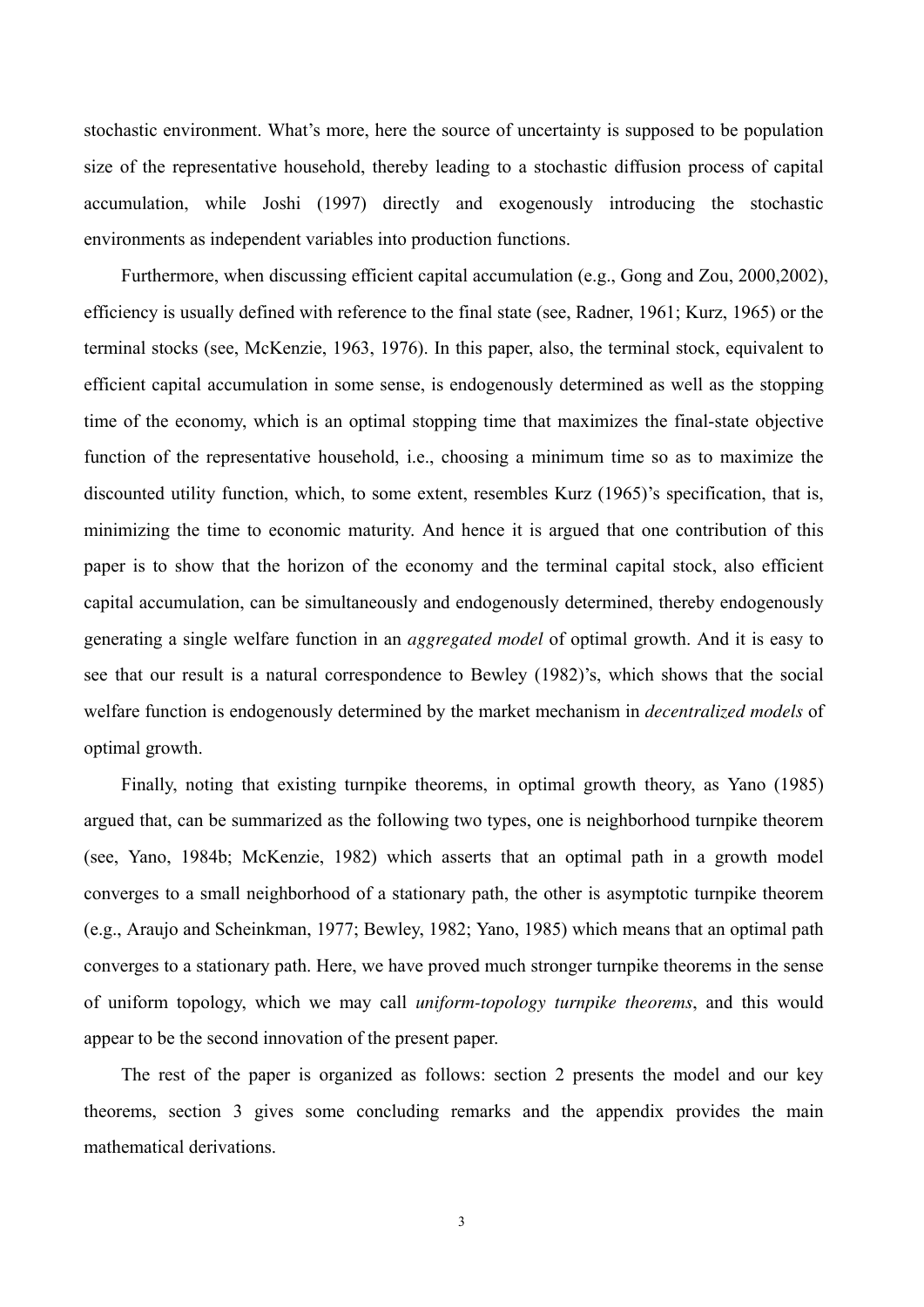stochastic environment. What's more, here the source of uncertainty is supposed to be population size of the representative household, thereby leading to a stochastic diffusion process of capital accumulation, while Joshi (1997) directly and exogenously introducing the stochastic environments as independent variables into production functions.

Furthermore, when discussing efficient capital accumulation (e.g., Gong and Zou, 2000,2002), efficiency is usually defined with reference to the final state (see, Radner, 1961; Kurz, 1965) or the terminal stocks (see, McKenzie, 1963, 1976). In this paper, also, the terminal stock, equivalent to efficient capital accumulation in some sense, is endogenously determined as well as the stopping time of the economy, which is an optimal stopping time that maximizes the final-state objective function of the representative household, i.e., choosing a minimum time so as to maximize the discounted utility function, which, to some extent, resembles Kurz (1965)'s specification, that is, minimizing the time to economic maturity. And hence it is argued that one contribution of this paper is to show that the horizon of the economy and the terminal capital stock, also efficient capital accumulation, can be simultaneously and endogenously determined, thereby endogenously generating a single welfare function in an *aggregated model* of optimal growth. And it is easy to see that our result is a natural correspondence to Bewley (1982)'s, which shows that the social welfare function is endogenously determined by the market mechanism in *decentralized models* of optimal growth.

Finally, noting that existing turnpike theorems, in optimal growth theory, as Yano (1985) argued that, can be summarized as the following two types, one is neighborhood turnpike theorem (see, Yano, 1984b; McKenzie, 1982) which asserts that an optimal path in a growth model converges to a small neighborhood of a stationary path, the other is asymptotic turnpike theorem (e.g., Araujo and Scheinkman, 1977; Bewley, 1982; Yano, 1985) which means that an optimal path converges to a stationary path. Here, we have proved much stronger turnpike theorems in the sense of uniform topology, which we may call *uniform-topology turnpike theorems*, and this would appear to be the second innovation of the present paper.

The rest of the paper is organized as follows: section 2 presents the model and our key theorems, section 3 gives some concluding remarks and the appendix provides the main mathematical derivations.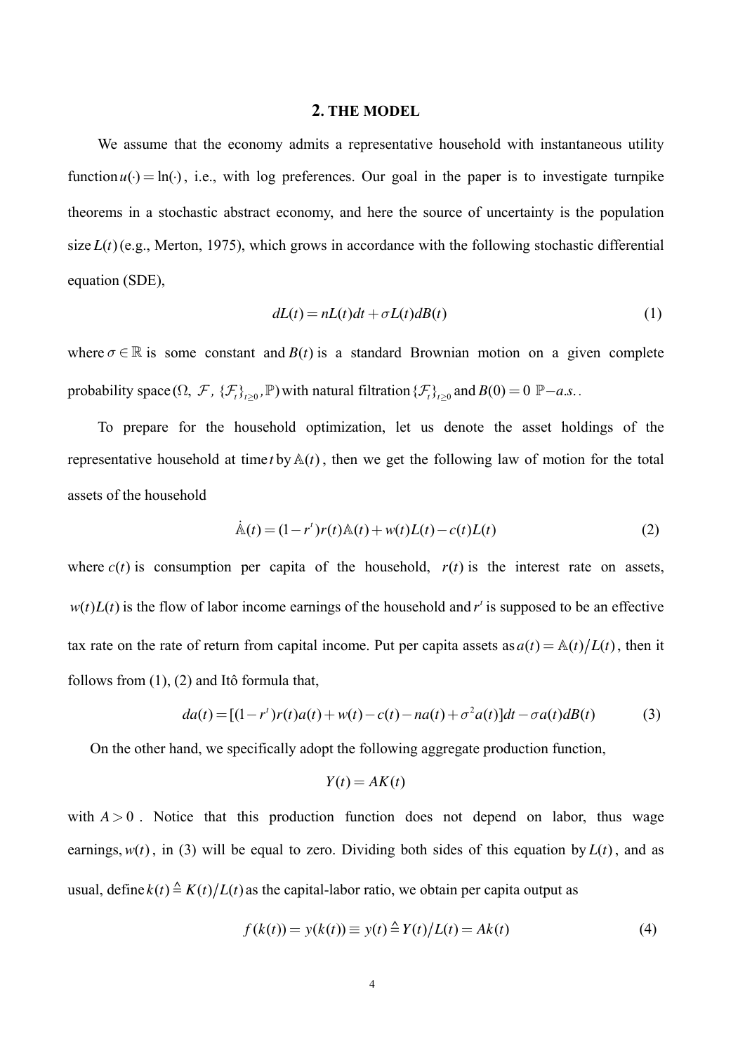## 2. THE MODEL

We assume that the economy admits a representative household with instantaneous utility function $u(\cdot) = \ln(\cdot)$, i.e., with log preferences. Our goal in the paper is to investigate turnpike theorems in a stochastic abstract economy, and here the source of uncertainty is the population size $L(t)$ (e.g., Merton, 1975), which grows in accordance with the following stochastic differential equation (SDE),

$$dL(t) = nL(t)dt + \sigma L(t)dB(t) \tag{1}$$

where $\sigma \in \mathbb{R}$ is some constant and $B(t)$ is a standard Brownian motion on a given complete probability space $(\Omega,\ \mathcal{F},\ \{\mathcal{F}_t\}_{t\geq 0}, \mathbb{P})$ with natural filtration $\{\mathcal{F}_t\}_{t\geq 0}$ and $B(0) = 0$ $\mathbb{P}-a.s.$.

To prepare for the household optimization, let us denote the asset holdings of the representative household at time $t$ by $\mathbb{A}(t)$, then we get the following law of motion for the total assets of the household

$$\dot{\mathbb{A}}(t) = (1 - r^t)r(t)\mathbb{A}(t) + w(t)L(t) - c(t)L(t) \tag{2}$$

where $c(t)$ is consumption per capita of the household, $r(t)$ is the interest rate on assets, $w(t)L(t)$ is the flow of labor income earnings of the household and $r^t$ is supposed to be an effective tax rate on the rate of return from capital income. Put per capita assets as $a(t) = \mathbb{A}(t)/L(t)$, then it follows from (1), (2) and Itô formula that,

$$da(t) = [(1 - r^t)r(t)a(t) + w(t) - c(t) - na(t) + \sigma^2 a(t)]dt - \sigma a(t)dB(t) \tag{3}$$

On the other hand, we specifically adopt the following aggregate production function,

$$Y(t) = AK(t)$$

with $A > 0$. Notice that this production function does not depend on labor, thus wage earnings, $w(t)$, in (3) will be equal to zero. Dividing both sides of this equation by $L(t)$, and as usual, define $k(t) \triangleq K(t)/L(t)$ as the capital-labor ratio, we obtain per capita output as

$$f(k(t)) = y(k(t)) \equiv y(t) \triangleq Y(t)/L(t) = Ak(t) \tag{4}$$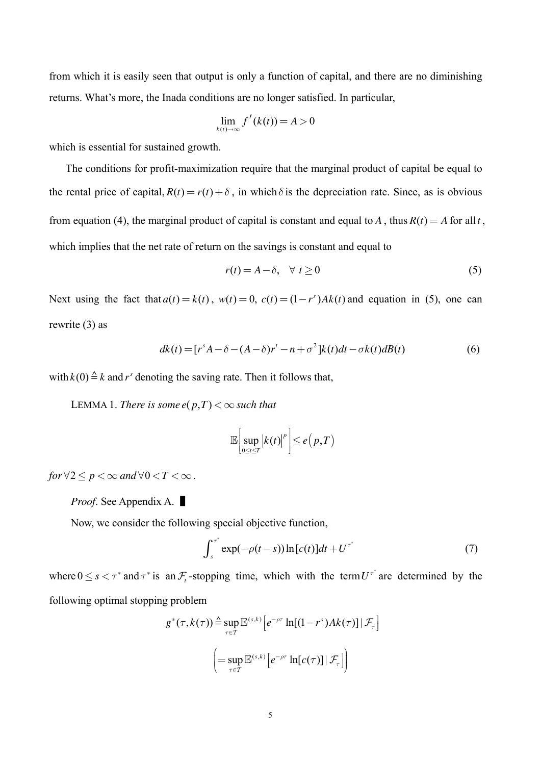from which it is easily seen that output is only a function of capital, and there are no diminishing returns. What's more, the Inada conditions are no longer satisfied. In particular,

$$\lim_{k(t)\to\infty} f'(k(t)) = A > 0$$

which is essential for sustained growth.

The conditions for profit-maximization require that the marginal product of capital be equal to the rental price of capital, $R(t) = r(t) + \delta$, in which $\delta$ is the depreciation rate. Since, as is obvious from equation (4), the marginal product of capital is constant and equal to $A$, thus $R(t) = A$ for all $t$, which implies that the net rate of return on the savings is constant and equal to

$$r(t) = A - \delta, \quad \forall\ t \geq 0 \tag{5}$$

Next using the fact that $a(t) = k(t)$, $w(t) = 0$, $c(t) = (1 - r^s)Ak(t)$ and equation in (5), one can rewrite (3) as

$$dk(t) = [r^s A - \delta - (A - \delta)r^t - n + \sigma^2]k(t)dt - \sigma k(t)dB(t) \tag{6}$$

with $k(0) \triangleq k$ and $r^s$ denoting the saving rate. Then it follows that,

LEMMA 1. *There is some* $e(p, T) < \infty$ *such that*

$$\mathbb{E}\left[\sup_{0\leq t\leq T} |k(t)|^p\right] \leq e\left(p, T\right)$$

*for* $\forall 2 \leq p < \infty$ *and* $\forall 0 < T < \infty$.

*Proof*. See Appendix A. █

Now, we consider the following special objective function,

$$\int_s^{\tau^*} \exp(-\rho(t-s)) \ln[c(t)]dt + U^{\tau^*} \tag{7}$$

where $0 \leq s < \tau^*$ and $\tau^*$ is an $\mathcal{F}_t$-stopping time, which with the term $U^{\tau^*}$ are determined by the following optimal stopping problem

$$g^*(\tau, k(\tau)) \triangleq \sup_{\tau\in\mathcal{T}} \mathbb{E}^{(s,k)}\left[e^{-\rho\tau} \ln[(1-r^s)Ak(\tau)] \mid \mathcal{F}_\tau\right]$$

$$\left(= \sup_{\tau\in\mathcal{T}} \mathbb{E}^{(s,k)}\left[e^{-\rho\tau} \ln[c(\tau)] \mid \mathcal{F}_\tau\right]\right)$$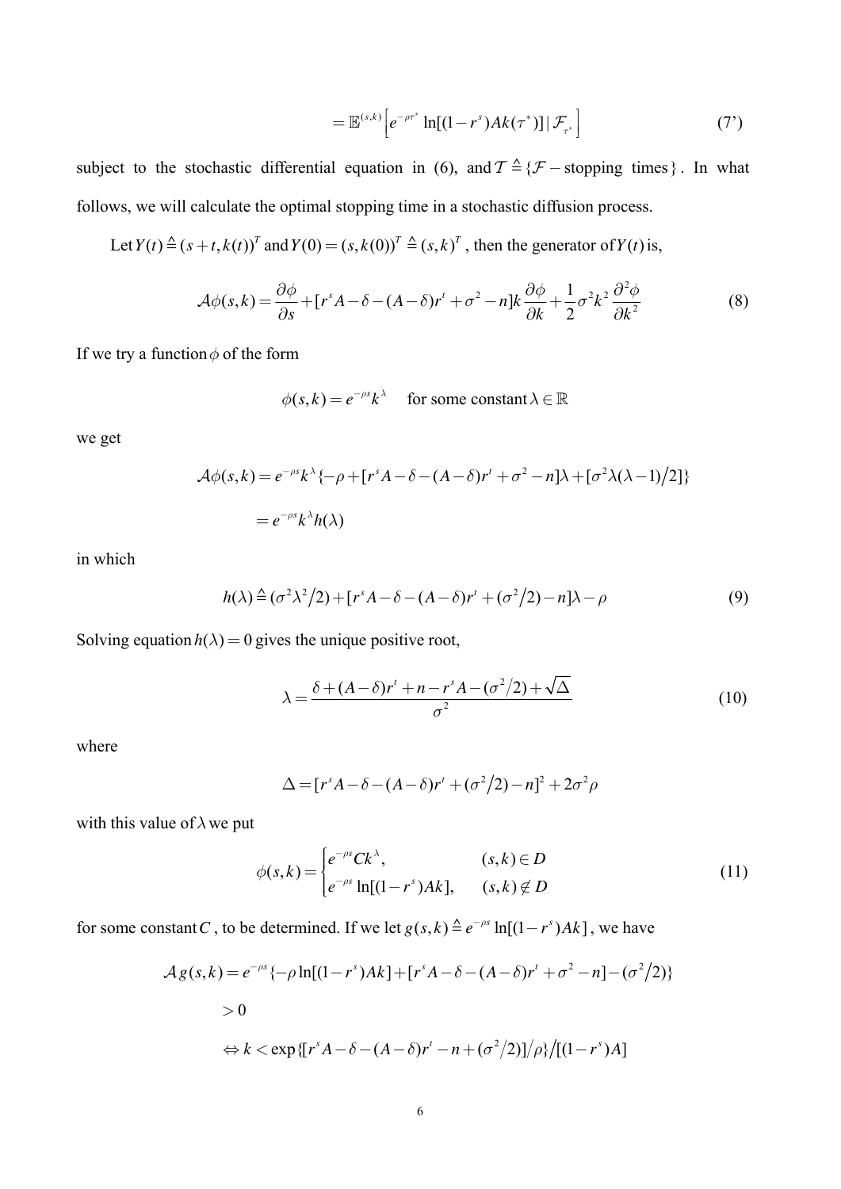$$= \mathbb{E}^{(s,k)} \left[ e^{-\rho\tau^*} \ln[(1-r^s)Ak(\tau^*)] \,|\, \mathcal{F}_{\tau^*} \right] \tag{7'}$$

subject to the stochastic differential equation in (6), and $\mathcal{T} \triangleq \{\mathcal{F} - \text{stopping times}\}$. In what follows, we will calculate the optimal stopping time in a stochastic diffusion process.

Let $Y(t) \triangleq (s+t, k(t))^T$ and $Y(0) = (s, k(0))^T \triangleq (s,k)^T$, then the generator of $Y(t)$ is,

$$\mathcal{A}\phi(s,k) = \frac{\partial \phi}{\partial s} + [r^s A - \delta - (A-\delta)r^t + \sigma^2 - n]k \frac{\partial \phi}{\partial k} + \frac{1}{2}\sigma^2 k^2 \frac{\partial^2 \phi}{\partial k^2} \tag{8}$$

If we try a function $\phi$ of the form

$$\phi(s,k) = e^{-\rho s} k^{\lambda} \quad \text{ for some constant } \lambda \in \mathbb{R}$$

we get

$$\mathcal{A}\phi(s,k) = e^{-\rho s} k^{\lambda} \{-\rho + [r^s A - \delta - (A-\delta)r^t + \sigma^2 - n]\lambda + [\sigma^2 \lambda(\lambda - 1)/2]\}$$

$$= e^{-\rho s} k^{\lambda} h(\lambda)$$

in which

$$h(\lambda) \triangleq (\sigma^2 \lambda^2 / 2) + [r^s A - \delta - (A-\delta)r^t + (\sigma^2/2) - n]\lambda - \rho \tag{9}$$

Solving equation $h(\lambda) = 0$ gives the unique positive root,

$$\lambda = \frac{\delta + (A-\delta)r^t + n - r^s A - (\sigma^2/2) + \sqrt{\Delta}}{\sigma^2} \tag{10}$$

where

$$\Delta = [r^s A - \delta - (A-\delta)r^t + (\sigma^2/2) - n]^2 + 2\sigma^2 \rho$$

with this value of $\lambda$ we put

$$\phi(s,k) = \begin{cases} e^{-\rho s} C k^{\lambda}, & (s,k) \in D \\ e^{-\rho s} \ln[(1-r^s)Ak], & (s,k) \notin D \end{cases} \tag{11}$$

for some constant $C$, to be determined. If we let $g(s,k) \triangleq e^{-\rho s} \ln[(1-r^s)Ak]$, we have

$$\mathcal{A}g(s,k) = e^{-\rho s}\{-\rho \ln[(1-r^s)Ak] + [r^s A - \delta - (A-\delta)r^t + \sigma^2 - n] - (\sigma^2/2)\}$$

$$> 0$$

$$\Leftrightarrow k < \exp\{[r^s A - \delta - (A-\delta)r^t - n + (\sigma^2/2)]/\rho\} / [(1-r^s)A]$$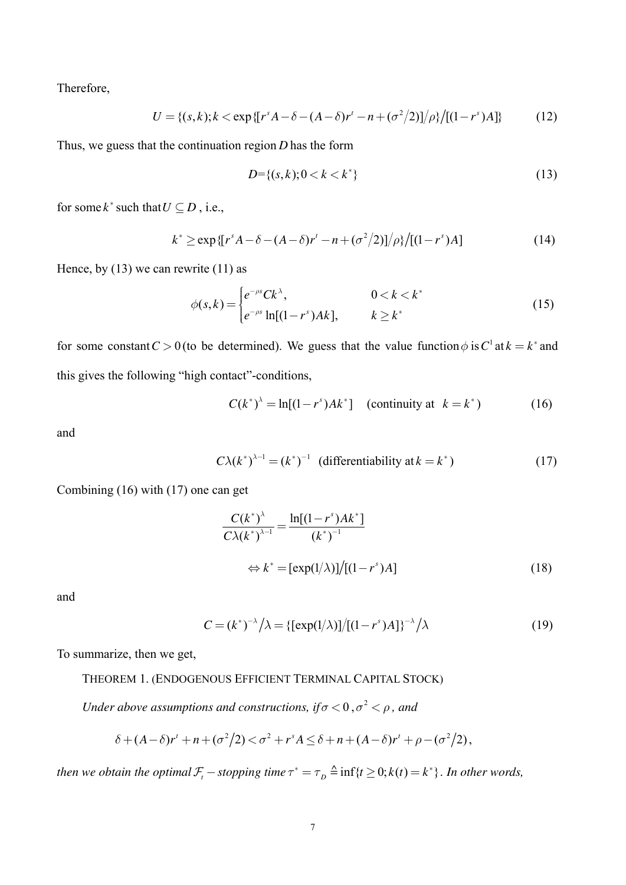Therefore,

$$U = \{(s,k); k < \exp\{[r^s A - \delta - (A-\delta)r^t - n + (\sigma^2/2)]/\rho\}/[(1-r^s)A]\} \tag{12}$$

Thus, we guess that the continuation region $D$ has the form

$$D = \{(s,k); 0 < k < k^*\} \tag{13}$$

for some $k^*$ such that $U \subseteq D$ , i.e.,

$$k^* \geq \exp\{[r^s A - \delta - (A-\delta)r^t - n + (\sigma^2/2)]/\rho\}/[(1-r^s)A] \tag{14}$$

Hence, by (13) we can rewrite (11) as

$$\phi(s,k) = \begin{cases} e^{-\rho s} C k^\lambda, & 0 < k < k^* \\ e^{-\rho s} \ln[(1-r^s)Ak], & k \geq k^* \end{cases} \tag{15}$$

for some constant $C > 0$ (to be determined). We guess that the value function $\phi$ is $C^1$ at $k = k^*$ and this gives the following "high contact"-conditions,

$$C(k^*)^\lambda = \ln[(1-r^s)Ak^*] \quad \text{(continuity at } k = k^*) \tag{16}$$

and

$$C\lambda(k^*)^{\lambda-1} = (k^*)^{-1} \quad \text{(differentiability at } k = k^*) \tag{17}$$

Combining (16) with (17) one can get

$$\frac{C(k^*)^\lambda}{C\lambda(k^*)^{\lambda-1}} = \frac{\ln[(1-r^s)Ak^*]}{(k^*)^{-1}}$$

$$\Leftrightarrow k^* = [\exp(1/\lambda)]/[(1-r^s)A] \tag{18}$$

and

$$C = (k^*)^{-\lambda}/\lambda = \{[\exp(1/\lambda)]/[(1-r^s)A]\}^{-\lambda}/\lambda \tag{19}$$

To summarize, then we get,

THEOREM 1. (ENDOGENOUS EFFICIENT TERMINAL CAPITAL STOCK)

*Under above assumptions and constructions, if* $\sigma < 0$ *,* $\sigma^2 < \rho$ *, and*

$$\delta + (A-\delta)r^t + n + (\sigma^2/2) < \sigma^2 + r^s A \leq \delta + n + (A-\delta)r^t + \rho - (\sigma^2/2),$$

*then we obtain the optimal* $\mathcal{F}_t$ *– stopping time* $\tau^* = \tau_D \triangleq \inf\{t \geq 0; k(t) = k^*\}$. *In other words,*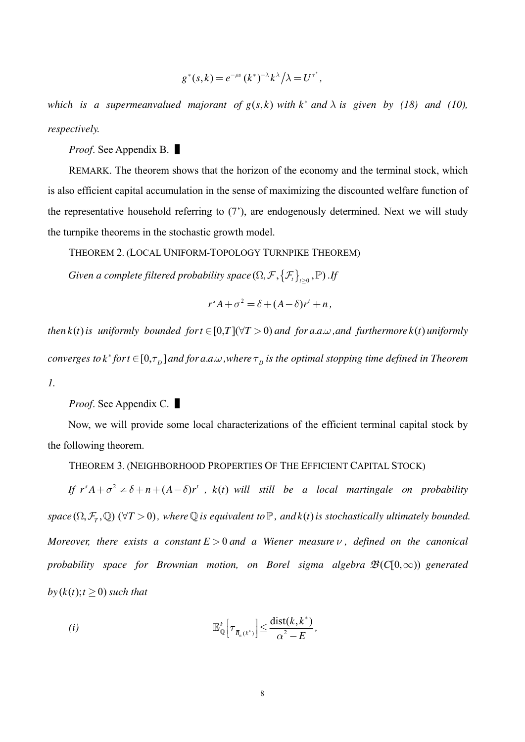$$g^*(s,k) = e^{-\rho s}(k^*)^{-\lambda} k^{\lambda} / \lambda = U^{\tau^*},$$

*which is a supermeanvalued majorant of $g(s,k)$ with $k^*$ and $\lambda$ is given by (18) and (10), respectively.*

*Proof*. See Appendix B. █

REMARK. The theorem shows that the horizon of the economy and the terminal stock, which is also efficient capital accumulation in the sense of maximizing the discounted welfare function of the representative household referring to (7'), are endogenously determined. Next we will study the turnpike theorems in the stochastic growth model.

THEOREM 2. (LOCAL UNIFORM-TOPOLOGY TURNPIKE THEOREM)

*Given a complete filtered probability space $(\Omega, \mathcal{F}, \{\mathcal{F}_t\}_{t\geq 0}, \mathbb{P})$. If*

$$r^s A + \sigma^2 = \delta + (A-\delta) r^t + n,$$

*then $k(t)$ is uniformly bounded for $t \in [0,T] (\forall T > 0)$ and for a.a.$\omega$, and furthermore $k(t)$ uniformly converges to $k^*$ for $t \in [0, \tau_D]$ and for a.a.$\omega$, where $\tau_D$ is the optimal stopping time defined in Theorem 1.*

*Proof*. See Appendix C. █

Now, we will provide some local characterizations of the efficient terminal capital stock by the following theorem.

THEOREM 3. (NEIGHBORHOOD PROPERTIES OF THE EFFICIENT CAPITAL STOCK)

*If $r^s A + \sigma^2 \neq \delta + n + (A-\delta) r^t$, $k(t)$ will still be a local martingale on probability space $(\Omega, \mathcal{F}_T, \mathbb{Q})$ $(\forall T > 0)$, where $\mathbb{Q}$ is equivalent to $\mathbb{P}$, and $k(t)$ is stochastically ultimately bounded. Moreover, there exists a constant $E > 0$ and a Wiener measure $\nu$, defined on the canonical probability space for Brownian motion, on Borel sigma algebra $\mathfrak{B}(C[0,\infty))$ generated by $(k(t); t \geq 0)$ such that*

*(i)*
$$\mathbb{E}^k_{\mathbb{Q}}\left[\tau_{\bar{B}_\alpha(k^*)}\right] \leq \frac{\text{dist}(k,k^*)}{\alpha^2 - E},$$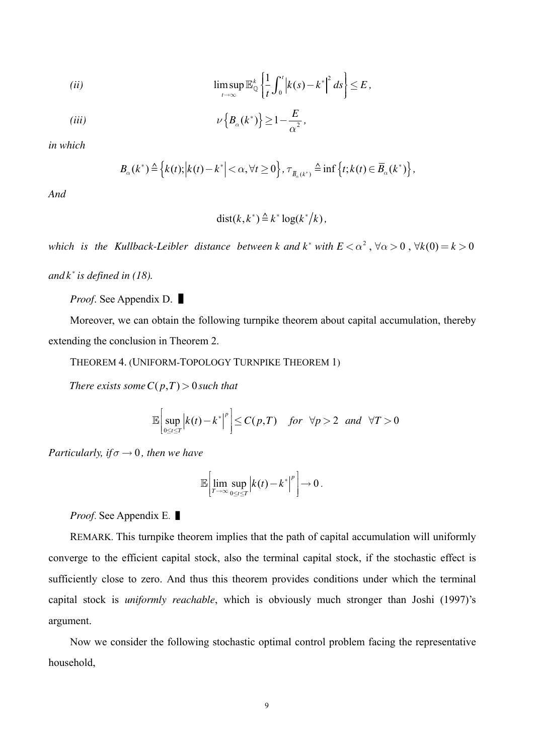*(ii)* $$\limsup_{t\to\infty} \mathbb{E}_{\mathbb{Q}}^{k} \left\{ \frac{1}{t} \int_0^t \left| k(s) - k^* \right|^2 ds \right\} \le E,$$

*(iii)* $$\nu\left\{ B_\alpha(k^*) \right\} \ge 1 - \frac{E}{\alpha^2},$$

*in which*

$$B_\alpha(k^*) \triangleq \left\{ k(t); \left| k(t) - k^* \right| < \alpha, \forall t \ge 0 \right\},\ \tau_{\overline{B}_\alpha(k^*)} \triangleq \inf\left\{ t; k(t) \in \overline{B}_\alpha(k^*) \right\},$$

*And*

$$\mathrm{dist}(k, k^*) \triangleq k^* \log(k^*/k),$$

*which is the Kullback-Leibler distance between k and* $k^*$ *with* $E < \alpha^2$, $\forall \alpha > 0$, $\forall k(0) = k > 0$ *and* $k^*$ *is defined in (18).*

*Proof*. See Appendix D. ▌

Moreover, we can obtain the following turnpike theorem about capital accumulation, thereby extending the conclusion in Theorem 2.

THEOREM 4. (UNIFORM-TOPOLOGY TURNPIKE THEOREM 1)

*There exists some* $C(p,T) > 0$ *such that*

$$\mathbb{E}\left[ \sup_{0 \le t \le T} \left| k(t) - k^* \right|^p \right] \le C(p,T) \quad \text{for } \forall p > 2 \text{ and } \forall T > 0$$

*Particularly, if* $\sigma \to 0$, *then we have*

$$\mathbb{E}\left[ \lim_{T\to\infty} \sup_{0 \le t \le T} \left| k(t) - k^* \right|^p \right] \to 0.$$

*Proof*. See Appendix E. ▌

REMARK. This turnpike theorem implies that the path of capital accumulation will uniformly converge to the efficient capital stock, also the terminal capital stock, if the stochastic effect is sufficiently close to zero. And thus this theorem provides conditions under which the terminal capital stock is *uniformly reachable*, which is obviously much stronger than Joshi (1997)'s argument.

Now we consider the following stochastic optimal control problem facing the representative household,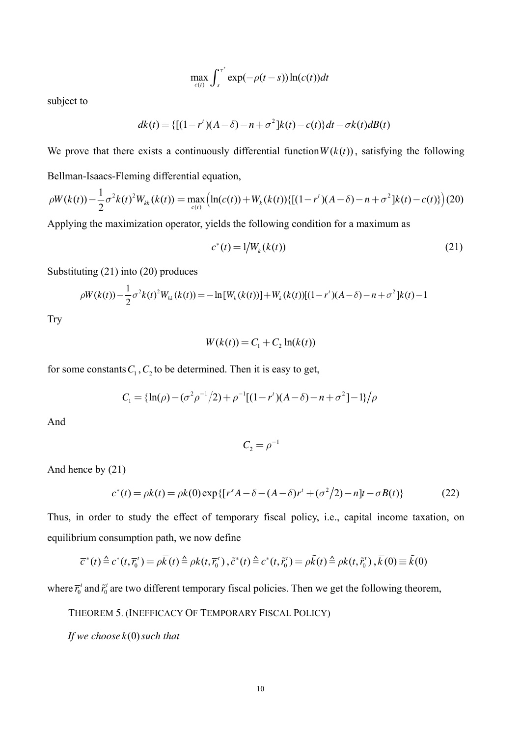$$\max_{c(t)} \int_s^{\tau^*} \exp(-\rho(t-s)) \ln(c(t)) dt$$

subject to

$$dk(t) = \{[(1-r^t)(A-\delta) - n + \sigma^2]k(t) - c(t)\}dt - \sigma k(t) dB(t)$$

We prove that there exists a continuously differential function $W(k(t))$, satisfying the following Bellman-Isaacs-Fleming differential equation,

$$\rho W(k(t)) - \frac{1}{2}\sigma^2 k(t)^2 W_{kk}(k(t)) = \max_{c(t)} \left( \ln(c(t)) + W_k(k(t))\{[(1-r^t)(A-\delta) - n + \sigma^2]k(t) - c(t)\} \right) \quad (20)$$

Applying the maximization operator, yields the following condition for a maximum as

$$c^*(t) = 1/W_k(k(t)) \quad (21)$$

Substituting (21) into (20) produces

$$\rho W(k(t)) - \frac{1}{2}\sigma^2 k(t)^2 W_{kk}(k(t)) = -\ln[W_k(k(t))] + W_k(k(t))[(1-r^t)(A-\delta) - n + \sigma^2]k(t) - 1$$

Try

$$W(k(t)) = C_1 + C_2 \ln(k(t))$$

for some constants $C_1, C_2$ to be determined. Then it is easy to get,

$$C_1 = \{\ln(\rho) - (\sigma^2 \rho^{-1}/2) + \rho^{-1}[(1-r^t)(A-\delta) - n + \sigma^2] - 1\}/\rho$$

And

$$C_2 = \rho^{-1}$$

And hence by (21)

$$c^*(t) = \rho k(t) = \rho k(0) \exp\{[r^s A - \delta - (A-\delta)r^t + (\sigma^2/2) - n]t - \sigma B(t)\} \quad (22)$$

Thus, in order to study the effect of temporary fiscal policy, i.e., capital income taxation, on equilibrium consumption path, we now define

$$\bar{c}^*(t) \triangleq c^*(t, \bar{r}_0^t) = \rho \bar{k}(t) \triangleq \rho k(t, \bar{r}_0^t), \tilde{c}^*(t) \triangleq c^*(t, \tilde{r}_0^t) = \rho \tilde{k}(t) \triangleq \rho k(t, \tilde{r}_0^t), \bar{k}(0) \equiv \tilde{k}(0)$$

where $\bar{r}_0^t$ and $\tilde{r}_0^t$ are two different temporary fiscal policies. Then we get the following theorem,

THEOREM 5. (INEFFICACY OF TEMPORARY FISCAL POLICY)

*If we choose* $k(0)$ *such that*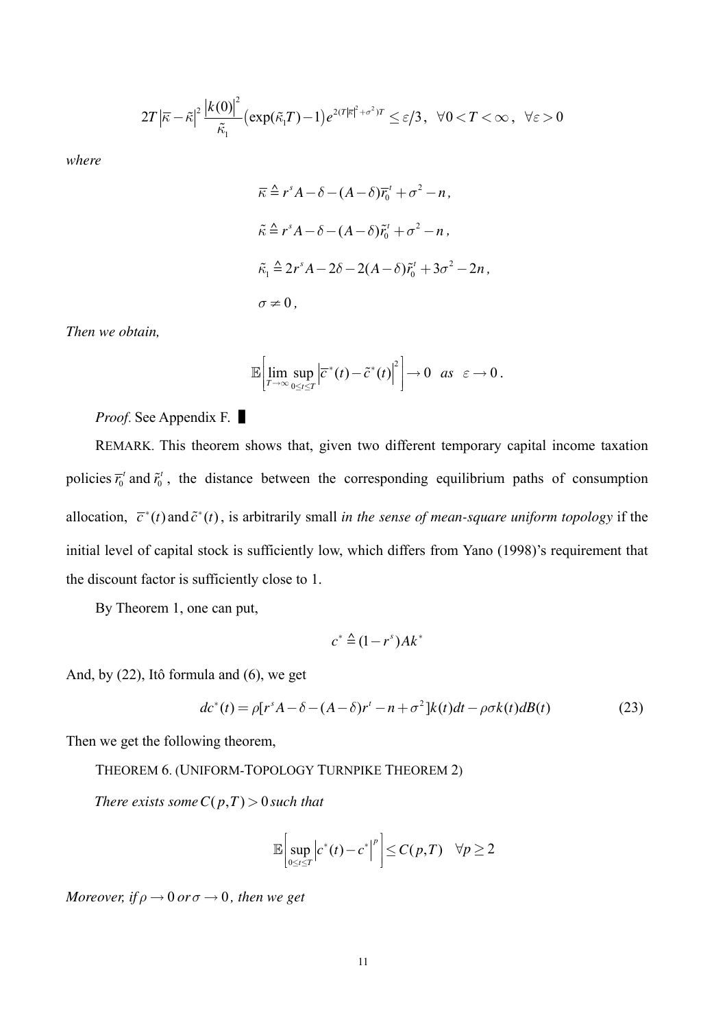$$2T\left|\bar{\kappa}-\tilde{\kappa}\right|^2\frac{\left|k(0)\right|^2}{\tilde{\kappa}_1}\left(\exp(\tilde{\kappa}_1 T)-1\right)e^{2(T|\bar{\kappa}|^2+\sigma^2)T}\leq\varepsilon/3,\quad\forall 0<T<\infty,\quad\forall\varepsilon>0$$

*where*

$$\bar{\kappa}\triangleq r^s A-\delta-(A-\delta)\bar{r}_0^t+\sigma^2-n,$$

$$\tilde{\kappa}\triangleq r^s A-\delta-(A-\delta)\tilde{r}_0^t+\sigma^2-n,$$

$$\tilde{\kappa}_1\triangleq 2r^s A-2\delta-2(A-\delta)\tilde{r}_0^t+3\sigma^2-2n,$$

$$\sigma\neq 0,$$

*Then we obtain,*

$$\mathbb{E}\left[\lim_{T\to\infty}\sup_{0\leq t\leq T}\left|\bar{c}^*(t)-\tilde{c}^*(t)\right|^2\right]\to 0\quad as\quad\varepsilon\to 0.$$

*Proof.* See Appendix F. █

REMARK. This theorem shows that, given two different temporary capital income taxation policies $\bar{r}_0^t$ and $\tilde{r}_0^t$, the distance between the corresponding equilibrium paths of consumption allocation, $\bar{c}^*(t)$ and $\tilde{c}^*(t)$, is arbitrarily small *in the sense of mean-square uniform topology* if the initial level of capital stock is sufficiently low, which differs from Yano (1998)'s requirement that the discount factor is sufficiently close to 1.

By Theorem 1, one can put,

$$c^*\triangleq(1-r^s)Ak^*$$

And, by (22), Itô formula and (6), we get

$$dc^*(t)=\rho[r^s A-\delta-(A-\delta)r^t-n+\sigma^2]k(t)dt-\rho\sigma k(t)dB(t)\tag{23}$$

Then we get the following theorem,

THEOREM 6. (UNIFORM-TOPOLOGY TURNPIKE THEOREM 2)

*There exists some* $C(p,T)>0$ *such that*

$$\mathbb{E}\left[\sup_{0\leq t\leq T}\left|c^*(t)-c^*\right|^p\right]\leq C(p,T)\quad\forall p\geq 2$$

*Moreover, if* $\rho\to 0$ *or* $\sigma\to 0$*, then we get*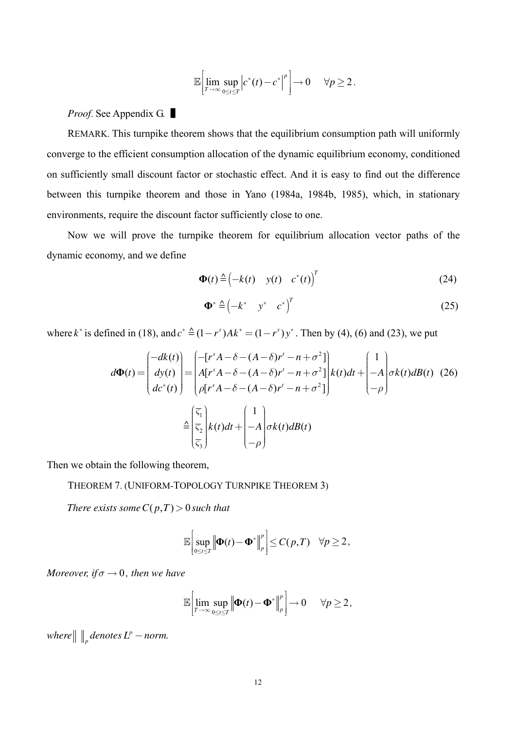$$\mathbb{E}\left[\lim_{T\to\infty}\sup_{0\le t\le T}\left|c^*(t)-c^*\right|^p\right]\to 0 \quad \forall p\ge 2\,.$$

*Proof*. See Appendix G. ∎

REMARK. This turnpike theorem shows that the equilibrium consumption path will uniformly converge to the efficient consumption allocation of the dynamic equilibrium economy, conditioned on sufficiently small discount factor or stochastic effect. And it is easy to find out the difference between this turnpike theorem and those in Yano (1984a, 1984b, 1985), which, in stationary environments, require the discount factor sufficiently close to one.

Now we will prove the turnpike theorem for equilibrium allocation vector paths of the dynamic economy, and we define

$$\mathbf{\Phi}(t)\triangleq\begin{pmatrix}-k(t) & y(t) & c^*(t)\end{pmatrix}^T \tag{24}$$

$$\mathbf{\Phi}^*\triangleq\begin{pmatrix}-k^* & y^* & c^*\end{pmatrix}^T \tag{25}$$

where $k^*$ is defined in (18), and $c^*\triangleq(1-r^s)Ak^*=(1-r^s)y^*$. Then by (4), (6) and (23), we put

$$d\mathbf{\Phi}(t)=\begin{pmatrix}-dk(t)\\ dy(t)\\ dc^*(t)\end{pmatrix}=\begin{pmatrix}-[r^sA-\delta-(A-\delta)r^t-n+\sigma^2]\\ A[r^sA-\delta-(A-\delta)r^t-n+\sigma^2]\\ \rho[r^sA-\delta-(A-\delta)r^t-n+\sigma^2]\end{pmatrix}k(t)dt+\begin{pmatrix}1\\ -A\\ -\rho\end{pmatrix}\sigma k(t)dB(t) \tag{26}$$

$$\triangleq\begin{pmatrix}\overline{\varsigma}_1\\ \overline{\varsigma}_2\\ \overline{\varsigma}_3\end{pmatrix}k(t)dt+\begin{pmatrix}1\\ -A\\ -\rho\end{pmatrix}\sigma k(t)dB(t)$$

Then we obtain the following theorem,

THEOREM 7. (UNIFORM-TOPOLOGY TURNPIKE THEOREM 3)

*There exists some $C(p,T)>0$ such that*

$$\mathbb{E}\left[\sup_{0\le t\le T}\left\|\mathbf{\Phi}(t)-\mathbf{\Phi}^*\right\|_p^p\right]\le C(p,T) \quad \forall p\ge 2,$$

*Moreover, if $\sigma\to 0$, then we have*

$$\mathbb{E}\left[\lim_{T\to\infty}\sup_{0\le t\le T}\left\|\mathbf{\Phi}(t)-\mathbf{\Phi}^*\right\|_p^p\right]\to 0 \quad \forall p\ge 2,$$

*where $\|\ \|_p$ denotes $L^p-$norm.*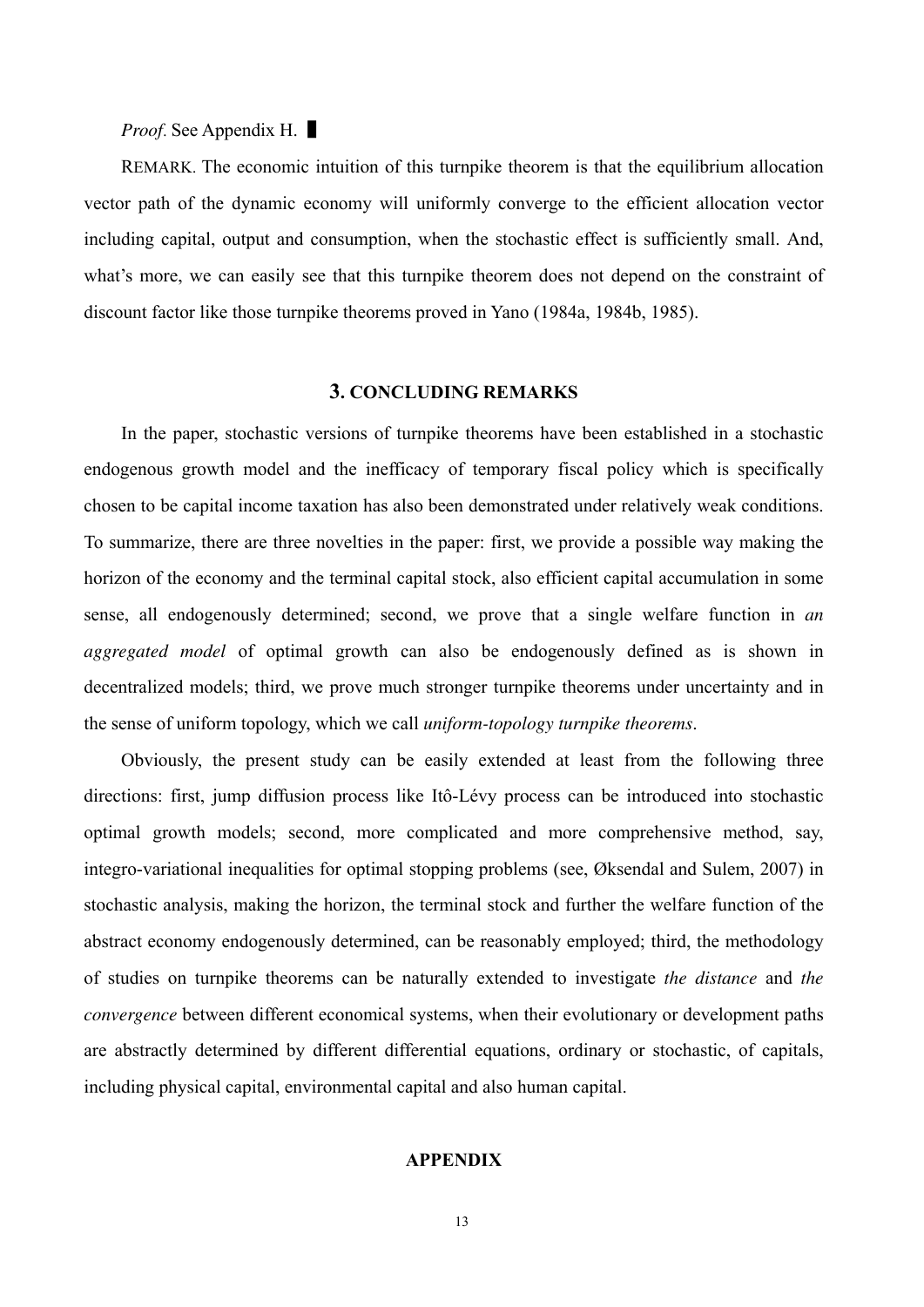*Proof.* See Appendix H. █

REMARK. The economic intuition of this turnpike theorem is that the equilibrium allocation vector path of the dynamic economy will uniformly converge to the efficient allocation vector including capital, output and consumption, when the stochastic effect is sufficiently small. And, what's more, we can easily see that this turnpike theorem does not depend on the constraint of discount factor like those turnpike theorems proved in Yano (1984a, 1984b, 1985).

## 3. CONCLUDING REMARKS

In the paper, stochastic versions of turnpike theorems have been established in a stochastic endogenous growth model and the inefficacy of temporary fiscal policy which is specifically chosen to be capital income taxation has also been demonstrated under relatively weak conditions. To summarize, there are three novelties in the paper: first, we provide a possible way making the horizon of the economy and the terminal capital stock, also efficient capital accumulation in some sense, all endogenously determined; second, we prove that a single welfare function in *an aggregated model* of optimal growth can also be endogenously defined as is shown in decentralized models; third, we prove much stronger turnpike theorems under uncertainty and in the sense of uniform topology, which we call *uniform-topology turnpike theorems*.

Obviously, the present study can be easily extended at least from the following three directions: first, jump diffusion process like Itô-Lévy process can be introduced into stochastic optimal growth models; second, more complicated and more comprehensive method, say, integro-variational inequalities for optimal stopping problems (see, Øksendal and Sulem, 2007) in stochastic analysis, making the horizon, the terminal stock and further the welfare function of the abstract economy endogenously determined, can be reasonably employed; third, the methodology of studies on turnpike theorems can be naturally extended to investigate *the distance* and *the convergence* between different economical systems, when their evolutionary or development paths are abstractly determined by different differential equations, ordinary or stochastic, of capitals, including physical capital, environmental capital and also human capital.

## APPENDIX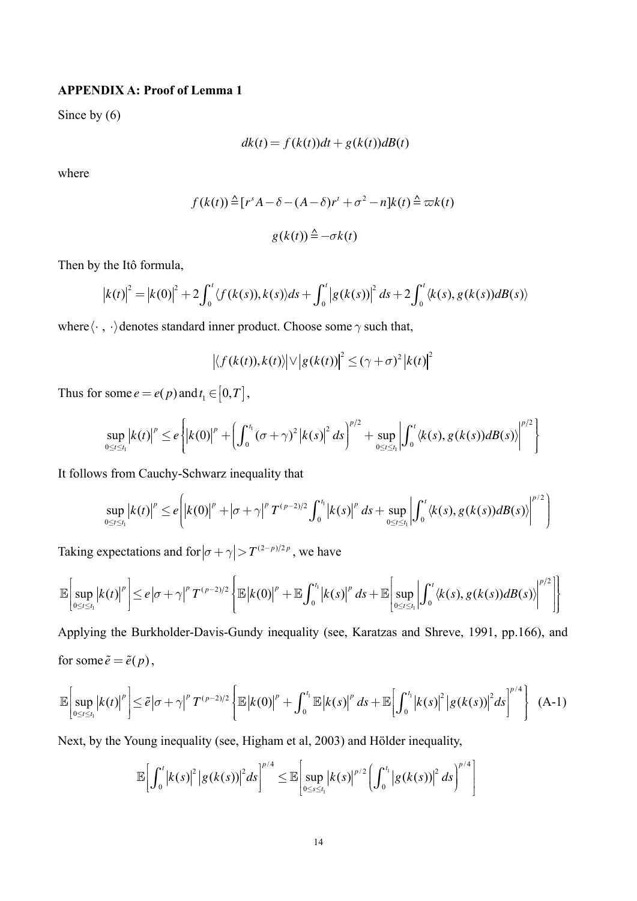**APPENDIX A: Proof of Lemma 1**

Since by (6)

$$dk(t) = f(k(t))dt + g(k(t))dB(t)$$

where

$$f(k(t)) \triangleq [r^s A - \delta - (A-\delta)r^t + \sigma^2 - n]k(t) \triangleq \varpi k(t)$$

$$g(k(t)) \triangleq -\sigma k(t)$$

Then by the Itô formula,

$$|k(t)|^2 = |k(0)|^2 + 2\int_0^t \langle f(k(s)), k(s)\rangle ds + \int_0^t |g(k(s))|^2 ds + 2\int_0^t \langle k(s), g(k(s))dB(s)\rangle$$

where $\langle \cdot\,,\,\cdot\rangle$ denotes standard inner product. Choose some $\gamma$ such that,

$$|\langle f(k(t)), k(t)\rangle| \vee |g(k(t))|^2 \le (\gamma+\sigma)^2 |k(t)|^2$$

Thus for some $e = e(p)$ and $t_1 \in [0, T]$,

$$\sup_{0\le t\le t_1} |k(t)|^p \le e\left\{ |k(0)|^p + \left(\int_0^{t_1} (\sigma+\gamma)^2 |k(s)|^2 ds\right)^{p/2} + \sup_{0\le t\le t_1}\left|\int_0^t \langle k(s), g(k(s))dB(s)\rangle\right|^{p/2}\right\}$$

It follows from Cauchy-Schwarz inequality that

$$\sup_{0\le t\le t_1} |k(t)|^p \le e\left( |k(0)|^p + |\sigma+\gamma|^p T^{(p-2)/2}\int_0^{t_1} |k(s)|^p ds + \sup_{0\le t\le t_1}\left|\int_0^t \langle k(s), g(k(s))dB(s)\rangle\right|^{p/2}\right)$$

Taking expectations and for $|\sigma+\gamma| > T^{(2-p)/2p}$, we have

$$\mathbb{E}\left[\sup_{0\le t\le t_1} |k(t)|^p\right] \le e|\sigma+\gamma|^p T^{(p-2)/2}\left\{ \mathbb{E}|k(0)|^p + \mathbb{E}\int_0^{t_1} |k(s)|^p ds + \mathbb{E}\left[\sup_{0\le t\le t_1}\left|\int_0^t \langle k(s), g(k(s))dB(s)\rangle\right|^{p/2}\right]\right\}$$

Applying the Burkholder-Davis-Gundy inequality (see, Karatzas and Shreve, 1991, pp.166), and for some $\tilde{e} = \tilde{e}(p)$,

$$\mathbb{E}\left[\sup_{0\le t\le t_1} |k(t)|^p\right] \le \tilde{e}|\sigma+\gamma|^p T^{(p-2)/2}\left\{ \mathbb{E}|k(0)|^p + \int_0^{t_1} \mathbb{E}|k(s)|^p ds + \mathbb{E}\left[\int_0^{t_1} |k(s)|^2 |g(k(s))|^2 ds\right]^{p/4}\right\} \quad \text{(A-1)}$$

Next, by the Young inequality (see, Higham et al, 2003) and Hölder inequality,

$$\mathbb{E}\left[\int_0^t |k(s)|^2 |g(k(s))|^2 ds\right]^{p/4} \le \mathbb{E}\left[\sup_{0\le s\le t_1} |k(s)|^{p/2}\left(\int_0^{t_1} |g(k(s))|^2 ds\right)^{p/4}\right]$$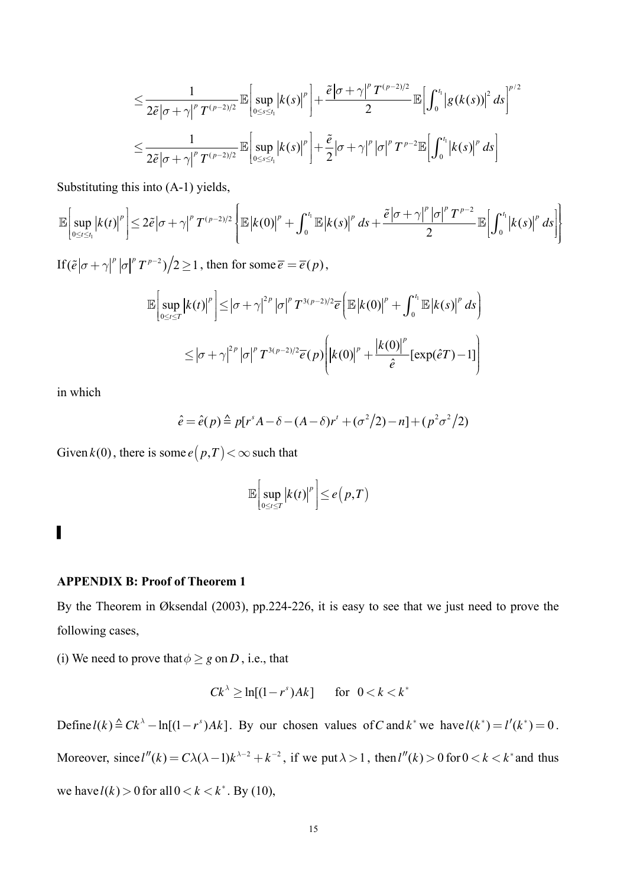$$\leq \frac{1}{2\tilde{e}\left|\sigma+\gamma\right|^{p} T^{(p-2)/2}} \mathbb{E}\left[\sup_{0\leq s\leq t_1} \left|k(s)\right|^{p}\right] + \frac{\tilde{e}\left|\sigma+\gamma\right|^{p} T^{(p-2)/2}}{2} \mathbb{E}\left[\int_0^{t_1} \left|g(k(s))\right|^2 ds\right]^{p/2}$$

$$\leq \frac{1}{2\tilde{e}\left|\sigma+\gamma\right|^{p} T^{(p-2)/2}} \mathbb{E}\left[\sup_{0\leq s\leq t_1} \left|k(s)\right|^{p}\right] + \frac{\tilde{e}}{2}\left|\sigma+\gamma\right|^{p}\left|\sigma\right|^{p} T^{p-2} \mathbb{E}\left[\int_0^{t_1} \left|k(s)\right|^{p} ds\right]$$

Substituting this into (A-1) yields,

$$\mathbb{E}\left[\sup_{0\leq t\leq t_1} \left|k(t)\right|^{p}\right] \leq 2\tilde{e}\left|\sigma+\gamma\right|^{p} T^{(p-2)/2} \left\{\mathbb{E}\left|k(0)\right|^{p} + \int_0^{t_1} \mathbb{E}\left|k(s)\right|^{p} ds + \frac{\tilde{e}\left|\sigma+\gamma\right|^{p}\left|\sigma\right|^{p} T^{p-2}}{2} \mathbb{E}\left[\int_0^{t_1} \left|k(s)\right|^{p} ds\right]\right\}$$

If $(\tilde{e}\left|\sigma+\gamma\right|^{p}\left|\sigma\right|^{p} T^{p-2})/2 \geq 1$, then for some $\overline{e} = \overline{e}(p)$,

$$\mathbb{E}\left[\sup_{0\leq t\leq T} \left|k(t)\right|^{p}\right] \leq \left|\sigma+\gamma\right|^{2p}\left|\sigma\right|^{p} T^{3(p-2)/2}\overline{e}\left(\mathbb{E}\left|k(0)\right|^{p} + \int_0^{t_1} \mathbb{E}\left|k(s)\right|^{p} ds\right)$$

$$\leq \left|\sigma+\gamma\right|^{2p}\left|\sigma\right|^{p} T^{3(p-2)/2}\overline{e}(p)\left(\left|k(0)\right|^{p} + \frac{\left|k(0)\right|^{p}}{\hat{e}}[\exp(\hat{e}T)-1]\right)$$

in which

$$\hat{e} = \hat{e}(p) \triangleq p[r^{s}A - \delta - (A-\delta)r^{t} + (\sigma^2/2) - n] + (p^2\sigma^2/2)$$

Given $k(0)$, there is some $e(p,T) < \infty$ such that

$$\mathbb{E}\left[\sup_{0\leq t\leq T} \left|k(t)\right|^{p}\right] \leq e(p,T)$$

▌

**APPENDIX B: Proof of Theorem 1**

By the Theorem in Øksendal (2003), pp.224-226, it is easy to see that we just need to prove the following cases,

(i) We need to prove that $\phi \geq g$ on $D$, i.e., that

$$Ck^{\lambda} \geq \ln[(1-r^{s})Ak] \qquad \text{for} \quad 0 < k < k^{*}$$

Define $l(k) \triangleq Ck^{\lambda} - \ln[(1-r^{s})Ak]$. By our chosen values of $C$ and $k^{*}$ we have $l(k^{*}) = l'(k^{*}) = 0$. Moreover, since $l''(k) = C\lambda(\lambda-1)k^{\lambda-2} + k^{-2}$, if we put $\lambda > 1$, then $l''(k) > 0$ for $0 < k < k^{*}$ and thus we have $l(k) > 0$ for all $0 < k < k^{*}$. By (10),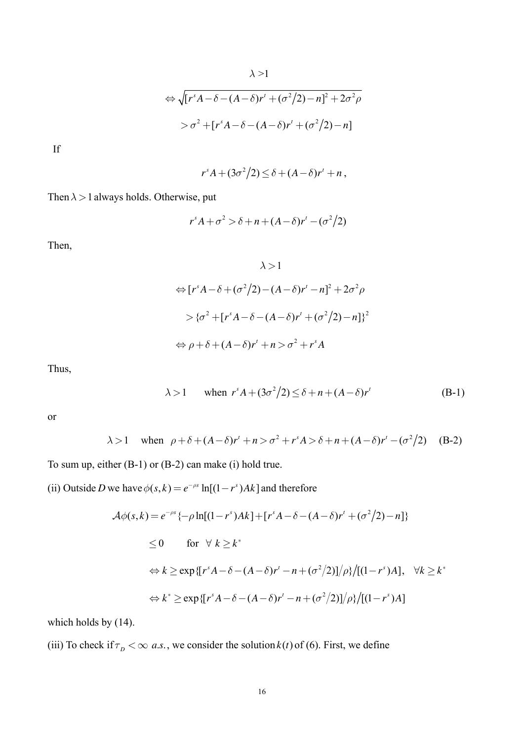$$\lambda > 1$$

$$\Leftrightarrow \sqrt{[r^s A - \delta - (A-\delta) r^t + (\sigma^2/2) - n]^2 + 2\sigma^2 \rho}$$

$$> \sigma^2 + [r^s A - \delta - (A-\delta) r^t + (\sigma^2/2) - n]$$

If

$$r^s A + (3\sigma^2/2) \leq \delta + (A-\delta) r^t + n \,,$$

Then $\lambda > 1$ always holds. Otherwise, put

$$r^s A + \sigma^2 > \delta + n + (A-\delta) r^t - (\sigma^2/2)$$

Then,

$$\lambda > 1$$

$$\Leftrightarrow [r^s A - \delta + (\sigma^2/2) - (A-\delta) r^t - n]^2 + 2\sigma^2 \rho$$

$$> \{\sigma^2 + [r^s A - \delta - (A-\delta) r^t + (\sigma^2/2) - n]\}^2$$

$$\Leftrightarrow \rho + \delta + (A-\delta) r^t + n > \sigma^2 + r^s A$$

Thus,

$$\lambda > 1 \qquad \text{when } \; r^s A + (3\sigma^2/2) \leq \delta + n + (A-\delta) r^t \tag{B-1}$$

or

$$\lambda > 1 \quad \text{when } \; \rho + \delta + (A-\delta) r^t + n > \sigma^2 + r^s A > \delta + n + (A-\delta) r^t - (\sigma^2/2) \tag{B-2}$$

To sum up, either (B-1) or (B-2) can make (i) hold true.

(ii) Outside $D$ we have $\phi(s,k) = e^{-\rho s} \ln[(1-r^s) A k]$ and therefore

$$\mathcal{A}\phi(s,k) = e^{-\rho s}\{-\rho \ln[(1-r^s) A k] + [r^s A - \delta - (A-\delta) r^t + (\sigma^2/2) - n]\}$$

$$\leq 0 \qquad \text{for } \; \forall \; k \geq k^*$$

$$\Leftrightarrow k \geq \exp\{[r^s A - \delta - (A-\delta) r^t - n + (\sigma^2/2)]/\rho\} / [(1-r^s) A], \quad \forall k \geq k^*$$

$$\Leftrightarrow k^* \geq \exp\{[r^s A - \delta - (A-\delta) r^t - n + (\sigma^2/2)]/\rho\} / [(1-r^s) A]$$

which holds by (14).

(iii) To check if $\tau_D < \infty \; a.s.$, we consider the solution $k(t)$ of (6). First, we define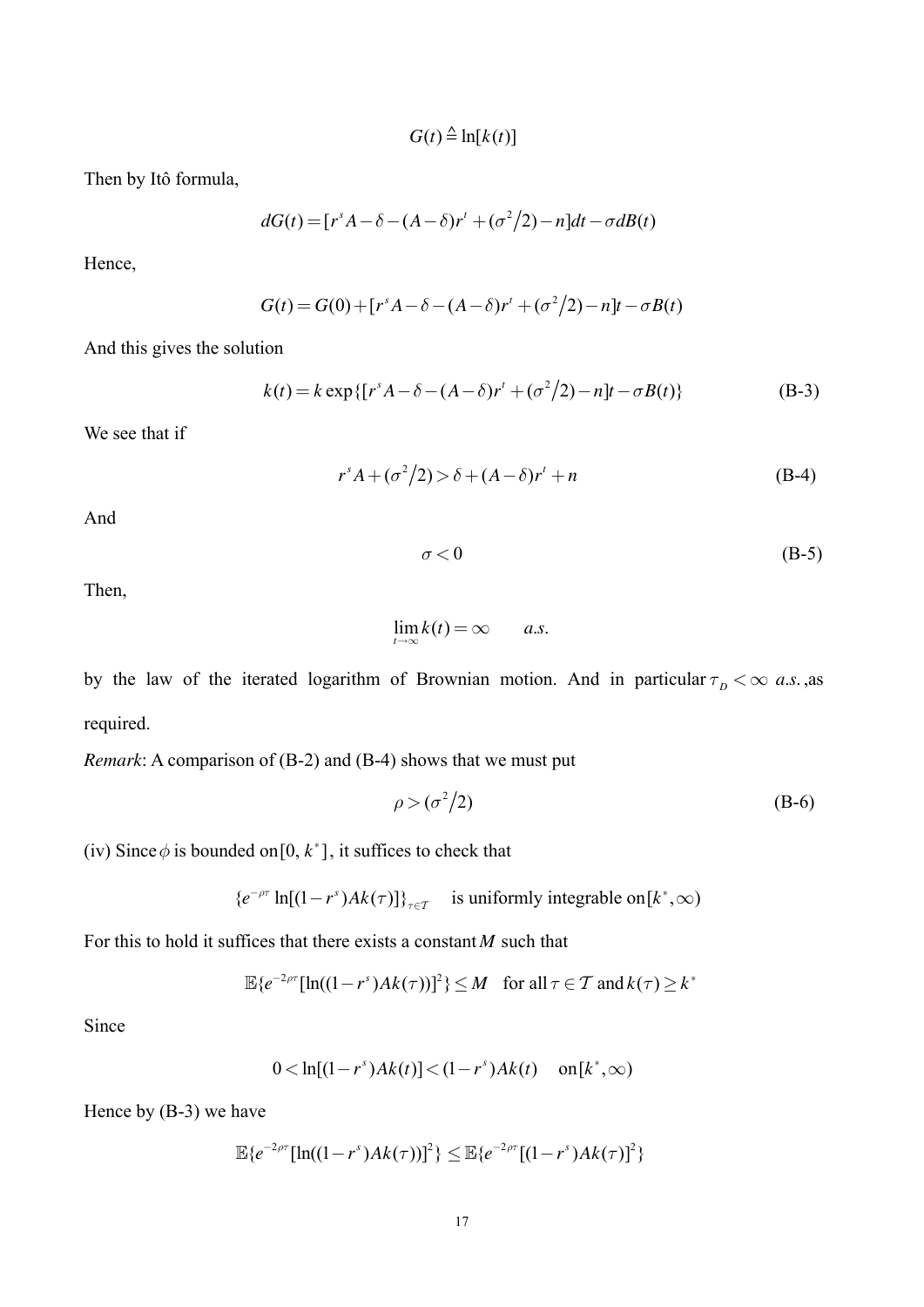$$G(t) \triangleq \ln[k(t)]$$

Then by Itô formula,

$$dG(t) = [r^s A - \delta - (A-\delta) r^t + (\sigma^2/2) - n]dt - \sigma dB(t)$$

Hence,

$$G(t) = G(0) + [r^s A - \delta - (A-\delta) r^t + (\sigma^2/2) - n]t - \sigma B(t)$$

And this gives the solution

$$k(t) = k \exp\{[r^s A - \delta - (A-\delta) r^t + (\sigma^2/2) - n]t - \sigma B(t)\} \tag{B-3}$$

We see that if

$$r^s A + (\sigma^2/2) > \delta + (A-\delta) r^t + n \tag{B-4}$$

And

$$\sigma < 0 \tag{B-5}$$

Then,

$$\lim_{t\to\infty} k(t) = \infty \qquad a.s.$$

by the law of the iterated logarithm of Brownian motion. And in particular $\tau_D < \infty$ *a.s.*, as required.

*Remark*: A comparison of (B-2) and (B-4) shows that we must put

$$\rho > (\sigma^2/2) \tag{B-6}$$

(iv) Since $\phi$ is bounded on $[0, k^*]$, it suffices to check that

$$\{e^{-\rho\tau} \ln[(1-r^s)Ak(\tau)]\}_{\tau\in\mathcal{T}} \quad \text{is uniformly integrable on } [k^*, \infty)$$

For this to hold it suffices that there exists a constant $M$ such that

$$\mathbb{E}\{e^{-2\rho\tau}[\ln((1-r^s)Ak(\tau))]^2\} \le M \quad \text{for all } \tau \in \mathcal{T} \text{ and } k(\tau) \ge k^*$$

Since

$$0 < \ln[(1-r^s)Ak(t)] < (1-r^s)Ak(t) \quad \text{on } [k^*, \infty)$$

Hence by (B-3) we have

$$\mathbb{E}\{e^{-2\rho\tau}[\ln((1-r^s)Ak(\tau))]^2\} \le \mathbb{E}\{e^{-2\rho\tau}[(1-r^s)Ak(\tau)]^2\}$$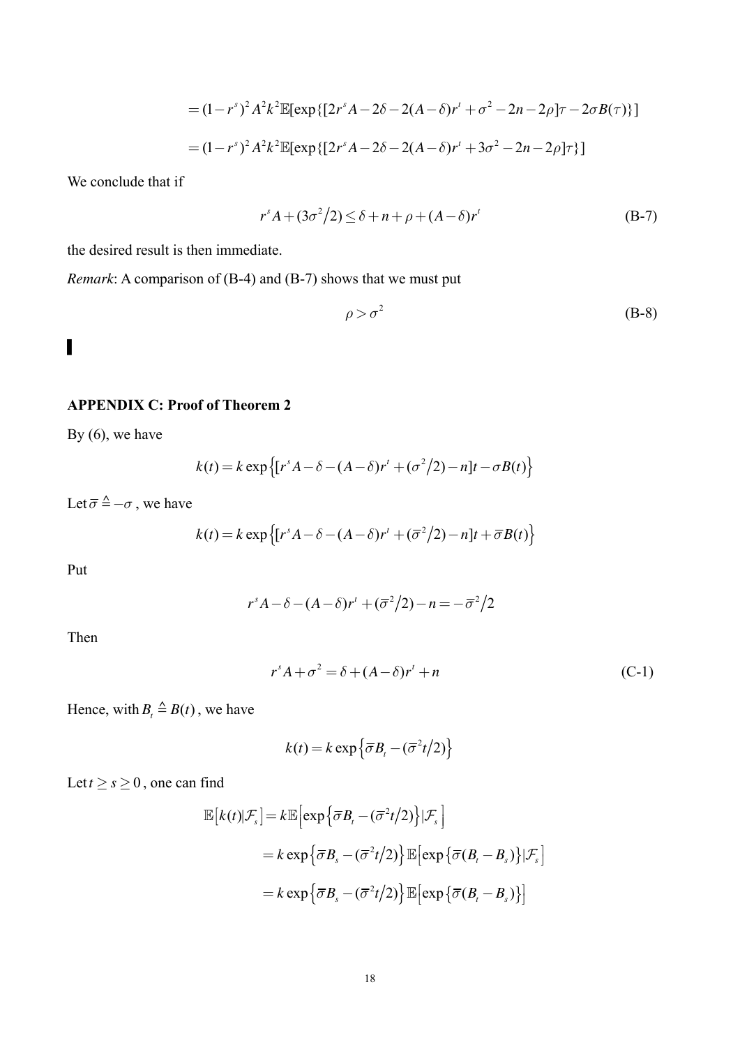$$= (1-r^s)^2 A^2 k^2 \mathbb{E}[\exp\{[2r^s A - 2\delta - 2(A-\delta)r^t + \sigma^2 - 2n - 2\rho]\tau - 2\sigma B(\tau)\}]$$

$$= (1-r^s)^2 A^2 k^2 \mathbb{E}[\exp\{[2r^s A - 2\delta - 2(A-\delta)r^t + 3\sigma^2 - 2n - 2\rho]\tau\}]$$

We conclude that if

$$r^s A + (3\sigma^2/2) \leq \delta + n + \rho + (A-\delta)r^t \tag{B-7}$$

the desired result is then immediate.

*Remark*: A comparison of (B-4) and (B-7) shows that we must put

$$\rho > \sigma^2 \tag{B-8}$$

▌

**APPENDIX C: Proof of Theorem 2**

By (6), we have

$$k(t) = k\exp\left\{[r^s A - \delta - (A-\delta)r^t + (\sigma^2/2) - n]t - \sigma B(t)\right\}$$

Let $\overline{\sigma} \triangleq -\sigma$ , we have

$$k(t) = k\exp\left\{[r^s A - \delta - (A-\delta)r^t + (\overline{\sigma}^2/2) - n]t + \overline{\sigma} B(t)\right\}$$

Put

$$r^s A - \delta - (A-\delta)r^t + (\overline{\sigma}^2/2) - n = -\overline{\sigma}^2/2$$

Then

$$r^s A + \sigma^2 = \delta + (A-\delta)r^t + n \tag{C-1}$$

Hence, with $B_t \triangleq B(t)$ , we have

$$k(t) = k\exp\left\{\overline{\sigma} B_t - (\overline{\sigma}^2 t/2)\right\}$$

Let $t \geq s \geq 0$ , one can find

$$\mathbb{E}\left[k(t)|\mathcal{F}_s\right] = k\mathbb{E}\left[\exp\left\{\overline{\sigma} B_t - (\overline{\sigma}^2 t/2)\right\}|\mathcal{F}_s\right]$$

$$= k\exp\left\{\overline{\sigma} B_s - (\overline{\sigma}^2 t/2)\right\}\mathbb{E}\left[\exp\left\{\overline{\sigma}(B_t - B_s)\right\}|\mathcal{F}_s\right]$$

$$= k\exp\left\{\overline{\sigma} B_s - (\overline{\sigma}^2 t/2)\right\}\mathbb{E}\left[\exp\left\{\overline{\sigma}(B_t - B_s)\right\}\right]$$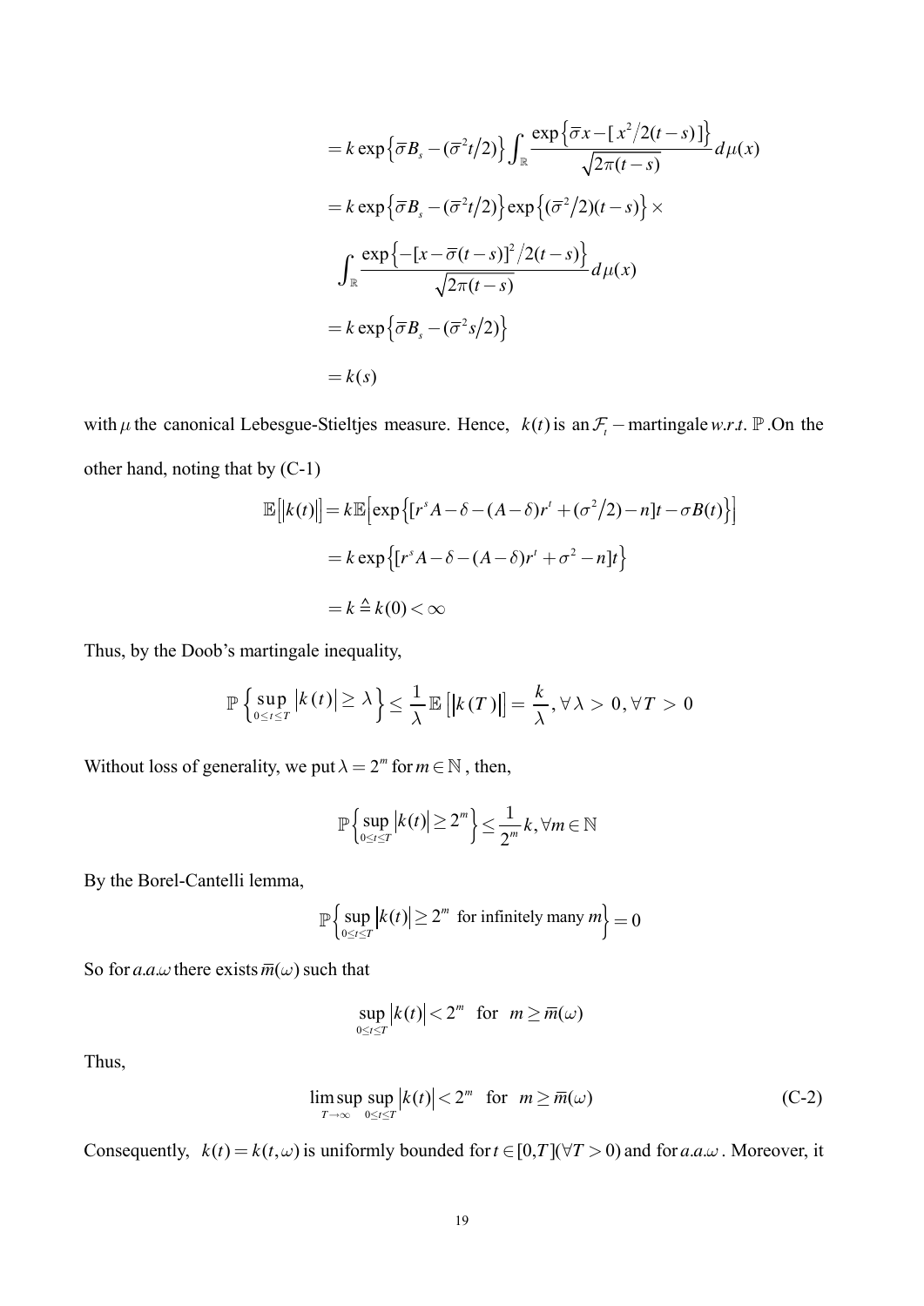$$
\begin{aligned}
&= k\exp\left\{\bar{\sigma}B_s - (\bar{\sigma}^2 t/2)\right\}\int_{\mathbb{R}} \frac{\exp\left\{\bar{\sigma}x - [x^2/2(t-s)]\right\}}{\sqrt{2\pi(t-s)}} d\mu(x) \\
&= k\exp\left\{\bar{\sigma}B_s - (\bar{\sigma}^2 t/2)\right\}\exp\left\{(\bar{\sigma}^2/2)(t-s)\right\} \times \\
&\int_{\mathbb{R}} \frac{\exp\left\{-[x-\bar{\sigma}(t-s)]^2/2(t-s)\right\}}{\sqrt{2\pi(t-s)}} d\mu(x) \\
&= k\exp\left\{\bar{\sigma}B_s - (\bar{\sigma}^2 s/2)\right\} \\
&= k(s)
\end{aligned}
$$

with $\mu$ the canonical Lebesgue-Stieltjes measure. Hence, $k(t)$ is an $\mathcal{F}_t$ − martingale *w.r.t.* $\mathbb{P}$. On the other hand, noting that by (C-1)

$$
\begin{aligned}
\mathbb{E}\left[|k(t)|\right] &= k\mathbb{E}\left[\exp\left\{[r^s A - \delta - (A-\delta)r^t + (\sigma^2/2) - n]t - \sigma B(t)\right\}\right] \\
&= k\exp\left\{[r^s A - \delta - (A-\delta)r^t + \sigma^2 - n]t\right\} \\
&= k \triangleq k(0) < \infty
\end{aligned}
$$

Thus, by the Doob's martingale inequality,

$$
\mathbb{P}\left\{\sup_{0\le t\le T}|k(t)| \ge \lambda\right\} \le \frac{1}{\lambda}\mathbb{E}\left[|k(T)|\right] = \frac{k}{\lambda}, \forall \lambda > 0, \forall T > 0
$$

Without loss of generality, we put $\lambda = 2^m$ for $m \in \mathbb{N}$, then,

$$
\mathbb{P}\left\{\sup_{0\le t\le T}|k(t)| \ge 2^m\right\} \le \frac{1}{2^m}k, \forall m \in \mathbb{N}
$$

By the Borel-Cantelli lemma,

$$
\mathbb{P}\left\{\sup_{0\le t\le T}|k(t)| \ge 2^m \text{ for infinitely many } m\right\} = 0
$$

So for $a.a.\omega$ there exists $\bar{m}(\omega)$ such that

$$
\sup_{0\le t\le T}|k(t)| < 2^m \quad \text{for} \quad m \ge \bar{m}(\omega)
$$

Thus,

$$
\limsup_{T\to\infty}\sup_{0\le t\le T}|k(t)| < 2^m \quad \text{for} \quad m \ge \bar{m}(\omega) \tag{C-2}
$$

Consequently, $k(t) = k(t,\omega)$ is uniformly bounded for $t \in [0,T] (\forall T > 0)$ and for $a.a.\omega$. Moreover, it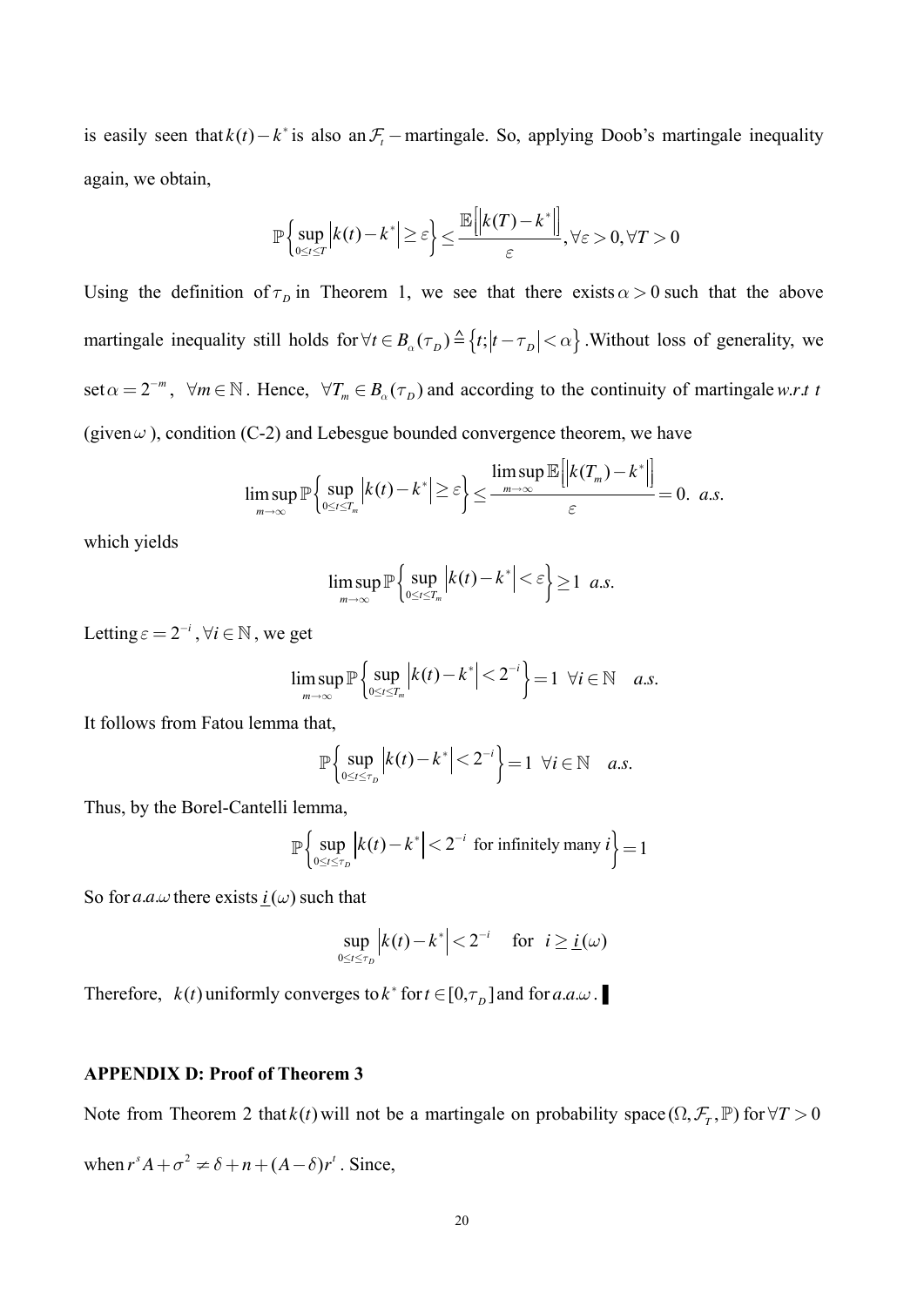is easily seen that $k(t)-k^*$ is also an $\mathcal{F}_t-$martingale. So, applying Doob's martingale inequality again, we obtain,

$$\mathbb{P}\left\{\sup_{0\leq t\leq T}\left|k(t)-k^*\right|\geq\varepsilon\right\}\leq\frac{\mathbb{E}\left[\left|k(T)-k^*\right|\right]}{\varepsilon},\forall\varepsilon>0,\forall T>0$$

Using the definition of $\tau_D$ in Theorem 1, we see that there exists $\alpha>0$ such that the above martingale inequality still holds for $\forall t\in B_\alpha(\tau_D)\triangleq\{t;|t-\tau_D|<\alpha\}$. Without loss of generality, we set $\alpha=2^{-m}$, $\forall m\in\mathbb{N}$. Hence, $\forall T_m\in B_\alpha(\tau_D)$ and according to the continuity of martingale *w.r.t* $t$ (given $\omega$), condition (C-2) and Lebesgue bounded convergence theorem, we have

$$\limsup_{m\to\infty}\mathbb{P}\left\{\sup_{0\leq t\leq T_m}\left|k(t)-k^*\right|\geq\varepsilon\right\}\leq\frac{\limsup_{m\to\infty}\mathbb{E}\left[\left|k(T_m)-k^*\right|\right]}{\varepsilon}=0.\ \ a.s.$$

which yields

$$\limsup_{m\to\infty}\mathbb{P}\left\{\sup_{0\leq t\leq T_m}\left|k(t)-k^*\right|<\varepsilon\right\}\geq1\ \ a.s.$$

Letting $\varepsilon=2^{-i}, \forall i\in\mathbb{N}$, we get

$$\limsup_{m\to\infty}\mathbb{P}\left\{\sup_{0\leq t\leq T_m}\left|k(t)-k^*\right|<2^{-i}\right\}=1\ \ \forall i\in\mathbb{N}\quad a.s.$$

It follows from Fatou lemma that,

$$\mathbb{P}\left\{\sup_{0\leq t\leq \tau_D}\left|k(t)-k^*\right|<2^{-i}\right\}=1\ \ \forall i\in\mathbb{N}\quad a.s.$$

Thus, by the Borel-Cantelli lemma,

$$\mathbb{P}\left\{\sup_{0\leq t\leq \tau_D}\left|k(t)-k^*\right|<2^{-i}\ \text{ for infinitely many } i\right\}=1$$

So for $a.a.\omega$ there exists $\underline{i}(\omega)$ such that

$$\sup_{0\leq t\leq \tau_D}\left|k(t)-k^*\right|<2^{-i}\quad\text{for }\ i\geq\underline{i}(\omega)$$

Therefore, $k(t)$ uniformly converges to $k^*$ for $t\in[0,\tau_D]$ and for $a.a.\omega$. ▌

**APPENDIX D: Proof of Theorem 3**

Note from Theorem 2 that $k(t)$ will not be a martingale on probability space $(\Omega,\mathcal{F}_T,\mathbb{P})$ for $\forall T>0$ when $r^sA+\sigma^2\neq\delta+n+(A-\delta)r^t$. Since,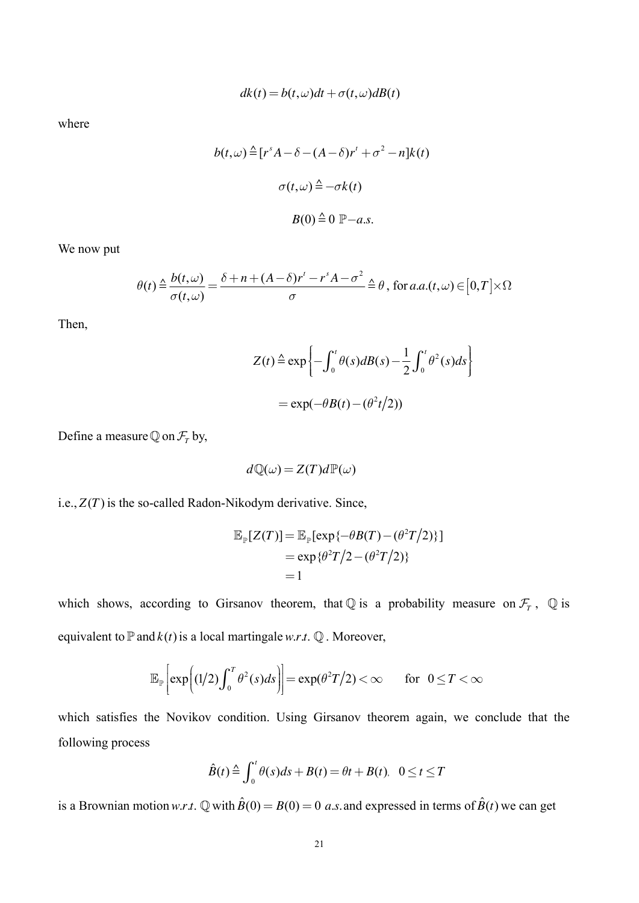$$dk(t) = b(t,\omega)dt + \sigma(t,\omega)dB(t)$$

where

$$b(t,\omega) \triangleq [r^s A - \delta - (A-\delta)r^t + \sigma^2 - n]k(t)$$

$$\sigma(t,\omega) \triangleq -\sigma k(t)$$

$$B(0) \triangleq 0 \ \mathbb{P}-a.s.$$

We now put

$$\theta(t) \triangleq \frac{b(t,\omega)}{\sigma(t,\omega)} = \frac{\delta + n + (A-\delta)r^t - r^s A - \sigma^2}{\sigma} \triangleq \theta \text{, for } a.a.(t,\omega) \in [0,T] \times \Omega$$

Then,

$$Z(t) \triangleq \exp\left\{-\int_0^t \theta(s)dB(s) - \frac{1}{2}\int_0^t \theta^2(s)ds\right\}$$

$$= \exp(-\theta B(t) - (\theta^2 t/2))$$

Define a measure $\mathbb{Q}$ on $\mathcal{F}_T$ by,

$$d\mathbb{Q}(\omega) = Z(T)d\mathbb{P}(\omega)$$

i.e., $Z(T)$ is the so-called Radon-Nikodym derivative. Since,

$$\begin{aligned}
\mathbb{E}_{\mathbb{P}}[Z(T)] &= \mathbb{E}_{\mathbb{P}}[\exp\{-\theta B(T) - (\theta^2 T/2)\}] \\
&= \exp\{\theta^2 T/2 - (\theta^2 T/2)\} \\
&= 1
\end{aligned}$$

which shows, according to Girsanov theorem, that $\mathbb{Q}$ is a probability measure on $\mathcal{F}_T$, $\mathbb{Q}$ is equivalent to $\mathbb{P}$ and $k(t)$ is a local martingale *w.r.t.* $\mathbb{Q}$. Moreover,

$$\mathbb{E}_{\mathbb{P}}\left[\exp\left((1/2)\int_0^T \theta^2(s)ds\right)\right] = \exp(\theta^2 T/2) < \infty \qquad \text{for} \quad 0 \le T < \infty$$

which satisfies the Novikov condition. Using Girsanov theorem again, we conclude that the following process

$$\hat{B}(t) \triangleq \int_0^t \theta(s)ds + B(t) = \theta t + B(t), \quad 0 \le t \le T$$

is a Brownian motion *w.r.t.* $\mathbb{Q}$ with $\hat{B}(0) = B(0) = 0$ *a.s.* and expressed in terms of $\hat{B}(t)$ we can get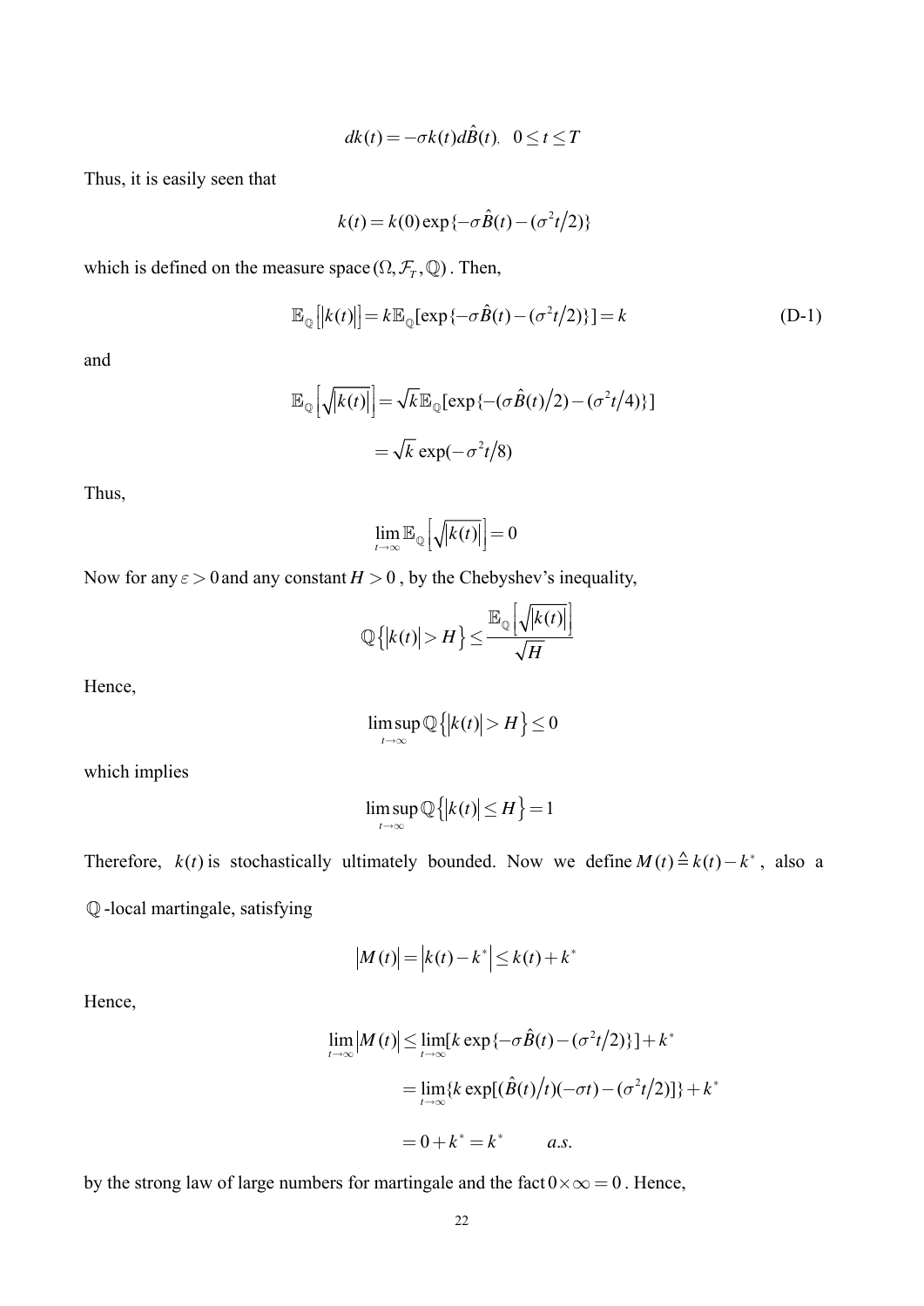$$dk(t) = -\sigma k(t) d\hat{B}(t), \quad 0 \leq t \leq T$$

Thus, it is easily seen that

$$k(t) = k(0)\exp\{-\sigma \hat{B}(t) - (\sigma^2 t/2)\}$$

which is defined on the measure space $(\Omega, \mathcal{F}_T, \mathbb{Q})$. Then,

$$\mathbb{E}_{\mathbb{Q}}\left[|k(t)|\right] = k\mathbb{E}_{\mathbb{Q}}[\exp\{-\sigma \hat{B}(t) - (\sigma^2 t/2)\}] = k \tag{D-1}$$

and

$$\mathbb{E}_{\mathbb{Q}}\left[\sqrt{|k(t)|}\right] = \sqrt{k}\mathbb{E}_{\mathbb{Q}}[\exp\{-(\sigma \hat{B}(t)/2) - (\sigma^2 t/4)\}]$$

$$= \sqrt{k}\exp(-\sigma^2 t/8)$$

Thus,

$$\lim_{t\to\infty} \mathbb{E}_{\mathbb{Q}}\left[\sqrt{|k(t)|}\right] = 0$$

Now for any $\varepsilon > 0$ and any constant $H > 0$, by the Chebyshev's inequality,

$$\mathbb{Q}\left\{|k(t)| > H\right\} \leq \frac{\mathbb{E}_{\mathbb{Q}}\left[\sqrt{|k(t)|}\right]}{\sqrt{H}}$$

Hence,

$$\limsup_{t\to\infty} \mathbb{Q}\left\{|k(t)| > H\right\} \leq 0$$

which implies

$$\limsup_{t\to\infty} \mathbb{Q}\left\{|k(t)| \leq H\right\} = 1$$

Therefore, $k(t)$ is stochastically ultimately bounded. Now we define $M(t) \triangleq k(t) - k^*$, also a $\mathbb{Q}$-local martingale, satisfying

$$|M(t)| = \left|k(t) - k^*\right| \leq k(t) + k^*$$

Hence,

$$\lim_{t\to\infty} |M(t)| \leq \lim_{t\to\infty} [k\exp\{-\sigma \hat{B}(t) - (\sigma^2 t/2)\}] + k^*$$

$$= \lim_{t\to\infty} \{k\exp[(\hat{B}(t)/t)(-\sigma t) - (\sigma^2 t/2)]\} + k^*$$

$$= 0 + k^* = k^* \qquad a.s.$$

by the strong law of large numbers for martingale and the fact $0 \times \infty = 0$. Hence,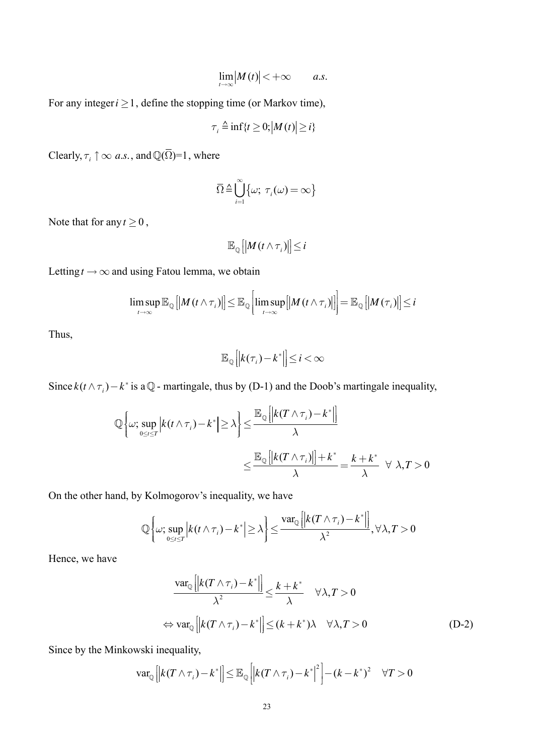$$\lim_{t\to\infty}|M(t)| < +\infty \qquad a.s.$$

For any integer $i \geq 1$, define the stopping time (or Markov time),

$$\tau_i \triangleq \inf\{t \geq 0; |M(t)| \geq i\}$$

Clearly, $\tau_i \uparrow \infty$ *a.s.*, and $\mathbb{Q}(\overline{\Omega})=1$, where

$$\overline{\Omega} \triangleq \bigcup_{i=1}^{\infty}\{\omega;\ \tau_i(\omega) = \infty\}$$

Note that for any $t \geq 0$,

$$\mathbb{E}_{\mathbb{Q}}\left[|M(t\wedge\tau_i)|\right] \leq i$$

Letting $t \to \infty$ and using Fatou lemma, we obtain

$$\limsup_{t\to\infty}\mathbb{E}_{\mathbb{Q}}\left[|M(t\wedge\tau_i)|\right] \leq \mathbb{E}_{\mathbb{Q}}\left[\limsup_{t\to\infty}\left[|M(t\wedge\tau_i)|\right]\right] = \mathbb{E}_{\mathbb{Q}}\left[|M(\tau_i)|\right] \leq i$$

Thus,

$$\mathbb{E}_{\mathbb{Q}}\left[\left|k(\tau_i) - k^*\right|\right] \leq i < \infty$$

Since $k(t\wedge\tau_i) - k^*$ is a $\mathbb{Q}$ - martingale, thus by (D-1) and the Doob's martingale inequality,

$$\mathbb{Q}\left\{\omega;\ \sup_{0\leq t\leq T}\left|k(t\wedge\tau_i) - k^*\right| \geq \lambda\right\} \leq \frac{\mathbb{E}_{\mathbb{Q}}\left[\left|k(T\wedge\tau_i) - k^*\right|\right]}{\lambda}$$

$$\leq \frac{\mathbb{E}_{\mathbb{Q}}\left[\left|k(T\wedge\tau_i)\right|\right] + k^*}{\lambda} = \frac{k + k^*}{\lambda} \quad \forall\ \lambda, T > 0$$

On the other hand, by Kolmogorov's inequality, we have

$$\mathbb{Q}\left\{\omega;\ \sup_{0\leq t\leq T}\left|k(t\wedge\tau_i) - k^*\right| \geq \lambda\right\} \leq \frac{\mathrm{var}_{\mathbb{Q}}\left[\left|k(T\wedge\tau_i) - k^*\right|\right]}{\lambda^2}, \forall\lambda, T > 0$$

Hence, we have

$$\frac{\mathrm{var}_{\mathbb{Q}}\left[\left|k(T\wedge\tau_i) - k^*\right|\right]}{\lambda^2} \leq \frac{k + k^*}{\lambda} \quad \forall\lambda, T > 0$$

$$\Leftrightarrow \mathrm{var}_{\mathbb{Q}}\left[\left|k(T\wedge\tau_i) - k^*\right|\right] \leq (k + k^*)\lambda \quad \forall\lambda, T > 0 \tag{D-2}$$

Since by the Minkowski inequality,

$$\mathrm{var}_{\mathbb{Q}}\left[\left|k(T\wedge\tau_i) - k^*\right|\right] \leq \mathbb{E}_{\mathbb{Q}}\left[\left|k(T\wedge\tau_i) - k^*\right|^2\right] - (k - k^*)^2 \quad \forall T > 0$$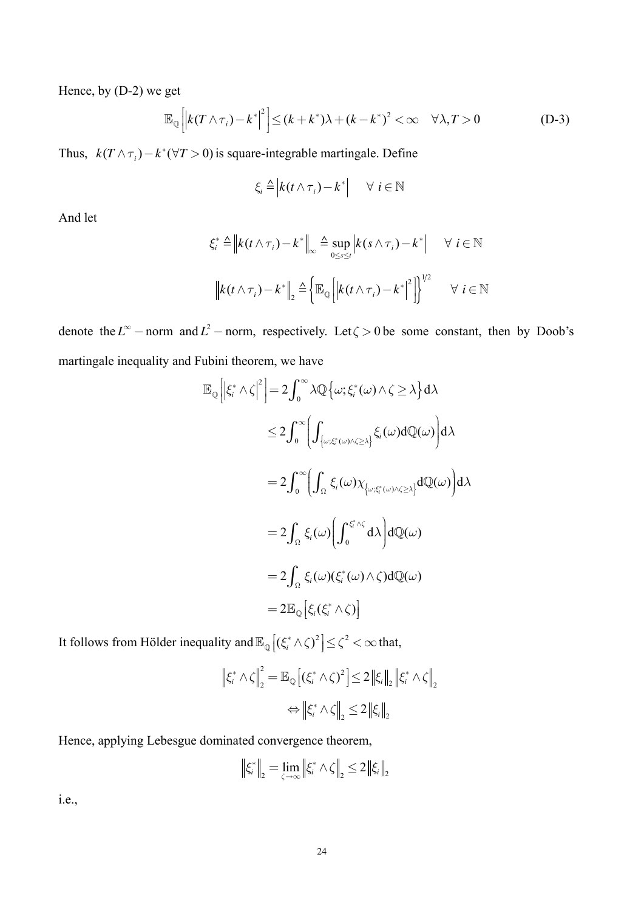Hence, by (D-2) we get

$$\mathbb{E}_{\mathbb{Q}}\left[\left|k(T\wedge\tau_i)-k^*\right|^2\right]\leq(k+k^*)\lambda+(k-k^*)^2<\infty\quad\forall\lambda,T>0 \tag{D-3}$$

Thus, $k(T\wedge\tau_i)-k^*(\forall T>0)$ is square-integrable martingale. Define

$$\xi_i\triangleq\left|k(t\wedge\tau_i)-k^*\right|\quad\forall\ i\in\mathbb{N}$$

And let

$$\xi_i^*\triangleq\left\|k(t\wedge\tau_i)-k^*\right\|_\infty\triangleq\sup_{0\leq s\leq t}\left|k(s\wedge\tau_i)-k^*\right|\quad\forall\ i\in\mathbb{N}$$

$$\left\|k(t\wedge\tau_i)-k^*\right\|_2\triangleq\left\{\mathbb{E}_{\mathbb{Q}}\left[\left|k(t\wedge\tau_i)-k^*\right|^2\right]\right\}^{1/2}\quad\forall\ i\in\mathbb{N}$$

denote the $L^\infty-$norm and $L^2-$norm, respectively. Let $\zeta>0$ be some constant, then by Doob's martingale inequality and Fubini theorem, we have

$$\begin{aligned}
\mathbb{E}_{\mathbb{Q}}\left[\left|\xi_i^*\wedge\zeta\right|^2\right]&=2\int_0^\infty\lambda\mathbb{Q}\left\{\omega;\xi_i^*(\omega)\wedge\zeta\geq\lambda\right\}\mathrm{d}\lambda\\
&\leq2\int_0^\infty\left(\int_{\left\{\omega;\xi_i^*(\omega)\wedge\zeta\geq\lambda\right\}}\xi_i(\omega)\mathrm{d}\mathbb{Q}(\omega)\right)\mathrm{d}\lambda\\
&=2\int_0^\infty\left(\int_\Omega\xi_i(\omega)\chi_{\left\{\omega;\xi_i^*(\omega)\wedge\zeta\geq\lambda\right\}}\mathrm{d}\mathbb{Q}(\omega)\right)\mathrm{d}\lambda\\
&=2\int_\Omega\xi_i(\omega)\left(\int_0^{\xi_i^*\wedge\zeta}\mathrm{d}\lambda\right)\mathrm{d}\mathbb{Q}(\omega)\\
&=2\int_\Omega\xi_i(\omega)(\xi_i^*(\omega)\wedge\zeta)\mathrm{d}\mathbb{Q}(\omega)\\
&=2\mathbb{E}_{\mathbb{Q}}\left[\xi_i(\xi_i^*\wedge\zeta)\right]
\end{aligned}$$

It follows from Hölder inequality and $\mathbb{E}_{\mathbb{Q}}\left[(\xi_i^*\wedge\zeta)^2\right]\leq\zeta^2<\infty$ that,

$$\left\|\xi_i^*\wedge\zeta\right\|_2^2=\mathbb{E}_{\mathbb{Q}}\left[(\xi_i^*\wedge\zeta)^2\right]\leq2\left\|\xi_i\right\|_2\left\|\xi_i^*\wedge\zeta\right\|_2$$

$$\Leftrightarrow\left\|\xi_i^*\wedge\zeta\right\|_2\leq2\left\|\xi_i\right\|_2$$

Hence, applying Lebesgue dominated convergence theorem,

$$\left\|\xi_i^*\right\|_2=\lim_{\zeta\to\infty}\left\|\xi_i^*\wedge\zeta\right\|_2\leq2\left\|\xi_i\right\|_2$$

i.e.,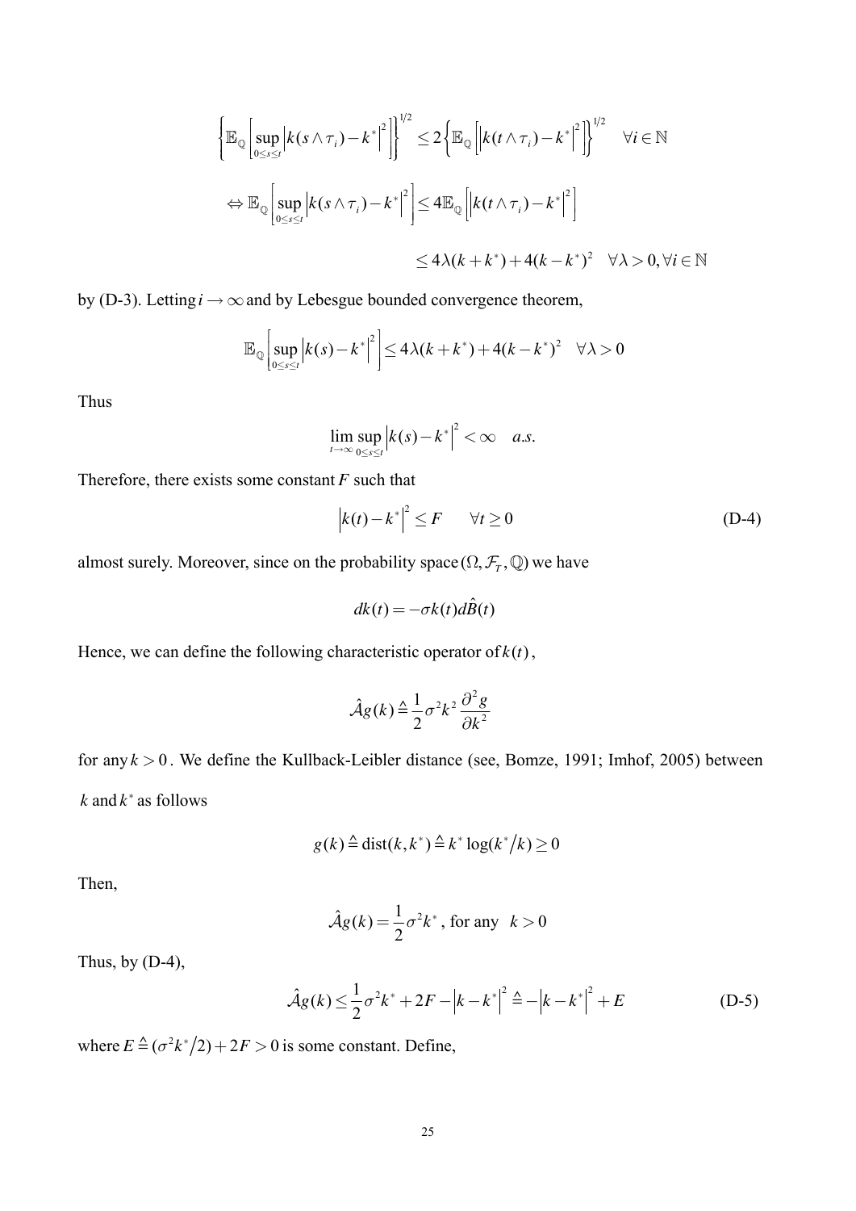$$\left\{\mathbb{E}_{\mathbb{Q}}\left[\sup_{0\le s\le t}\left|k(s\wedge\tau_i)-k^*\right|^2\right]\right\}^{1/2}\le 2\left\{\mathbb{E}_{\mathbb{Q}}\left[\left|k(t\wedge\tau_i)-k^*\right|^2\right]\right\}^{1/2}\quad \forall i\in\mathbb{N}$$

$$\Leftrightarrow \mathbb{E}_{\mathbb{Q}}\left[\sup_{0\le s\le t}\left|k(s\wedge\tau_i)-k^*\right|^2\right]\le 4\mathbb{E}_{\mathbb{Q}}\left[\left|k(t\wedge\tau_i)-k^*\right|^2\right]$$

$$\le 4\lambda(k+k^*)+4(k-k^*)^2\quad \forall\lambda>0,\forall i\in\mathbb{N}$$

by (D-3). Letting $i\to\infty$ and by Lebesgue bounded convergence theorem,

$$\mathbb{E}_{\mathbb{Q}}\left[\sup_{0\le s\le t}\left|k(s)-k^*\right|^2\right]\le 4\lambda(k+k^*)+4(k-k^*)^2\quad \forall\lambda>0$$

Thus

$$\lim_{t\to\infty}\sup_{0\le s\le t}\left|k(s)-k^*\right|^2<\infty\quad a.s.$$

Therefore, there exists some constant $F$ such that

$$\left|k(t)-k^*\right|^2\le F\qquad \forall t\ge 0 \tag{D-4}$$

almost surely. Moreover, since on the probability space $(\Omega,\mathcal{F}_T,\mathbb{Q})$ we have

$$dk(t)=-\sigma k(t)d\hat{B}(t)$$

Hence, we can define the following characteristic operator of $k(t)$,

$$\hat{\mathcal{A}}g(k)\triangleq\frac{1}{2}\sigma^2k^2\frac{\partial^2 g}{\partial k^2}$$

for any $k>0$. We define the Kullback-Leibler distance (see, Bomze, 1991; Imhof, 2005) between $k$ and $k^*$ as follows

$$g(k)\triangleq\operatorname{dist}(k,k^*)\triangleq k^*\log(k^*/k)\ge 0$$

Then,

$$\hat{\mathcal{A}}g(k)=\frac{1}{2}\sigma^2k^*\text{, for any }\;k>0$$

Thus, by (D-4),

$$\hat{\mathcal{A}}g(k)\le\frac{1}{2}\sigma^2k^*+2F-\left|k-k^*\right|^2\triangleq-\left|k-k^*\right|^2+E \tag{D-5}$$

where $E\triangleq(\sigma^2k^*/2)+2F>0$ is some constant. Define,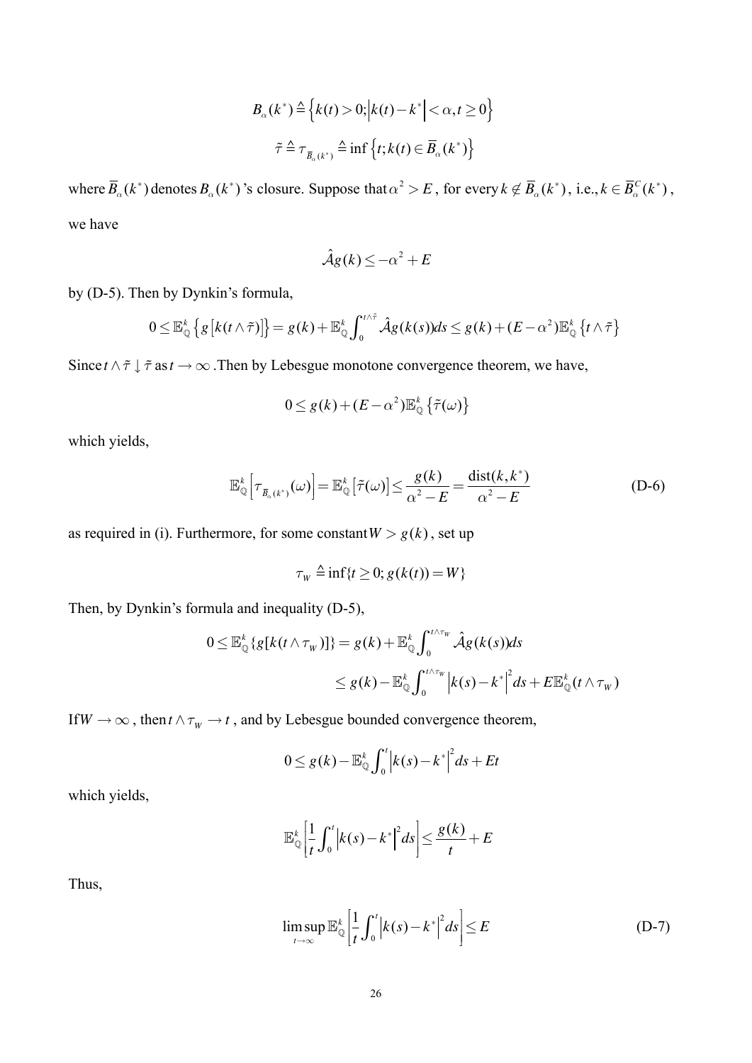$$B_{\alpha}(k^*) \triangleq \left\{ k(t) > 0; \left| k(t) - k^* \right| < \alpha, t \geq 0 \right\}$$

$$\tilde{\tau} \triangleq \tau_{\overline{B}_{\alpha}(k^*)} \triangleq \inf \left\{ t; k(t) \in \overline{B}_{\alpha}(k^*) \right\}$$

where $\overline{B}_{\alpha}(k^*)$ denotes $B_{\alpha}(k^*)$'s closure. Suppose that $\alpha^2 > E$, for every $k \notin \overline{B}_{\alpha}(k^*)$, i.e., $k \in \overline{B}_{\alpha}^C(k^*)$, we have

$$\hat{\mathcal{A}} g(k) \leq -\alpha^2 + E$$

by (D-5). Then by Dynkin's formula,

$$0 \leq \mathbb{E}_{\mathbb{Q}}^k \left\{ g\left[k(t \wedge \tilde{\tau})\right] \right\} = g(k) + \mathbb{E}_{\mathbb{Q}}^k \int_0^{t \wedge \tilde{\tau}} \hat{\mathcal{A}} g(k(s)) ds \leq g(k) + (E - \alpha^2) \mathbb{E}_{\mathbb{Q}}^k \left\{ t \wedge \tilde{\tau} \right\}$$

Since $t \wedge \tilde{\tau} \downarrow \tilde{\tau}$ as $t \to \infty$. Then by Lebesgue monotone convergence theorem, we have,

$$0 \leq g(k) + (E - \alpha^2) \mathbb{E}_{\mathbb{Q}}^k \left\{ \tilde{\tau}(\omega) \right\}$$

which yields,

$$\mathbb{E}_{\mathbb{Q}}^k \left[ \tau_{\overline{B}_{\alpha}(k^*)}(\omega) \right] = \mathbb{E}_{\mathbb{Q}}^k \left[ \tilde{\tau}(\omega) \right] \leq \frac{g(k)}{\alpha^2 - E} = \frac{\text{dist}(k, k^*)}{\alpha^2 - E} \tag{D-6}$$

as required in (i). Furthermore, for some constant $W > g(k)$, set up

$$\tau_W \triangleq \inf\{t \geq 0; g(k(t)) = W\}$$

Then, by Dynkin's formula and inequality (D-5),

$$\begin{aligned} 0 \leq \mathbb{E}_{\mathbb{Q}}^k \{ g[k(t \wedge \tau_W)] \} &= g(k) + \mathbb{E}_{\mathbb{Q}}^k \int_0^{t \wedge \tau_W} \hat{\mathcal{A}} g(k(s)) ds \\ &\leq g(k) - \mathbb{E}_{\mathbb{Q}}^k \int_0^{t \wedge \tau_W} \left| k(s) - k^* \right|^2 ds + E \mathbb{E}_{\mathbb{Q}}^k (t \wedge \tau_W) \end{aligned}$$

If $W \to \infty$, then $t \wedge \tau_W \to t$, and by Lebesgue bounded convergence theorem,

$$0 \leq g(k) - \mathbb{E}_{\mathbb{Q}}^k \int_0^t \left| k(s) - k^* \right|^2 ds + Et$$

which yields,

$$\mathbb{E}_{\mathbb{Q}}^k \left[ \frac{1}{t} \int_0^t \left| k(s) - k^* \right|^2 ds \right] \leq \frac{g(k)}{t} + E$$

Thus,

$$\limsup_{t \to \infty} \mathbb{E}_{\mathbb{Q}}^k \left[ \frac{1}{t} \int_0^t \left| k(s) - k^* \right|^2 ds \right] \leq E \tag{D-7}$$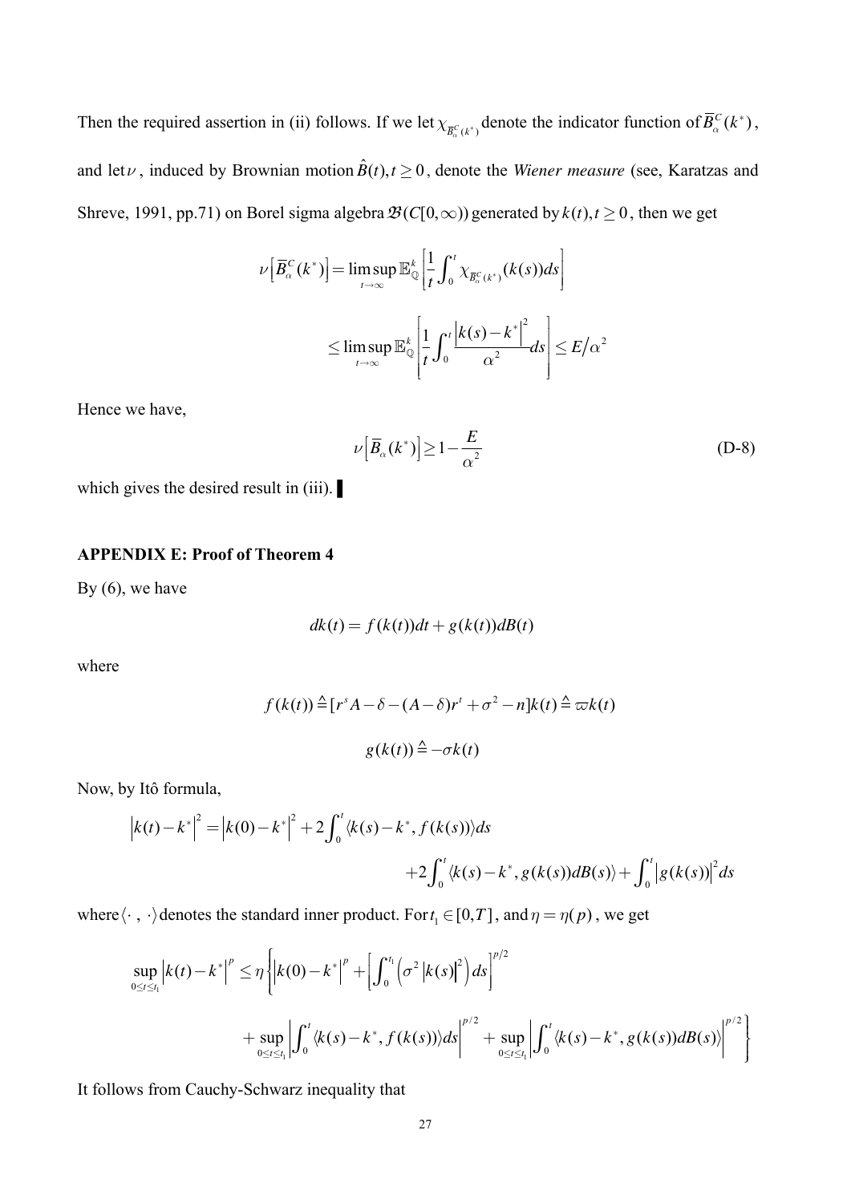Then the required assertion in (ii) follows. If we let $\chi_{\overline{B}_\alpha^C(k^*)}$ denote the indicator function of $\overline{B}_\alpha^C(k^*)$, and let $\nu$, induced by Brownian motion $\hat{B}(t), t \geq 0$, denote the *Wiener measure* (see, Karatzas and Shreve, 1991, pp.71) on Borel sigma algebra $\mathcal{B}(C[0,\infty))$ generated by $k(t), t \geq 0$, then we get

$$\nu\left[\overline{B}_\alpha^C(k^*)\right] = \limsup_{t\to\infty} \mathbb{E}_{\mathbb{Q}}^k\left[\frac{1}{t}\int_0^t \chi_{\overline{B}_\alpha^C(k^*)}(k(s))ds\right]$$

$$\leq \limsup_{t\to\infty} \mathbb{E}_{\mathbb{Q}}^k\left[\frac{1}{t}\int_0^t \frac{\left|k(s)-k^*\right|^2}{\alpha^2}ds\right] \leq E/\alpha^2$$

Hence we have,

$$\nu\left[\overline{B}_\alpha(k^*)\right] \geq 1 - \frac{E}{\alpha^2} \tag{D-8}$$

which gives the desired result in (iii). ▌

## APPENDIX E: Proof of Theorem 4

By (6), we have

$$dk(t) = f(k(t))dt + g(k(t))dB(t)$$

where

$$f(k(t)) \triangleq [r^s A - \delta - (A-\delta)r^t + \sigma^2 - n]k(t) \triangleq \varpi k(t)$$

$$g(k(t)) \triangleq -\sigma k(t)$$

Now, by Itô formula,

$$\left|k(t)-k^*\right|^2 = \left|k(0)-k^*\right|^2 + 2\int_0^t \langle k(s)-k^*, f(k(s))\rangle ds$$
$$+2\int_0^t \langle k(s)-k^*, g(k(s))dB(s)\rangle + \int_0^t \left|g(k(s))\right|^2 ds$$

where $\langle \cdot\,,\,\cdot\rangle$ denotes the standard inner product. For $t_1 \in [0,T]$, and $\eta = \eta(p)$, we get

$$\sup_{0\leq t\leq t_1}\left|k(t)-k^*\right|^p \leq \eta\left\{\left|k(0)-k^*\right|^p + \left[\int_0^{t_1}\left(\sigma^2\left|k(s)\right|^2\right)ds\right]^{p/2}\right.$$
$$\left. + \sup_{0\leq t\leq t_1}\left|\int_0^t \langle k(s)-k^*, f(k(s))\rangle ds\right|^{p/2} + \sup_{0\leq t\leq t_1}\left|\int_0^t \langle k(s)-k^*, g(k(s))dB(s)\rangle\right|^{p/2}\right\}$$

It follows from Cauchy-Schwarz inequality that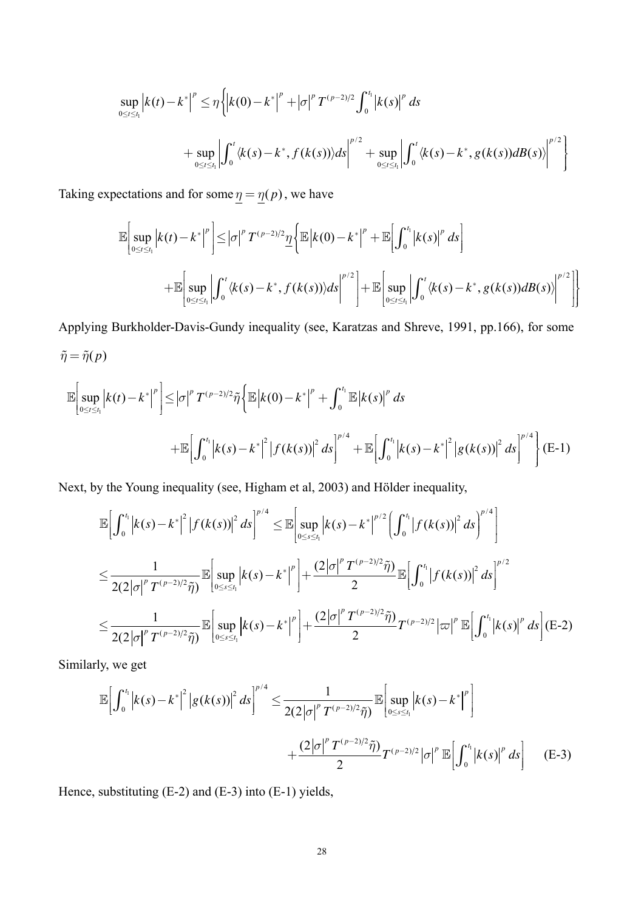$$\sup_{0\le t\le t_1}\left|k(t)-k^*\right|^p \le \eta\left\{\left|k(0)-k^*\right|^p + |\sigma|^p T^{(p-2)/2}\int_0^{t_1}|k(s)|^p\,ds\right.$$

$$\left. + \sup_{0\le t\le t_1}\left|\int_0^t \langle k(s)-k^*, f(k(s))\rangle ds\right|^{p/2} + \sup_{0\le t\le t_1}\left|\int_0^t \langle k(s)-k^*, g(k(s))dB(s)\rangle\right|^{p/2}\right\}$$

Taking expectations and for some $\underline{\eta}=\underline{\eta}(p)$, we have

$$\mathbb{E}\left[\sup_{0\le t\le t_1}\left|k(t)-k^*\right|^p\right] \le |\sigma|^p T^{(p-2)/2}\underline{\eta}\left\{\mathbb{E}\left|k(0)-k^*\right|^p + \mathbb{E}\left[\int_0^{t_1}|k(s)|^p\,ds\right]\right.$$

$$\left. + \mathbb{E}\left[\sup_{0\le t\le t_1}\left|\int_0^t \langle k(s)-k^*, f(k(s))\rangle ds\right|^{p/2}\right] + \mathbb{E}\left[\sup_{0\le t\le t_1}\left|\int_0^t \langle k(s)-k^*, g(k(s))dB(s)\rangle\right|^{p/2}\right]\right\}$$

Applying Burkholder-Davis-Gundy inequality (see, Karatzas and Shreve, 1991, pp.166), for some $\tilde{\eta}=\tilde{\eta}(p)$

$$\mathbb{E}\left[\sup_{0\le t\le t_1}\left|k(t)-k^*\right|^p\right] \le |\sigma|^p T^{(p-2)/2}\tilde{\eta}\left\{\mathbb{E}\left|k(0)-k^*\right|^p + \int_0^{t_1}\mathbb{E}|k(s)|^p\,ds\right.$$

$$\left. + \mathbb{E}\left[\int_0^{t_1}\left|k(s)-k^*\right|^2 |f(k(s))|^2\,ds\right]^{p/4} + \mathbb{E}\left[\int_0^{t_1}\left|k(s)-k^*\right|^2 |g(k(s))|^2\,ds\right]^{p/4}\right\} \quad \text{(E-1)}$$

Next, by the Young inequality (see, Higham et al, 2003) and Hölder inequality,

$$\mathbb{E}\left[\int_0^{t_1}\left|k(s)-k^*\right|^2 |f(k(s))|^2\,ds\right]^{p/4} \le \mathbb{E}\left[\sup_{0\le s\le t_1}\left|k(s)-k^*\right|^{p/2}\left(\int_0^{t_1}|f(k(s))|^2\,ds\right)^{p/4}\right]$$

$$\le \frac{1}{2(2|\sigma|^p T^{(p-2)/2}\tilde{\eta})}\mathbb{E}\left[\sup_{0\le s\le t_1}\left|k(s)-k^*\right|^p\right] + \frac{(2|\sigma|^p T^{(p-2)/2}\tilde{\eta})}{2}\mathbb{E}\left[\int_0^{t_1}|f(k(s))|^2\,ds\right]^{p/2}$$

$$\le \frac{1}{2(2|\sigma|^p T^{(p-2)/2}\tilde{\eta})}\mathbb{E}\left[\sup_{0\le s\le t_1}\left|k(s)-k^*\right|^p\right] + \frac{(2|\sigma|^p T^{(p-2)/2}\tilde{\eta})}{2}T^{(p-2)/2}|\varpi|^p\,\mathbb{E}\left[\int_0^{t_1}|k(s)|^p\,ds\right] \quad \text{(E-2)}$$

Similarly, we get

$$\mathbb{E}\left[\int_0^{t_1}\left|k(s)-k^*\right|^2 |g(k(s))|^2\,ds\right]^{p/4} \le \frac{1}{2(2|\sigma|^p T^{(p-2)/2}\tilde{\eta})}\mathbb{E}\left[\sup_{0\le s\le t_1}\left|k(s)-k^*\right|^p\right]$$

$$+ \frac{(2|\sigma|^p T^{(p-2)/2}\tilde{\eta})}{2}T^{(p-2)/2}|\sigma|^p\,\mathbb{E}\left[\int_0^{t_1}|k(s)|^p\,ds\right] \quad \text{(E-3)}$$

Hence, substituting (E-2) and (E-3) into (E-1) yields,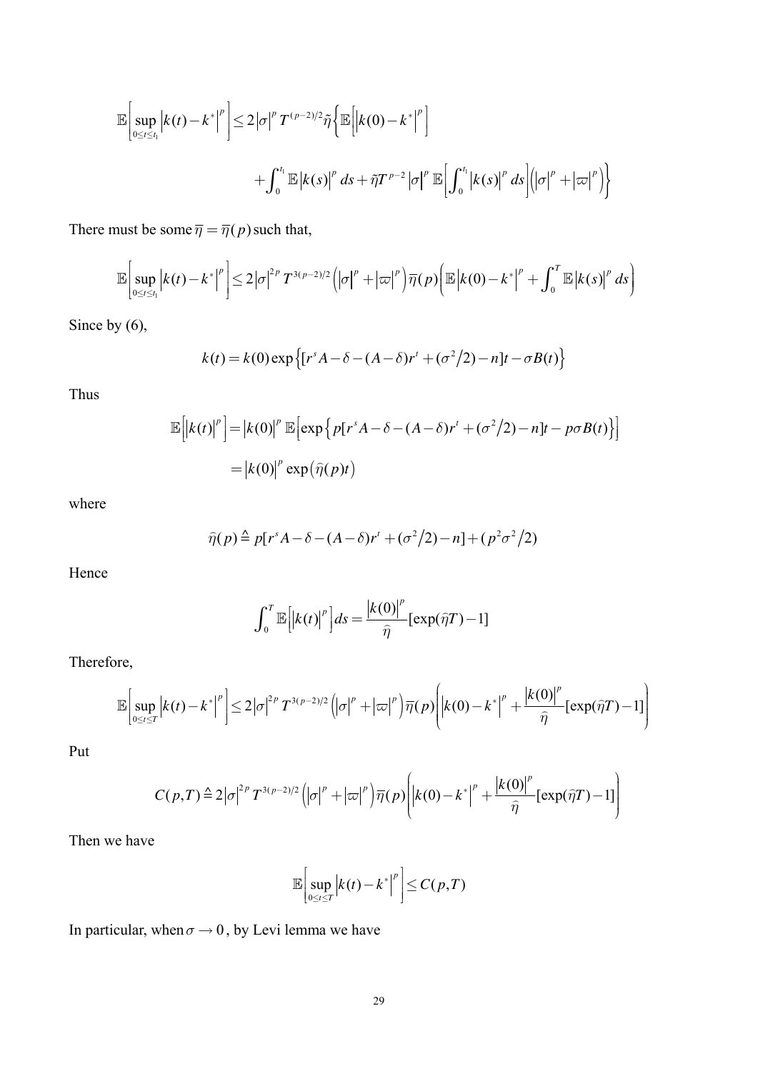$$\mathbb{E}\left[\sup_{0\le t\le t_1}\left|k(t)-k^*\right|^p\right]\le 2\left|\sigma\right|^p T^{(p-2)/2}\tilde{\eta}\left\{\mathbb{E}\left[\left|k(0)-k^*\right|^p\right]\right.$$

$$\left.+\int_0^{t_1}\mathbb{E}\left|k(s)\right|^p ds+\tilde{\eta}T^{p-2}\left|\sigma\right|^p\mathbb{E}\left[\int_0^{t_1}\left|k(s)\right|^p ds\right]\left(\left|\sigma\right|^p+\left|\varpi\right|^p\right)\right\}$$

There must be some $\overline{\eta}=\overline{\eta}(p)$ such that,

$$\mathbb{E}\left[\sup_{0\le t\le t_1}\left|k(t)-k^*\right|^p\right]\le 2\left|\sigma\right|^{2p}T^{3(p-2)/2}\left(\left|\sigma\right|^p+\left|\varpi\right|^p\right)\overline{\eta}(p)\left(\mathbb{E}\left|k(0)-k^*\right|^p+\int_0^T\mathbb{E}\left|k(s)\right|^p ds\right)$$

Since by (6),

$$k(t)=k(0)\exp\left\{\left[r^sA-\delta-(A-\delta)r^t+(\sigma^2/2)-n\right]t-\sigma B(t)\right\}$$

Thus

$$\mathbb{E}\left[\left|k(t)\right|^p\right]=\left|k(0)\right|^p\mathbb{E}\left[\exp\left\{p\left[r^sA-\delta-(A-\delta)r^t+(\sigma^2/2)-n\right]t-p\sigma B(t)\right\}\right]$$

$$=\left|k(0)\right|^p\exp\left(\widehat{\eta}(p)t\right)$$

where

$$\widehat{\eta}(p)\triangleq p\left[r^sA-\delta-(A-\delta)r^t+(\sigma^2/2)-n\right]+(p^2\sigma^2/2)$$

Hence

$$\int_0^T\mathbb{E}\left[\left|k(t)\right|^p\right]ds=\frac{\left|k(0)\right|^p}{\widehat{\eta}}\left[\exp(\widehat{\eta}T)-1\right]$$

Therefore,

$$\mathbb{E}\left[\sup_{0\le t\le T}\left|k(t)-k^*\right|^p\right]\le 2\left|\sigma\right|^{2p}T^{3(p-2)/2}\left(\left|\sigma\right|^p+\left|\varpi\right|^p\right)\overline{\eta}(p)\left(\left|k(0)-k^*\right|^p+\frac{\left|k(0)\right|^p}{\widehat{\eta}}\left[\exp(\widehat{\eta}T)-1\right]\right)$$

Put

$$C(p,T)\triangleq 2\left|\sigma\right|^{2p}T^{3(p-2)/2}\left(\left|\sigma\right|^p+\left|\varpi\right|^p\right)\overline{\eta}(p)\left(\left|k(0)-k^*\right|^p+\frac{\left|k(0)\right|^p}{\widehat{\eta}}\left[\exp(\widehat{\eta}T)-1\right]\right)$$

Then we have

$$\mathbb{E}\left[\sup_{0\le t\le T}\left|k(t)-k^*\right|^p\right]\le C(p,T)$$

In particular, when $\sigma\to 0$, by Levi lemma we have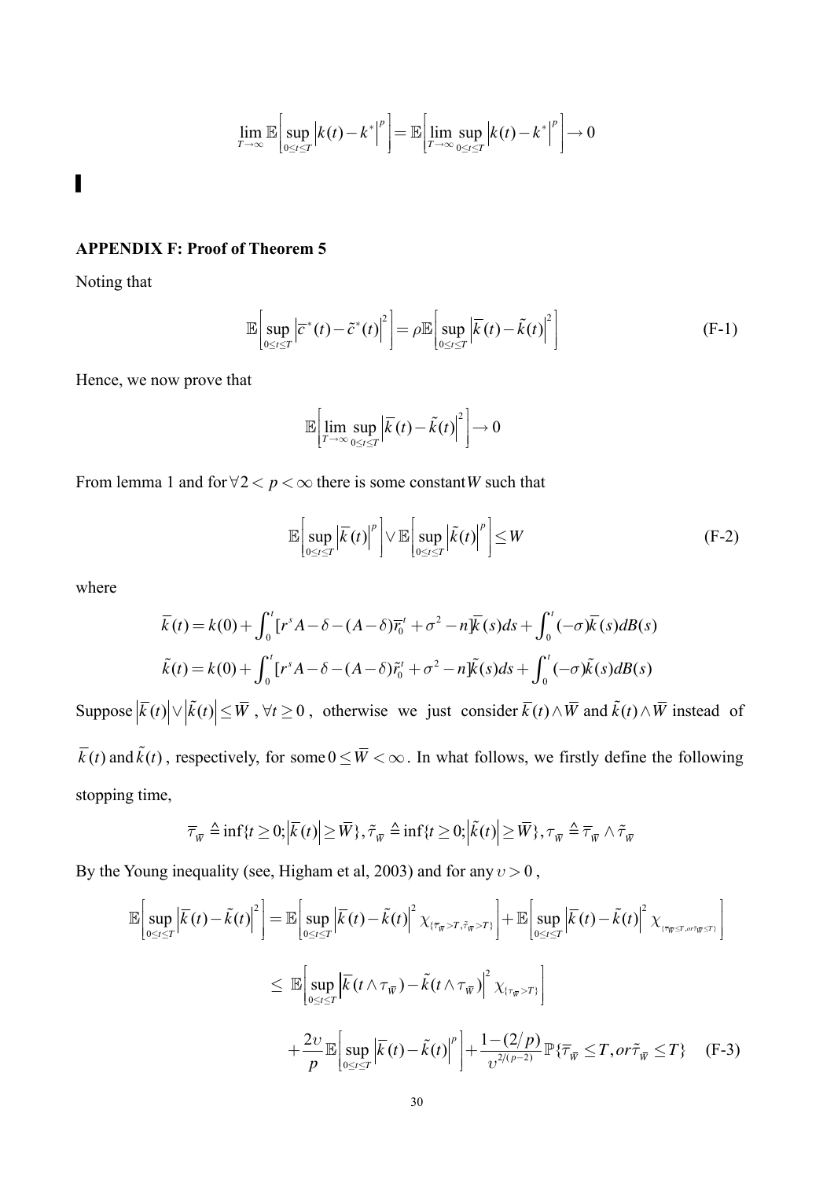$$\lim_{T\to\infty}\mathbb{E}\left[\sup_{0\le t\le T}\left|k(t)-k^*\right|^p\right]=\mathbb{E}\left[\lim_{T\to\infty}\sup_{0\le t\le T}\left|k(t)-k^*\right|^p\right]\to 0$$

▌

**APPENDIX F: Proof of Theorem 5**

Noting that

$$\mathbb{E}\left[\sup_{0\le t\le T}\left|\bar{c}^*(t)-\tilde{c}^*(t)\right|^2\right]=\rho\mathbb{E}\left[\sup_{0\le t\le T}\left|\bar{k}(t)-\tilde{k}(t)\right|^2\right] \tag{F-1}$$

Hence, we now prove that

$$\mathbb{E}\left[\lim_{T\to\infty}\sup_{0\le t\le T}\left|\bar{k}(t)-\tilde{k}(t)\right|^2\right]\to 0$$

From lemma 1 and for $\forall 2<p<\infty$ there is some constant $W$ such that

$$\mathbb{E}\left[\sup_{0\le t\le T}\left|\bar{k}(t)\right|^p\right]\vee\mathbb{E}\left[\sup_{0\le t\le T}\left|\tilde{k}(t)\right|^p\right]\le W \tag{F-2}$$

where

$$\bar{k}(t)=k(0)+\int_0^t[r^sA-\delta-(A-\delta)\bar{r}_0^t+\sigma^2-n]\bar{k}(s)ds+\int_0^t(-\sigma)\bar{k}(s)dB(s)$$

$$\tilde{k}(t)=k(0)+\int_0^t[r^sA-\delta-(A-\delta)\tilde{r}_0^t+\sigma^2-n]\tilde{k}(s)ds+\int_0^t(-\sigma)\tilde{k}(s)dB(s)$$

Suppose $\left|\bar{k}(t)\right|\vee\left|\tilde{k}(t)\right|\le\overline{W}$, $\forall t\ge 0$, otherwise we just consider $\bar{k}(t)\wedge\overline{W}$ and $\tilde{k}(t)\wedge\overline{W}$ instead of $\bar{k}(t)$ and $\tilde{k}(t)$, respectively, for some $0\le\overline{W}<\infty$. In what follows, we firstly define the following stopping time,

$$\bar{\tau}_{\overline{W}}\triangleq\inf\{t\ge 0;\left|\bar{k}(t)\right|\ge\overline{W}\},\tilde{\tau}_{\overline{W}}\triangleq\inf\{t\ge 0;\left|\tilde{k}(t)\right|\ge\overline{W}\},\tau_{\overline{W}}\triangleq\bar{\tau}_{\overline{W}}\wedge\tilde{\tau}_{\overline{W}}$$

By the Young inequality (see, Higham et al, 2003) and for any $\upsilon>0$,

$$\begin{aligned}
\mathbb{E}\left[\sup_{0\le t\le T}\left|\bar{k}(t)-\tilde{k}(t)\right|^2\right]&=\mathbb{E}\left[\sup_{0\le t\le T}\left|\bar{k}(t)-\tilde{k}(t)\right|^2\chi_{\{\bar{\tau}_{\overline{W}}>T,\tilde{\tau}_{\overline{W}}>T\}}\right]+\mathbb{E}\left[\sup_{0\le t\le T}\left|\bar{k}(t)-\tilde{k}(t)\right|^2\chi_{\{\bar{\tau}_{\overline{W}}\le T,or\,\tilde{\tau}_{\overline{W}}\le T\}}\right]\\
&\le\mathbb{E}\left[\sup_{0\le t\le T}\left|\bar{k}(t\wedge\tau_{\overline{W}})-\tilde{k}(t\wedge\tau_{\overline{W}})\right|^2\chi_{\{\tau_{\overline{W}}>T\}}\right]\\
&\quad+\frac{2\upsilon}{p}\mathbb{E}\left[\sup_{0\le t\le T}\left|\bar{k}(t)-\tilde{k}(t)\right|^p\right]+\frac{1-(2/p)}{\upsilon^{2/(p-2)}}\mathbb{P}\{\bar{\tau}_{\overline{W}}\le T,or\,\tilde{\tau}_{\overline{W}}\le T\}
\end{aligned} \tag{F-3}$$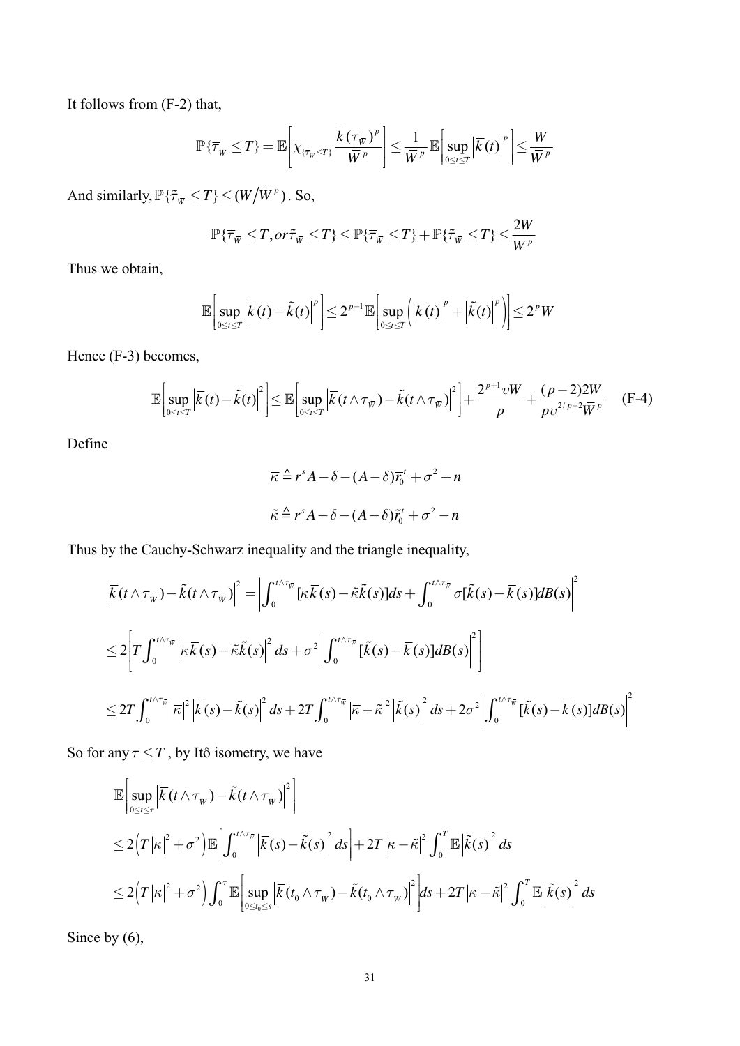It follows from (F-2) that,

$$\mathbb{P}\{\overline{\tau}_{\overline{W}} \leq T\} = \mathbb{E}\left[\chi_{\{\overline{\tau}_{\overline{W}} \leq T\}} \frac{\overline{k}(\overline{\tau}_{\overline{W}})^p}{\overline{W}^p}\right] \leq \frac{1}{\overline{W}^p} \mathbb{E}\left[\sup_{0 \leq t \leq T} \left|\overline{k}(t)\right|^p\right] \leq \frac{W}{\overline{W}^p}$$

And similarly, $\mathbb{P}\{\tilde{\tau}_{\overline{W}} \leq T\} \leq (W/\overline{W}^p)$. So,

$$\mathbb{P}\{\overline{\tau}_{\overline{W}} \leq T, or \tilde{\tau}_{\overline{W}} \leq T\} \leq \mathbb{P}\{\overline{\tau}_{\overline{W}} \leq T\} + \mathbb{P}\{\tilde{\tau}_{\overline{W}} \leq T\} \leq \frac{2W}{\overline{W}^p}$$

Thus we obtain,

$$\mathbb{E}\left[\sup_{0 \leq t \leq T} \left|\overline{k}(t) - \tilde{k}(t)\right|^p\right] \leq 2^{p-1} \mathbb{E}\left[\sup_{0 \leq t \leq T} \left(\left|\overline{k}(t)\right|^p + \left|\tilde{k}(t)\right|^p\right)\right] \leq 2^p W$$

Hence (F-3) becomes,

$$\mathbb{E}\left[\sup_{0 \leq t \leq T} \left|\overline{k}(t) - \tilde{k}(t)\right|^2\right] \leq \mathbb{E}\left[\sup_{0 \leq t \leq T} \left|\overline{k}(t \wedge \tau_{\overline{W}}) - \tilde{k}(t \wedge \tau_{\overline{W}})\right|^2\right] + \frac{2^{p+1}\upsilon W}{p} + \frac{(p-2)2W}{p\upsilon^{2/p-2}\overline{W}^p} \quad \text{(F-4)}$$

Define

$$\overline{\kappa} \triangleq r^s A - \delta - (A - \delta)\overline{r}_0^t + \sigma^2 - n$$

$$\tilde{\kappa} \triangleq r^s A - \delta - (A - \delta)\tilde{r}_0^t + \sigma^2 - n$$

Thus by the Cauchy-Schwarz inequality and the triangle inequality,

$$\left|\overline{k}(t \wedge \tau_{\overline{W}}) - \tilde{k}(t \wedge \tau_{\overline{W}})\right|^2 = \left|\int_0^{t \wedge \tau_{\overline{W}}} [\overline{\kappa}\overline{k}(s) - \tilde{\kappa}\tilde{k}(s)]ds + \int_0^{t \wedge \tau_{\overline{W}}} \sigma[\tilde{k}(s) - \overline{k}(s)]dB(s)\right|^2$$

$$\leq 2\left[T\int_0^{t \wedge \tau_{\overline{W}}} \left|\overline{\kappa}\overline{k}(s) - \tilde{\kappa}\tilde{k}(s)\right|^2 ds + \sigma^2 \left|\int_0^{t \wedge \tau_{\overline{W}}} [\tilde{k}(s) - \overline{k}(s)]dB(s)\right|^2\right]$$

$$\leq 2T\int_0^{t \wedge \tau_{\overline{W}}} \left|\overline{\kappa}\right|^2 \left|\overline{k}(s) - \tilde{k}(s)\right|^2 ds + 2T\int_0^{t \wedge \tau_{\overline{W}}} \left|\overline{\kappa} - \tilde{\kappa}\right|^2 \left|\tilde{k}(s)\right|^2 ds + 2\sigma^2 \left|\int_0^{t \wedge \tau_{\overline{W}}} [\tilde{k}(s) - \overline{k}(s)]dB(s)\right|^2$$

So for any $\tau \leq T$, by Itô isometry, we have

$$\begin{aligned}
&\mathbb{E}\left[\sup_{0 \leq t \leq \tau} \left|\overline{k}(t \wedge \tau_{\overline{W}}) - \tilde{k}(t \wedge \tau_{\overline{W}})\right|^2\right] \\
&\leq 2\left(T\left|\overline{\kappa}\right|^2 + \sigma^2\right)\mathbb{E}\left[\int_0^{t \wedge \tau_{\overline{W}}} \left|\overline{k}(s) - \tilde{k}(s)\right|^2 ds\right] + 2T\left|\overline{\kappa} - \tilde{\kappa}\right|^2 \int_0^T \mathbb{E}\left|\tilde{k}(s)\right|^2 ds \\
&\leq 2\left(T\left|\overline{\kappa}\right|^2 + \sigma^2\right)\int_0^{\tau} \mathbb{E}\left[\sup_{0 \leq t_0 \leq s} \left|\overline{k}(t_0 \wedge \tau_{\overline{W}}) - \tilde{k}(t_0 \wedge \tau_{\overline{W}})\right|^2\right] ds + 2T\left|\overline{\kappa} - \tilde{\kappa}\right|^2 \int_0^T \mathbb{E}\left|\tilde{k}(s)\right|^2 ds
\end{aligned}$$

Since by (6),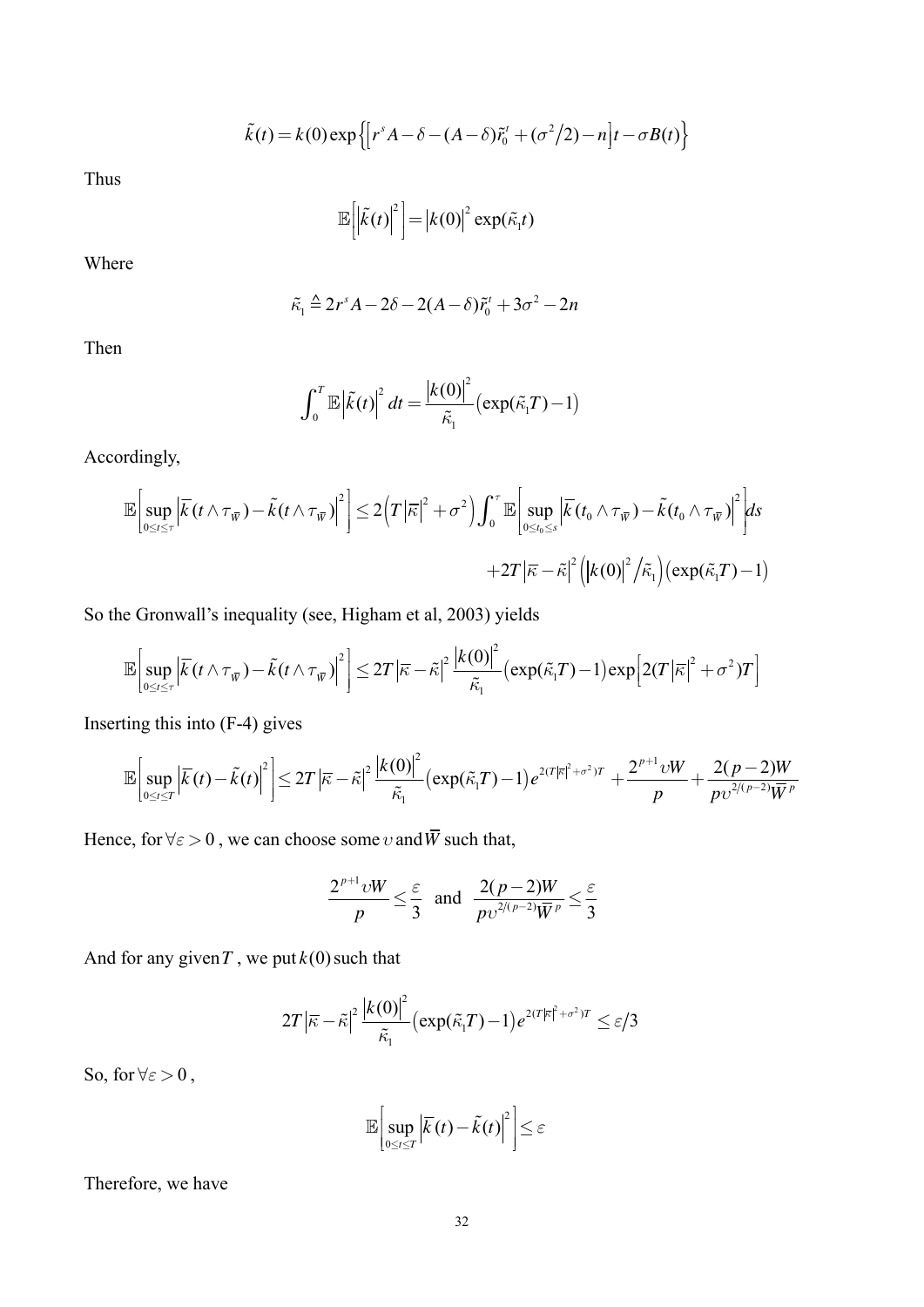$$\tilde{k}(t) = k(0)\exp\left\{\left[r^s A - \delta - (A-\delta)\tilde{r}_0^t + (\sigma^2/2) - n\right]t - \sigma B(t)\right\}$$

Thus

$$\mathbb{E}\left[\left|\tilde{k}(t)\right|^2\right] = \left|k(0)\right|^2 \exp(\tilde{\kappa}_1 t)$$

Where

$$\tilde{\kappa}_1 \triangleq 2r^s A - 2\delta - 2(A-\delta)\tilde{r}_0^t + 3\sigma^2 - 2n$$

Then

$$\int_0^T \mathbb{E}\left|\tilde{k}(t)\right|^2 dt = \frac{\left|k(0)\right|^2}{\tilde{\kappa}_1}\left(\exp(\tilde{\kappa}_1 T) - 1\right)$$

Accordingly,

$$\mathbb{E}\left[\sup_{0\le t\le \tau}\left|\overline{k}(t\wedge\tau_{\overline{W}}) - \tilde{k}(t\wedge\tau_{\overline{W}})\right|^2\right] \le 2\left(T\left|\overline{\kappa}\right|^2 + \sigma^2\right)\int_0^\tau \mathbb{E}\left[\sup_{0\le t_0\le s}\left|\overline{k}(t_0\wedge\tau_{\overline{W}}) - \tilde{k}(t_0\wedge\tau_{\overline{W}})\right|^2\right]ds$$
$$+2T\left|\overline{\kappa} - \tilde{\kappa}\right|^2\left(\left|k(0)\right|^2/\tilde{\kappa}_1\right)\left(\exp(\tilde{\kappa}_1 T) - 1\right)$$

So the Gronwall's inequality (see, Higham et al, 2003) yields

$$\mathbb{E}\left[\sup_{0\le t\le \tau}\left|\overline{k}(t\wedge\tau_{\overline{W}}) - \tilde{k}(t\wedge\tau_{\overline{W}})\right|^2\right] \le 2T\left|\overline{\kappa} - \tilde{\kappa}\right|^2\frac{\left|k(0)\right|^2}{\tilde{\kappa}_1}\left(\exp(\tilde{\kappa}_1 T) - 1\right)\exp\left[2(T\left|\overline{\kappa}\right|^2 + \sigma^2)T\right]$$

Inserting this into (F-4) gives

$$\mathbb{E}\left[\sup_{0\le t\le T}\left|\overline{k}(t) - \tilde{k}(t)\right|^2\right] \le 2T\left|\overline{\kappa} - \tilde{\kappa}\right|^2\frac{\left|k(0)\right|^2}{\tilde{\kappa}_1}\left(\exp(\tilde{\kappa}_1 T) - 1\right)e^{2(T\left|\overline{\kappa}\right|^2 + \sigma^2)T} + \frac{2^{p+1}\upsilon W}{p} + \frac{2(p-2)W}{p\upsilon^{2/(p-2)}\overline{W}^p}$$

Hence, for $\forall\varepsilon > 0$, we can choose some $\upsilon$ and $\overline{W}$ such that,

$$\frac{2^{p+1}\upsilon W}{p} \le \frac{\varepsilon}{3} \quad \text{and} \quad \frac{2(p-2)W}{p\upsilon^{2/(p-2)}\overline{W}^p} \le \frac{\varepsilon}{3}$$

And for any given $T$, we put $k(0)$ such that

$$2T\left|\overline{\kappa} - \tilde{\kappa}\right|^2\frac{\left|k(0)\right|^2}{\tilde{\kappa}_1}\left(\exp(\tilde{\kappa}_1 T) - 1\right)e^{2(T\left|\overline{\kappa}\right|^2 + \sigma^2)T} \le \varepsilon/3$$

So, for $\forall\varepsilon > 0$,

$$\mathbb{E}\left[\sup_{0\le t\le T}\left|\overline{k}(t) - \tilde{k}(t)\right|^2\right] \le \varepsilon$$

Therefore, we have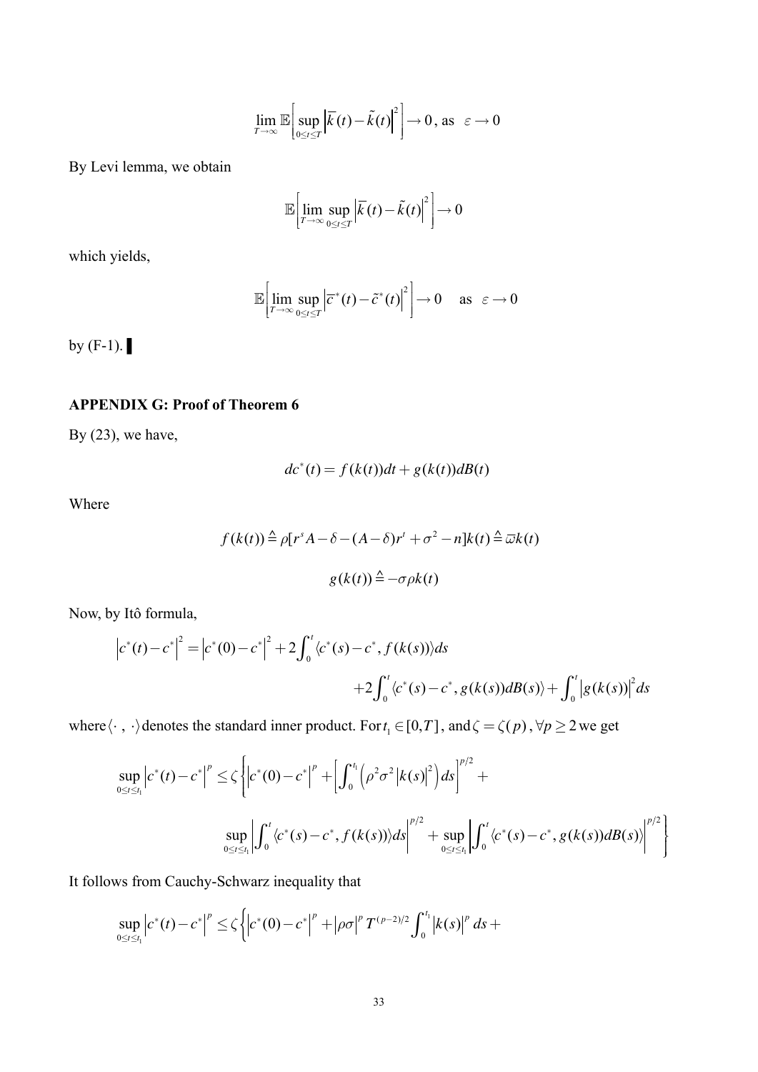$$\lim_{T\to\infty}\mathbb{E}\left[\sup_{0\le t\le T}\left|\bar{k}(t)-\tilde{k}(t)\right|^2\right]\to 0\text{, as }\ \varepsilon\to 0$$

By Levi lemma, we obtain

$$\mathbb{E}\left[\lim_{T\to\infty}\sup_{0\le t\le T}\left|\bar{k}(t)-\tilde{k}(t)\right|^2\right]\to 0$$

which yields,

$$\mathbb{E}\left[\lim_{T\to\infty}\sup_{0\le t\le T}\left|\bar{c}^*(t)-\tilde{c}^*(t)\right|^2\right]\to 0\quad\text{ as }\ \varepsilon\to 0$$

by (F-1). ▌

## APPENDIX G: Proof of Theorem 6

By (23), we have,

$$dc^*(t)=f(k(t))dt+g(k(t))dB(t)$$

Where

$$f(k(t))\triangleq\rho[r^sA-\delta-(A-\delta)r^t+\sigma^2-n]k(t)\triangleq\varpi k(t)$$

$$g(k(t))\triangleq-\sigma\rho k(t)$$

Now, by Itô formula,

$$\left|c^*(t)-c^*\right|^2=\left|c^*(0)-c^*\right|^2+2\int_0^t\langle c^*(s)-c^*,f(k(s))\rangle ds$$
$$+2\int_0^t\langle c^*(s)-c^*,g(k(s))dB(s)\rangle+\int_0^t\left|g(k(s))\right|^2ds$$

where $\langle\cdot\,,\,\cdot\rangle$ denotes the standard inner product. For $t_1\in[0,T]$, and $\zeta=\zeta(p)$, $\forall p\ge 2$ we get

$$\sup_{0\le t\le t_1}\left|c^*(t)-c^*\right|^p\le\zeta\left\{\left|c^*(0)-c^*\right|^p+\left[\int_0^{t_1}\left(\rho^2\sigma^2\left|k(s)\right|^2\right)ds\right]^{p/2}+\right.$$
$$\left.\sup_{0\le t\le t_1}\left|\int_0^t\langle c^*(s)-c^*,f(k(s))\rangle ds\right|^{p/2}+\sup_{0\le t\le t_1}\left|\int_0^t\langle c^*(s)-c^*,g(k(s))dB(s)\rangle\right|^{p/2}\right\}$$

It follows from Cauchy-Schwarz inequality that

$$\sup_{0\le t\le t_1}\left|c^*(t)-c^*\right|^p\le\zeta\left\{\left|c^*(0)-c^*\right|^p+\left|\rho\sigma\right|^pT^{(p-2)/2}\int_0^{t_1}\left|k(s)\right|^pds+\right.$$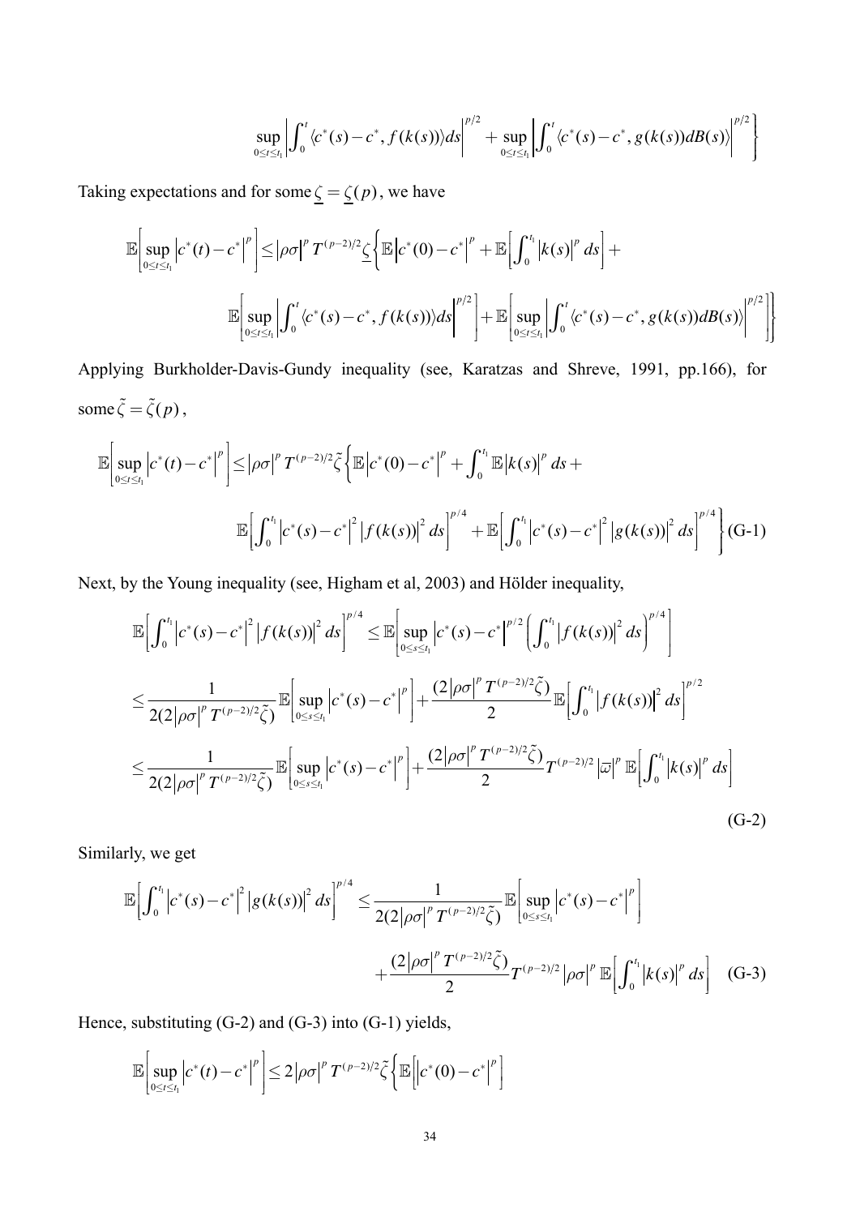$$\sup_{0\le t\le t_1}\left|\int_0^t \langle c^*(s)-c^*, f(k(s))\rangle ds\right|^{p/2} + \sup_{0\le t\le t_1}\left|\int_0^t \langle c^*(s)-c^*, g(k(s))dB(s)\rangle\right|^{p/2}\Bigg\}$$

Taking expectations and for some $\underline{\zeta} = \underline{\zeta}(p)$, we have

$$\mathbb{E}\left[\sup_{0\le t\le t_1}\left|c^*(t)-c^*\right|^p\right] \le |\rho\sigma|^p T^{(p-2)/2}\underline{\zeta}\Bigg\{\mathbb{E}\left|c^*(0)-c^*\right|^p + \mathbb{E}\left[\int_0^{t_1}|k(s)|^p ds\right] +$$

$$\mathbb{E}\left[\sup_{0\le t\le t_1}\left|\int_0^t \langle c^*(s)-c^*, f(k(s))\rangle ds\right|^{p/2}\right] + \mathbb{E}\left[\sup_{0\le t\le t_1}\left|\int_0^t \langle c^*(s)-c^*, g(k(s))dB(s)\rangle\right|^{p/2}\right]\Bigg\}$$

Applying Burkholder-Davis-Gundy inequality (see, Karatzas and Shreve, 1991, pp.166), for some $\tilde{\zeta} = \tilde{\zeta}(p)$,

$$\mathbb{E}\left[\sup_{0\le t\le t_1}\left|c^*(t)-c^*\right|^p\right] \le |\rho\sigma|^p T^{(p-2)/2}\tilde{\zeta}\Bigg\{\mathbb{E}\left|c^*(0)-c^*\right|^p + \int_0^{t_1}\mathbb{E}|k(s)|^p ds +$$

$$\mathbb{E}\left[\int_0^{t_1}\left|c^*(s)-c^*\right|^2\left|f(k(s))\right|^2 ds\right]^{p/4} + \mathbb{E}\left[\int_0^{t_1}\left|c^*(s)-c^*\right|^2\left|g(k(s))\right|^2 ds\right]^{p/4}\Bigg\} \quad \text{(G-1)}$$

Next, by the Young inequality (see, Higham et al, 2003) and Hölder inequality,

$$\mathbb{E}\left[\int_0^{t_1}\left|c^*(s)-c^*\right|^2\left|f(k(s))\right|^2 ds\right]^{p/4} \le \mathbb{E}\left[\sup_{0\le s\le t_1}\left|c^*(s)-c^*\right|^{p/2}\left(\int_0^{t_1}\left|f(k(s))\right|^2 ds\right)^{p/4}\right]$$

$$\le \frac{1}{2(2|\rho\sigma|^p T^{(p-2)/2}\tilde{\zeta})}\mathbb{E}\left[\sup_{0\le s\le t_1}\left|c^*(s)-c^*\right|^p\right] + \frac{(2|\rho\sigma|^p T^{(p-2)/2}\tilde{\zeta})}{2}\mathbb{E}\left[\int_0^{t_1}\left|f(k(s))\right|^2 ds\right]^{p/2}$$

$$\le \frac{1}{2(2|\rho\sigma|^p T^{(p-2)/2}\tilde{\zeta})}\mathbb{E}\left[\sup_{0\le s\le t_1}\left|c^*(s)-c^*\right|^p\right] + \frac{(2|\rho\sigma|^p T^{(p-2)/2}\tilde{\zeta})}{2}T^{(p-2)/2}|\varpi|^p\,\mathbb{E}\left[\int_0^{t_1}|k(s)|^p ds\right]$$

(G-2)

Similarly, we get

$$\mathbb{E}\left[\int_0^{t_1}\left|c^*(s)-c^*\right|^2\left|g(k(s))\right|^2 ds\right]^{p/4} \le \frac{1}{2(2|\rho\sigma|^p T^{(p-2)/2}\tilde{\zeta})}\mathbb{E}\left[\sup_{0\le s\le t_1}\left|c^*(s)-c^*\right|^p\right]$$

$$+\frac{(2|\rho\sigma|^p T^{(p-2)/2}\tilde{\zeta})}{2}T^{(p-2)/2}|\rho\sigma|^p\,\mathbb{E}\left[\int_0^{t_1}|k(s)|^p ds\right] \quad \text{(G-3)}$$

Hence, substituting (G-2) and (G-3) into (G-1) yields,

$$\mathbb{E}\left[\sup_{0\le t\le t_1}\left|c^*(t)-c^*\right|^p\right] \le 2|\rho\sigma|^p T^{(p-2)/2}\tilde{\zeta}\left\{\mathbb{E}\left[\left|c^*(0)-c^*\right|^p\right]\right.$$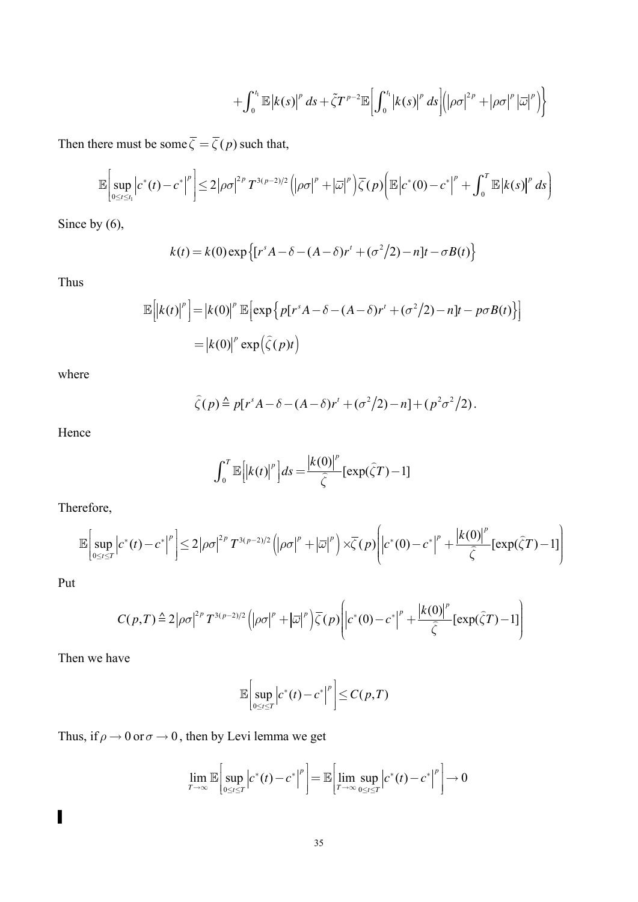$$+\int_0^{t_1}\mathbb{E}|k(s)|^p\,ds+\tilde{\zeta}T^{p-2}\mathbb{E}\left[\int_0^{t_1}|k(s)|^p\,ds\right]\left(|\rho\sigma|^{2p}+|\rho\sigma|^p|\varpi|^p\right)\Bigg\}$$

Then there must be some $\overline{\zeta}=\overline{\zeta}(p)$ such that,

$$\mathbb{E}\left[\sup_{0\le t\le t_1}\left|c^*(t)-c^*\right|^p\right]\le 2|\rho\sigma|^{2p}T^{3(p-2)/2}\left(|\rho\sigma|^p+|\varpi|^p\right)\overline{\zeta}(p)\left(\mathbb{E}\left|c^*(0)-c^*\right|^p+\int_0^T\mathbb{E}|k(s)|^p\,ds\right)$$

Since by (6),

$$k(t)=k(0)\exp\left\{[r^sA-\delta-(A-\delta)r^t+(\sigma^2/2)-n]t-\sigma B(t)\right\}$$

Thus

$$\begin{aligned}\mathbb{E}\left[|k(t)|^p\right]&=|k(0)|^p\,\mathbb{E}\left[\exp\left\{p[r^sA-\delta-(A-\delta)r^t+(\sigma^2/2)-n]t-p\sigma B(t)\right\}\right]\\&=|k(0)|^p\exp\left(\widehat{\zeta}(p)t\right)\end{aligned}$$

where

$$\widehat{\zeta}(p)\triangleq p[r^sA-\delta-(A-\delta)r^t+(\sigma^2/2)-n]+(p^2\sigma^2/2).$$

Hence

$$\int_0^T\mathbb{E}\left[|k(t)|^p\right]ds=\frac{|k(0)|^p}{\widehat{\zeta}}[\exp(\widehat{\zeta}T)-1]$$

Therefore,

$$\mathbb{E}\left[\sup_{0\le t\le T}\left|c^*(t)-c^*\right|^p\right]\le 2|\rho\sigma|^{2p}T^{3(p-2)/2}\left(|\rho\sigma|^p+|\varpi|^p\right)\times\overline{\zeta}(p)\left(\left|c^*(0)-c^*\right|^p+\frac{|k(0)|^p}{\widehat{\zeta}}[\exp(\widehat{\zeta}T)-1]\right)$$

Put

$$C(p,T)\triangleq 2|\rho\sigma|^{2p}T^{3(p-2)/2}\left(|\rho\sigma|^p+|\varpi|^p\right)\overline{\zeta}(p)\left(\left|c^*(0)-c^*\right|^p+\frac{|k(0)|^p}{\widehat{\zeta}}[\exp(\widehat{\zeta}T)-1]\right)$$

Then we have

$$\mathbb{E}\left[\sup_{0\le t\le T}\left|c^*(t)-c^*\right|^p\right]\le C(p,T)$$

Thus, if $\rho\to 0$ or $\sigma\to 0$, then by Levi lemma we get

$$\lim_{T\to\infty}\mathbb{E}\left[\sup_{0\le t\le T}\left|c^*(t)-c^*\right|^p\right]=\mathbb{E}\left[\lim_{T\to\infty}\sup_{0\le t\le T}\left|c^*(t)-c^*\right|^p\right]\to 0$$

∎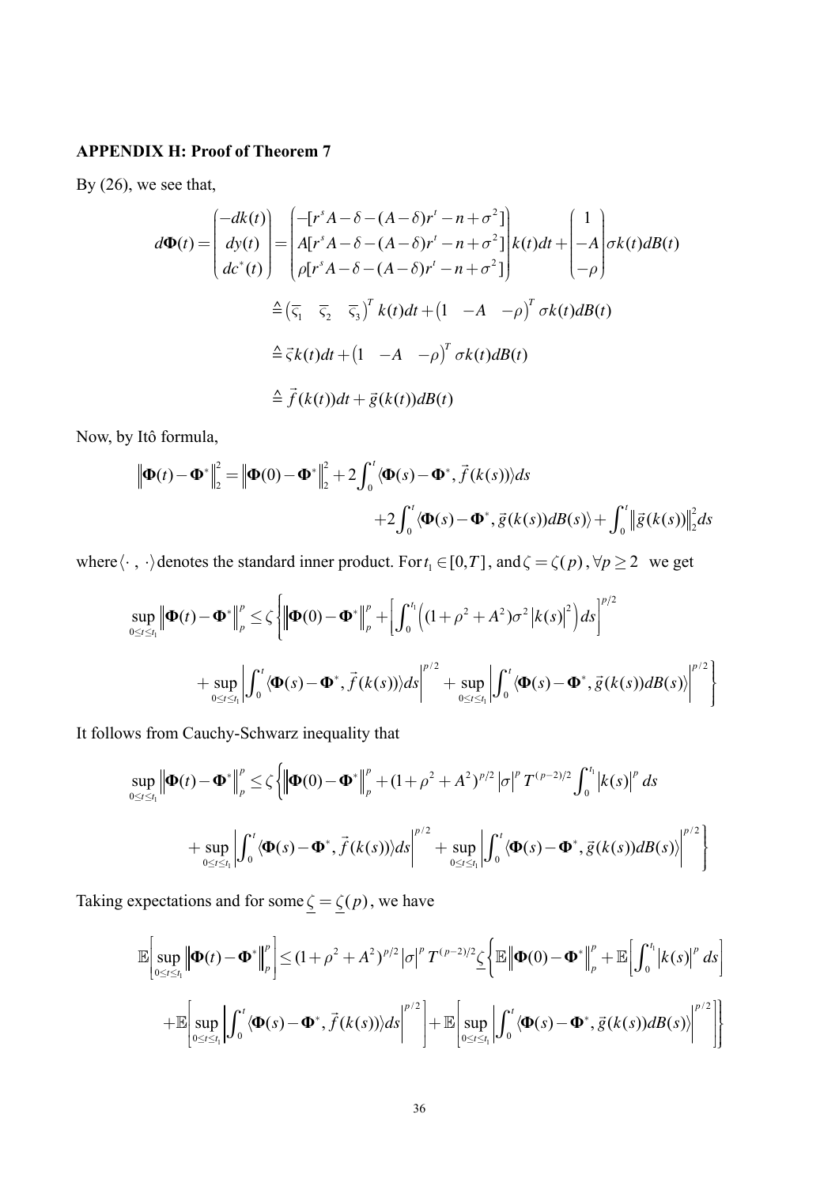**APPENDIX H: Proof of Theorem 7**

By (26), we see that,

$$
d\mathbf{\Phi}(t) = \begin{pmatrix} -dk(t) \\ dy(t) \\ dc^*(t) \end{pmatrix} = \begin{pmatrix} -[r^s A - \delta - (A-\delta)r^t - n + \sigma^2] \\ A[r^s A - \delta - (A-\delta)r^t - n + \sigma^2] \\ \rho[r^s A - \delta - (A-\delta)r^t - n + \sigma^2] \end{pmatrix} k(t)dt + \begin{pmatrix} 1 \\ -A \\ -\rho \end{pmatrix} \sigma k(t) dB(t)
$$

$$
\triangleq \begin{pmatrix} \overline{\varsigma}_1 & \overline{\varsigma}_2 & \overline{\varsigma}_3 \end{pmatrix}^T k(t)dt + \begin{pmatrix} 1 & -A & -\rho \end{pmatrix}^T \sigma k(t) dB(t)
$$

$$
\triangleq \vec{\varsigma} k(t)dt + \begin{pmatrix} 1 & -A & -\rho \end{pmatrix}^T \sigma k(t) dB(t)
$$

$$
\triangleq \vec{f}(k(t))dt + \vec{g}(k(t))dB(t)
$$

Now, by Itô formula,

$$
\left\| \mathbf{\Phi}(t) - \mathbf{\Phi}^* \right\|_2^2 = \left\| \mathbf{\Phi}(0) - \mathbf{\Phi}^* \right\|_2^2 + 2\int_0^t \langle \mathbf{\Phi}(s) - \mathbf{\Phi}^*, \vec{f}(k(s)) \rangle ds
$$

$$
+ 2\int_0^t \langle \mathbf{\Phi}(s) - \mathbf{\Phi}^*, \vec{g}(k(s))dB(s) \rangle + \int_0^t \left\| \vec{g}(k(s)) \right\|_2^2 ds
$$

where $\langle \cdot\, , \, \cdot \rangle$ denotes the standard inner product. For $t_1 \in [0,T]$, and $\zeta = \zeta(p)$, $\forall p \geq 2$ we get

$$
\sup_{0 \leq t \leq t_1} \left\| \mathbf{\Phi}(t) - \mathbf{\Phi}^* \right\|_p^p \leq \zeta \left\{ \left\| \mathbf{\Phi}(0) - \mathbf{\Phi}^* \right\|_p^p + \left[ \int_0^{t_1} \left( (1+\rho^2+A^2)\sigma^2 \left| k(s) \right|^2 \right) ds \right]^{p/2} \right.
$$

$$
\left. + \sup_{0 \leq t \leq t_1} \left| \int_0^t \langle \mathbf{\Phi}(s) - \mathbf{\Phi}^*, \vec{f}(k(s)) \rangle ds \right|^{p/2} + \sup_{0 \leq t \leq t_1} \left| \int_0^t \langle \mathbf{\Phi}(s) - \mathbf{\Phi}^*, \vec{g}(k(s))dB(s) \rangle \right|^{p/2} \right\}
$$

It follows from Cauchy-Schwarz inequality that

$$
\sup_{0 \leq t \leq t_1} \left\| \mathbf{\Phi}(t) - \mathbf{\Phi}^* \right\|_p^p \leq \zeta \left\{ \left\| \mathbf{\Phi}(0) - \mathbf{\Phi}^* \right\|_p^p + (1+\rho^2+A^2)^{p/2} \left| \sigma \right|^p T^{(p-2)/2} \int_0^{t_1} \left| k(s) \right|^p ds \right.
$$

$$
\left. + \sup_{0 \leq t \leq t_1} \left| \int_0^t \langle \mathbf{\Phi}(s) - \mathbf{\Phi}^*, \vec{f}(k(s)) \rangle ds \right|^{p/2} + \sup_{0 \leq t \leq t_1} \left| \int_0^t \langle \mathbf{\Phi}(s) - \mathbf{\Phi}^*, \vec{g}(k(s))dB(s) \rangle \right|^{p/2} \right\}
$$

Taking expectations and for some $\underline{\zeta} = \underline{\zeta}(p)$, we have

$$
\mathbb{E}\left[ \sup_{0 \leq t \leq t_1} \left\| \mathbf{\Phi}(t) - \mathbf{\Phi}^* \right\|_p^p \right] \leq (1+\rho^2+A^2)^{p/2} \left| \sigma \right|^p T^{(p-2)/2} \underline{\zeta} \left\{ \mathbb{E} \left\| \mathbf{\Phi}(0) - \mathbf{\Phi}^* \right\|_p^p + \mathbb{E}\left[ \int_0^{t_1} \left| k(s) \right|^p ds \right] \right.
$$

$$
\left. + \mathbb{E}\left[ \sup_{0 \leq t \leq t_1} \left| \int_0^t \langle \mathbf{\Phi}(s) - \mathbf{\Phi}^*, \vec{f}(k(s)) \rangle ds \right|^{p/2} \right] + \mathbb{E}\left[ \sup_{0 \leq t \leq t_1} \left| \int_0^t \langle \mathbf{\Phi}(s) - \mathbf{\Phi}^*, \vec{g}(k(s))dB(s) \rangle \right|^{p/2} \right] \right\}
$$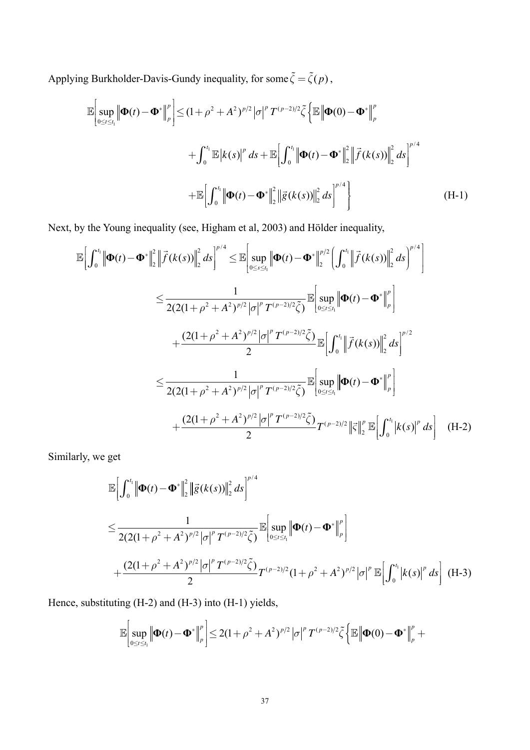Applying Burkholder-Davis-Gundy inequality, for some $\tilde{\zeta} = \tilde{\zeta}(p)$,

$$
\mathbb{E}\left[\sup_{0 \le t \le t_1} \left\| \mathbf{\Phi}(t) - \mathbf{\Phi}^* \right\|_p^p \right] \le (1+\rho^2 + A^2)^{p/2} \left|\sigma\right|^p T^{(p-2)/2} \tilde{\zeta} \Big\{ \mathbb{E}\left\| \mathbf{\Phi}(0) - \mathbf{\Phi}^* \right\|_p^p
$$

$$
+ \int_0^{t_1} \mathbb{E}\left|k(s)\right|^p ds + \mathbb{E}\left[\int_0^{t_1} \left\| \mathbf{\Phi}(t) - \mathbf{\Phi}^* \right\|_2^2 \left\| \vec{f}(k(s)) \right\|_2^2 ds \right]^{p/4}
$$

$$
+ \mathbb{E}\left[\int_0^{t_1} \left\| \mathbf{\Phi}(t) - \mathbf{\Phi}^* \right\|_2^2 \left\| \vec{g}(k(s)) \right\|_2^2 ds \right]^{p/4} \Big\} \tag{H-1}
$$

Next, by the Young inequality (see, Higham et al, 2003) and Hölder inequality,

$$
\mathbb{E}\left[\int_0^{t_1} \left\| \mathbf{\Phi}(t) - \mathbf{\Phi}^* \right\|_2^2 \left\| \vec{f}(k(s)) \right\|_2^2 ds \right]^{p/4} \le \mathbb{E}\left[ \sup_{0 \le s \le t_1} \left\| \mathbf{\Phi}(t) - \mathbf{\Phi}^* \right\|_2^{p/2} \left( \int_0^{t_1} \left\| \vec{f}(k(s)) \right\|_2^2 ds \right)^{p/4} \right]
$$

$$
\le \frac{1}{2(2(1+\rho^2 + A^2)^{p/2} \left|\sigma\right|^p T^{(p-2)/2} \tilde{\zeta})} \mathbb{E}\left[\sup_{0 \le t \le t_1} \left\| \mathbf{\Phi}(t) - \mathbf{\Phi}^* \right\|_p^p \right]
$$

$$
+ \frac{(2(1+\rho^2 + A^2)^{p/2} \left|\sigma\right|^p T^{(p-2)/2} \tilde{\zeta})}{2} \mathbb{E}\left[\int_0^{t_1} \left\| \vec{f}(k(s)) \right\|_2^2 ds \right]^{p/2}
$$

$$
\le \frac{1}{2(2(1+\rho^2 + A^2)^{p/2} \left|\sigma\right|^p T^{(p-2)/2} \tilde{\zeta})} \mathbb{E}\left[\sup_{0 \le t \le t_1} \left\| \mathbf{\Phi}(t) - \mathbf{\Phi}^* \right\|_p^p \right]
$$

$$
+ \frac{(2(1+\rho^2 + A^2)^{p/2} \left|\sigma\right|^p T^{(p-2)/2} \tilde{\zeta})}{2} T^{(p-2)/2} \left\| \vec{\varsigma} \right\|_2^p \mathbb{E}\left[\int_0^{t_1} \left|k(s)\right|^p ds \right] \tag{H-2}
$$

Similarly, we get

$$
\mathbb{E}\left[\int_0^{t_1} \left\| \mathbf{\Phi}(t) - \mathbf{\Phi}^* \right\|_2^2 \left\| \vec{g}(k(s)) \right\|_2^2 ds \right]^{p/4}
$$

$$
\le \frac{1}{2(2(1+\rho^2 + A^2)^{p/2} \left|\sigma\right|^p T^{(p-2)/2} \tilde{\zeta})} \mathbb{E}\left[\sup_{0 \le t \le t_1} \left\| \mathbf{\Phi}(t) - \mathbf{\Phi}^* \right\|_p^p \right]
$$

$$
+ \frac{(2(1+\rho^2 + A^2)^{p/2} \left|\sigma\right|^p T^{(p-2)/2} \tilde{\zeta})}{2} T^{(p-2)/2} (1+\rho^2 + A^2)^{p/2} \left|\sigma\right|^p \mathbb{E}\left[\int_0^{t_1} \left|k(s)\right|^p ds \right] \tag{H-3}
$$

Hence, substituting (H-2) and (H-3) into (H-1) yields,

$$
\mathbb{E}\left[\sup_{0 \le t \le t_1} \left\| \mathbf{\Phi}(t) - \mathbf{\Phi}^* \right\|_p^p \right] \le 2(1+\rho^2 + A^2)^{p/2} \left|\sigma\right|^p T^{(p-2)/2} \tilde{\zeta} \Big\{ \mathbb{E}\left\| \mathbf{\Phi}(0) - \mathbf{\Phi}^* \right\|_p^p +
$$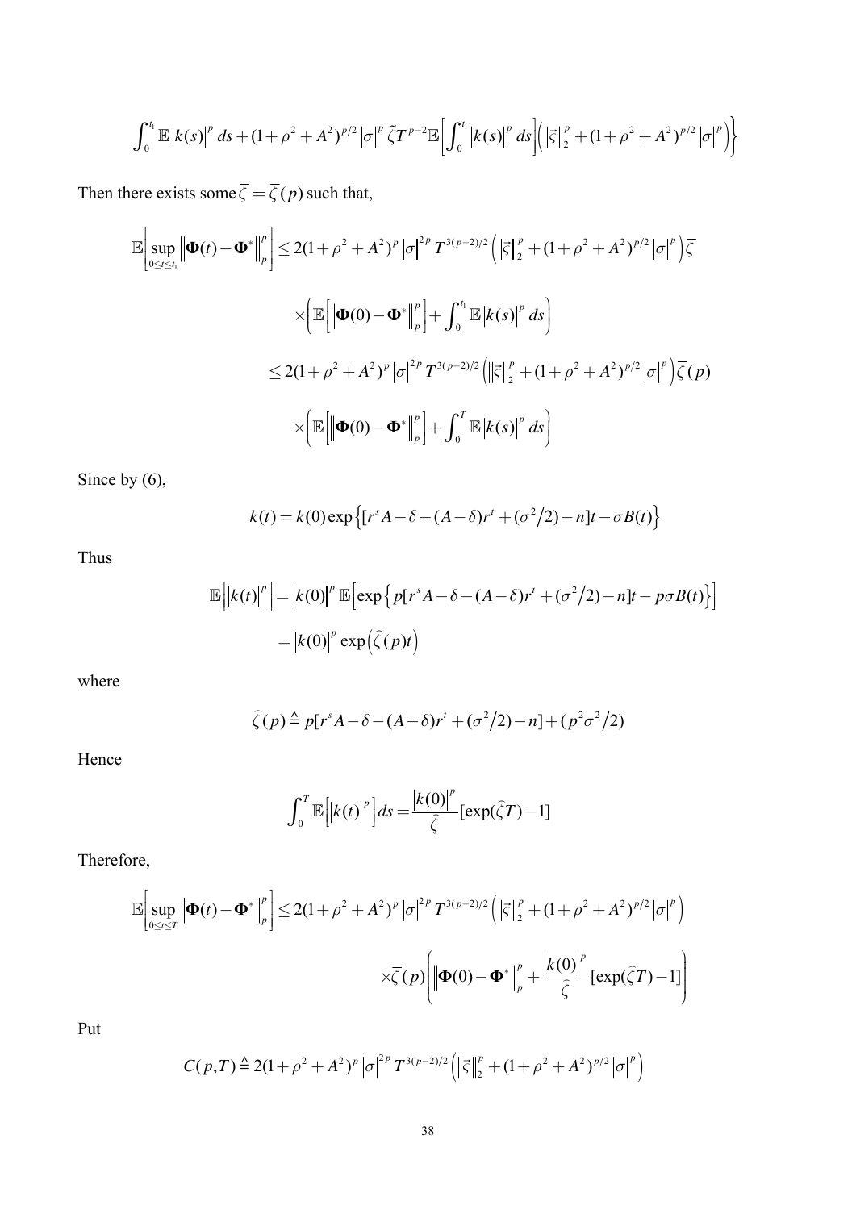$$\int_0^{t_1} \mathbb{E}|k(s)|^p \, ds + (1+\rho^2+A^2)^{p/2} |\sigma|^p \tilde{\zeta} T^{p-2} \mathbb{E}\left[\int_0^{t_1} |k(s)|^p \, ds\right]\left(\|\vec{\varsigma}\|_2^p + (1+\rho^2+A^2)^{p/2} |\sigma|^p\right)\bigg\}$$

Then there exists some $\overline{\zeta} = \overline{\zeta}(p)$ such that,

$$\mathbb{E}\left[\sup_{0\le t\le t_1} \left\|\mathbf{\Phi}(t) - \mathbf{\Phi}^*\right\|_p^p\right] \le 2(1+\rho^2+A^2)^p |\sigma|^{2p} T^{3(p-2)/2}\left(\|\vec{\varsigma}\|_2^p + (1+\rho^2+A^2)^{p/2}|\sigma|^p\right)\overline{\zeta}$$

$$\times\left(\mathbb{E}\left[\left\|\mathbf{\Phi}(0) - \mathbf{\Phi}^*\right\|_p^p\right] + \int_0^{t_1} \mathbb{E}|k(s)|^p \, ds\right)$$

$$\le 2(1+\rho^2+A^2)^p |\sigma|^{2p} T^{3(p-2)/2}\left(\|\vec{\varsigma}\|_2^p + (1+\rho^2+A^2)^{p/2}|\sigma|^p\right)\overline{\zeta}(p)$$

$$\times\left(\mathbb{E}\left[\left\|\mathbf{\Phi}(0) - \mathbf{\Phi}^*\right\|_p^p\right] + \int_0^{T} \mathbb{E}|k(s)|^p \, ds\right)$$

Since by (6),

$$k(t) = k(0)\exp\left\{[r^s A - \delta - (A-\delta)r^t + (\sigma^2/2) - n]t - \sigma B(t)\right\}$$

Thus

$$\mathbb{E}\left[|k(t)|^p\right] = |k(0)|^p \, \mathbb{E}\left[\exp\left\{p[r^s A - \delta - (A-\delta)r^t + (\sigma^2/2) - n]t - p\sigma B(t)\right\}\right]$$

$$= |k(0)|^p \exp\left(\widehat{\zeta}(p)t\right)$$

where

$$\widehat{\zeta}(p) \triangleq p[r^s A - \delta - (A-\delta)r^t + (\sigma^2/2) - n] + (p^2\sigma^2/2)$$

Hence

$$\int_0^T \mathbb{E}\left[|k(t)|^p\right] ds = \frac{|k(0)|^p}{\widehat{\zeta}}[\exp(\widehat{\zeta}T) - 1]$$

Therefore,

$$\mathbb{E}\left[\sup_{0\le t\le T} \left\|\mathbf{\Phi}(t) - \mathbf{\Phi}^*\right\|_p^p\right] \le 2(1+\rho^2+A^2)^p |\sigma|^{2p} T^{3(p-2)/2}\left(\|\vec{\varsigma}\|_2^p + (1+\rho^2+A^2)^{p/2}|\sigma|^p\right)$$

$$\times\overline{\zeta}(p)\left(\left\|\mathbf{\Phi}(0) - \mathbf{\Phi}^*\right\|_p^p + \frac{|k(0)|^p}{\widehat{\zeta}}[\exp(\widehat{\zeta}T) - 1]\right)$$

Put

$$C(p,T) \triangleq 2(1+\rho^2+A^2)^p |\sigma|^{2p} T^{3(p-2)/2}\left(\|\vec{\varsigma}\|_2^p + (1+\rho^2+A^2)^{p/2}|\sigma|^p\right)$$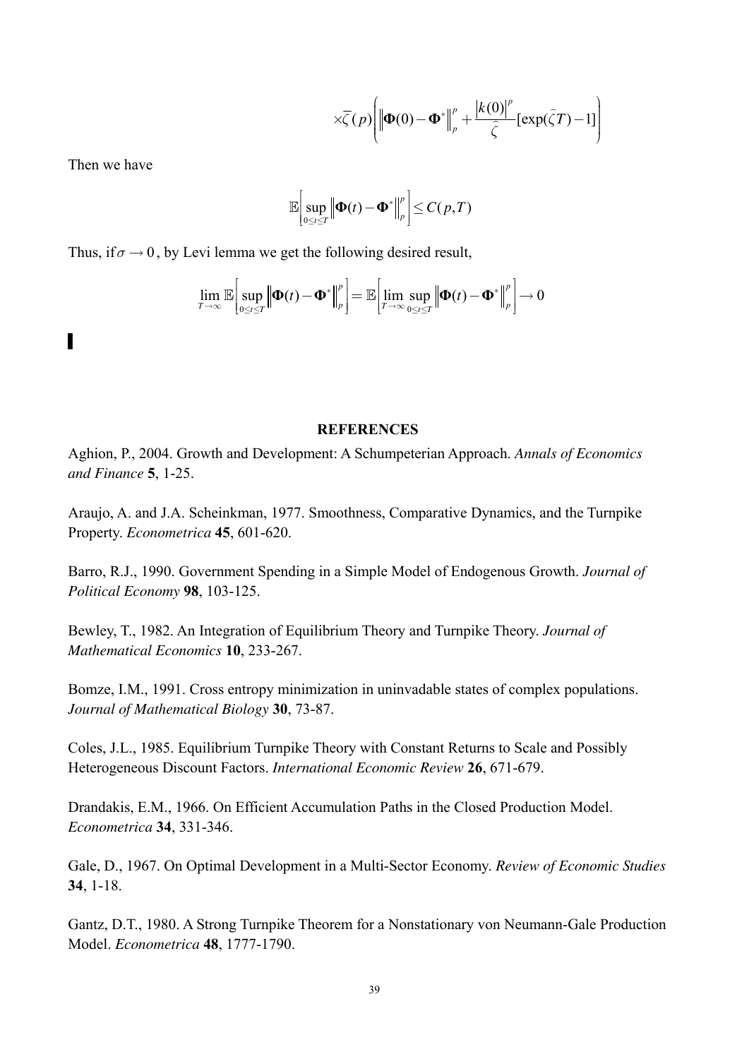$$\times \overline{\zeta}(p)\left(\left\|\mathbf{\Phi}(0)-\mathbf{\Phi}^*\right\|_p^p+\frac{|k(0)|^p}{\widehat{\zeta}}[\exp(\widehat{\zeta}T)-1]\right)$$

Then we have

$$\mathbb{E}\left[\sup_{0\le t\le T}\left\|\mathbf{\Phi}(t)-\mathbf{\Phi}^*\right\|_p^p\right]\le C(p,T)$$

Thus, if $\sigma\to 0$, by Levi lemma we get the following desired result,

$$\lim_{T\to\infty}\mathbb{E}\left[\sup_{0\le t\le T}\left\|\mathbf{\Phi}(t)-\mathbf{\Phi}^*\right\|_p^p\right]=\mathbb{E}\left[\lim_{T\to\infty}\sup_{0\le t\le T}\left\|\mathbf{\Phi}(t)-\mathbf{\Phi}^*\right\|_p^p\right]\to 0$$

▌

## REFERENCES

Aghion, P., 2004. Growth and Development: A Schumpeterian Approach. *Annals of Economics and Finance* **5**, 1-25.

Araujo, A. and J.A. Scheinkman, 1977. Smoothness, Comparative Dynamics, and the Turnpike Property. *Econometrica* **45**, 601-620.

Barro, R.J., 1990. Government Spending in a Simple Model of Endogenous Growth. *Journal of Political Economy* **98**, 103-125.

Bewley, T., 1982. An Integration of Equilibrium Theory and Turnpike Theory. *Journal of Mathematical Economics* **10**, 233-267.

Bomze, I.M., 1991. Cross entropy minimization in uninvadable states of complex populations. *Journal of Mathematical Biology* **30**, 73-87.

Coles, J.L., 1985. Equilibrium Turnpike Theory with Constant Returns to Scale and Possibly Heterogeneous Discount Factors. *International Economic Review* **26**, 671-679.

Drandakis, E.M., 1966. On Efficient Accumulation Paths in the Closed Production Model. *Econometrica* **34**, 331-346.

Gale, D., 1967. On Optimal Development in a Multi-Sector Economy. *Review of Economic Studies* **34**, 1-18.

Gantz, D.T., 1980. A Strong Turnpike Theorem for a Nonstationary von Neumann-Gale Production Model. *Econometrica* **48**, 1777-1790.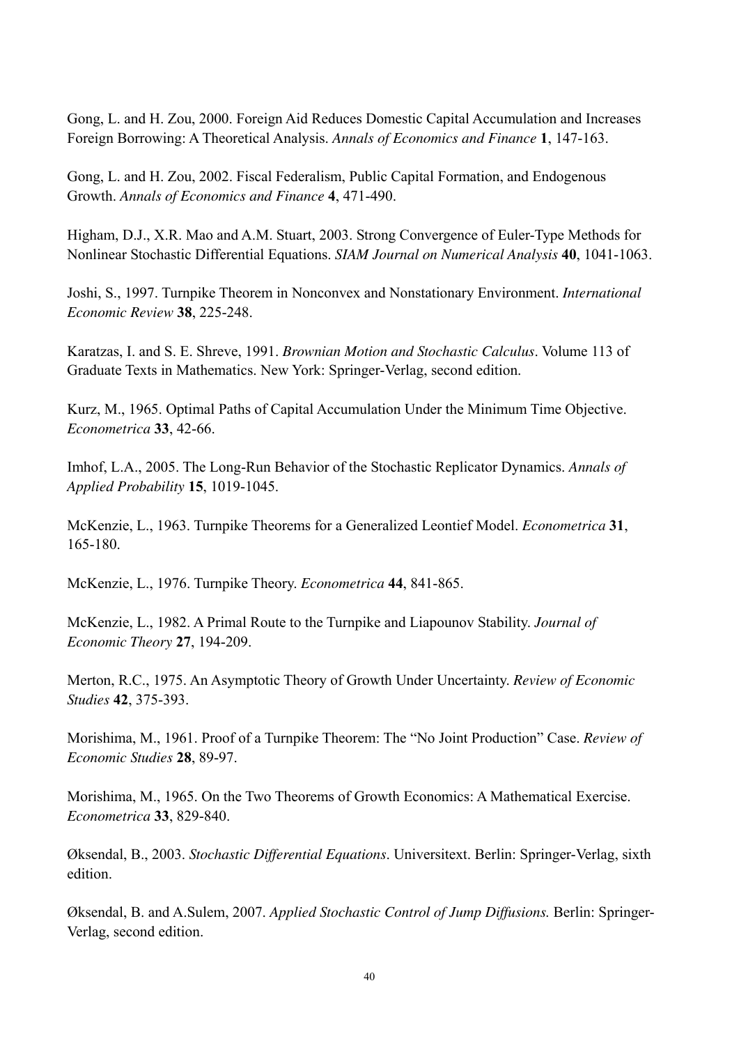Gong, L. and H. Zou, 2000. Foreign Aid Reduces Domestic Capital Accumulation and Increases Foreign Borrowing: A Theoretical Analysis. *Annals of Economics and Finance* **1**, 147-163.

Gong, L. and H. Zou, 2002. Fiscal Federalism, Public Capital Formation, and Endogenous Growth. *Annals of Economics and Finance* **4**, 471-490.

Higham, D.J., X.R. Mao and A.M. Stuart, 2003. Strong Convergence of Euler-Type Methods for Nonlinear Stochastic Differential Equations. *SIAM Journal on Numerical Analysis* **40**, 1041-1063.

Joshi, S., 1997. Turnpike Theorem in Nonconvex and Nonstationary Environment. *International Economic Review* **38**, 225-248.

Karatzas, I. and S. E. Shreve, 1991. *Brownian Motion and Stochastic Calculus*. Volume 113 of Graduate Texts in Mathematics. New York: Springer-Verlag, second edition.

Kurz, M., 1965. Optimal Paths of Capital Accumulation Under the Minimum Time Objective. *Econometrica* **33**, 42-66.

Imhof, L.A., 2005. The Long-Run Behavior of the Stochastic Replicator Dynamics. *Annals of Applied Probability* **15**, 1019-1045.

McKenzie, L., 1963. Turnpike Theorems for a Generalized Leontief Model. *Econometrica* **31**, 165-180.

McKenzie, L., 1976. Turnpike Theory. *Econometrica* **44**, 841-865.

McKenzie, L., 1982. A Primal Route to the Turnpike and Liapounov Stability. *Journal of Economic Theory* **27**, 194-209.

Merton, R.C., 1975. An Asymptotic Theory of Growth Under Uncertainty. *Review of Economic Studies* **42**, 375-393.

Morishima, M., 1961. Proof of a Turnpike Theorem: The "No Joint Production" Case. *Review of Economic Studies* **28**, 89-97.

Morishima, M., 1965. On the Two Theorems of Growth Economics: A Mathematical Exercise. *Econometrica* **33**, 829-840.

Øksendal, B., 2003. *Stochastic Differential Equations*. Universitext. Berlin: Springer-Verlag, sixth edition.

Øksendal, B. and A.Sulem, 2007. *Applied Stochastic Control of Jump Diffusions.* Berlin: Springer-Verlag, second edition.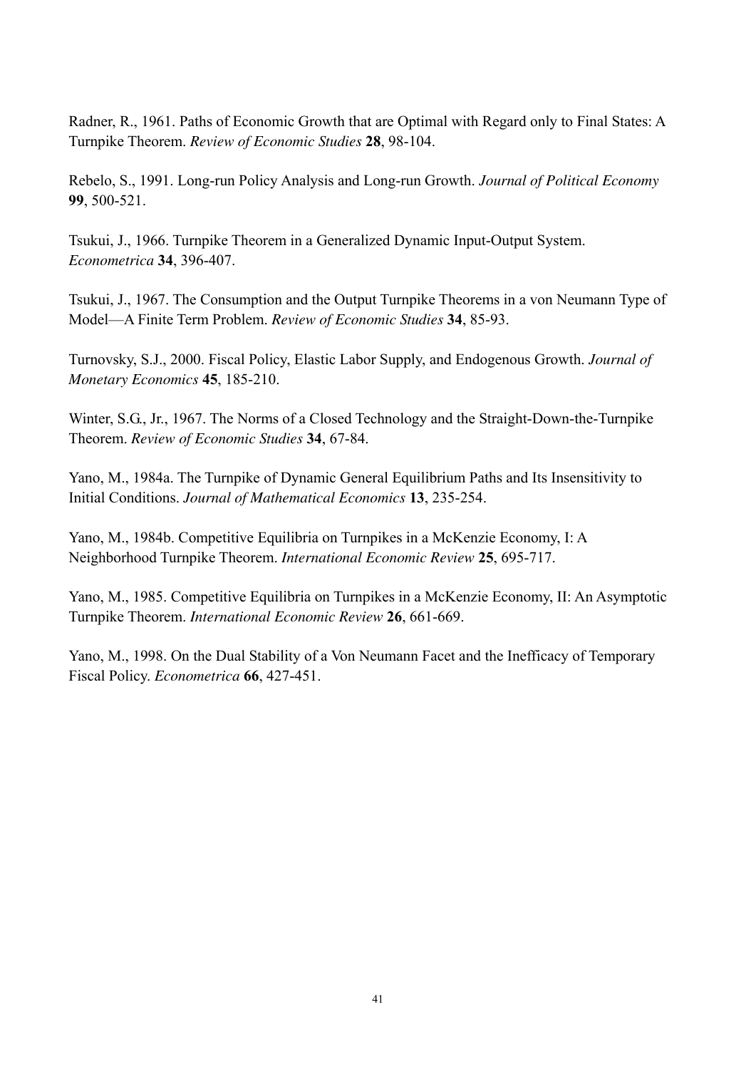Radner, R., 1961. Paths of Economic Growth that are Optimal with Regard only to Final States: A Turnpike Theorem. *Review of Economic Studies* **28**, 98-104.

Rebelo, S., 1991. Long-run Policy Analysis and Long-run Growth. *Journal of Political Economy* **99**, 500-521.

Tsukui, J., 1966. Turnpike Theorem in a Generalized Dynamic Input-Output System. *Econometrica* **34**, 396-407.

Tsukui, J., 1967. The Consumption and the Output Turnpike Theorems in a von Neumann Type of Model—A Finite Term Problem. *Review of Economic Studies* **34**, 85-93.

Turnovsky, S.J., 2000. Fiscal Policy, Elastic Labor Supply, and Endogenous Growth. *Journal of Monetary Economics* **45**, 185-210.

Winter, S.G., Jr., 1967. The Norms of a Closed Technology and the Straight-Down-the-Turnpike Theorem. *Review of Economic Studies* **34**, 67-84.

Yano, M., 1984a. The Turnpike of Dynamic General Equilibrium Paths and Its Insensitivity to Initial Conditions. *Journal of Mathematical Economics* **13**, 235-254.

Yano, M., 1984b. Competitive Equilibria on Turnpikes in a McKenzie Economy, I: A Neighborhood Turnpike Theorem. *International Economic Review* **25**, 695-717.

Yano, M., 1985. Competitive Equilibria on Turnpikes in a McKenzie Economy, II: An Asymptotic Turnpike Theorem. *International Economic Review* **26**, 661-669.

Yano, M., 1998. On the Dual Stability of a Von Neumann Facet and the Inefficacy of Temporary Fiscal Policy. *Econometrica* **66**, 427-451.